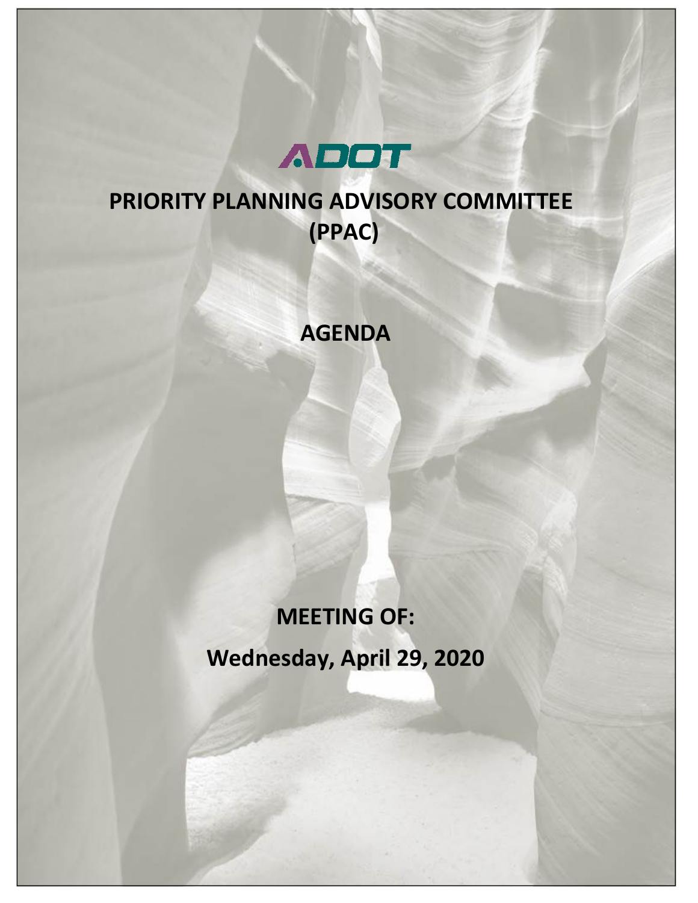ADOT

# PRIORITY PLANNING ADVISORY COMMITTEE (PPAC)

## AGENDA

## MEETING OF:

## Wednesday, April 29, 2020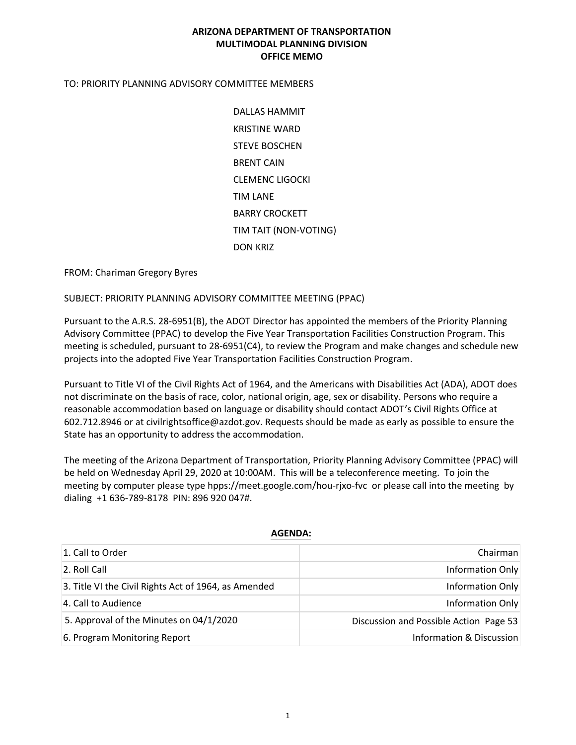**ARIZONA DEPARTMENT OF TRANSPORTATION**
**MULTIMODAL PLANNING DIVISION**
**OFFICE MEMO**

TO: PRIORITY PLANNING ADVISORY COMMITTEE MEMBERS

DALLAS HAMMIT
KRISTINE WARD
STEVE BOSCHEN
BRENT CAIN
CLEMENC LIGOCKI
TIM LANE
BARRY CROCKETT
TIM TAIT (NON-VOTING)
DON KRIZ

FROM: Chariman Gregory Byres

SUBJECT: PRIORITY PLANNING ADVISORY COMMITTEE MEETING (PPAC)

Pursuant to the A.R.S. 28-6951(B), the ADOT Director has appointed the members of the Priority Planning Advisory Committee (PPAC) to develop the Five Year Transportation Facilities Construction Program. This meeting is scheduled, pursuant to 28-6951(C4), to review the Program and make changes and schedule new projects into the adopted Five Year Transportation Facilities Construction Program.

Pursuant to Title VI of the Civil Rights Act of 1964, and the Americans with Disabilities Act (ADA), ADOT does not discriminate on the basis of race, color, national origin, age, sex or disability. Persons who require a reasonable accommodation based on language or disability should contact ADOT's Civil Rights Office at 602.712.8946 or at civilrightsoffice@azdot.gov. Requests should be made as early as possible to ensure the State has an opportunity to address the accommodation.

The meeting of the Arizona Department of Transportation, Priority Planning Advisory Committee (PPAC) will be held on Wednesday April 29, 2020 at 10:00AM. This will be a teleconference meeting. To join the meeting by computer please type hpps://meet.google.com/hou-rjxo-fvc or please call into the meeting by dialing +1 636-789-8178 PIN: 896 920 047#.

**AGENDA:**

| | |
|---|---|
| 1. Call to Order | Chairman |
| 2. Roll Call | Information Only |
| 3. Title VI the Civil Rights Act of 1964, as Amended | Information Only |
| 4. Call to Audience | Information Only |
| 5. Approval of the Minutes on 04/1/2020 | Discussion and Possible Action Page 53 |
| 6. Program Monitoring Report | Information & Discussion |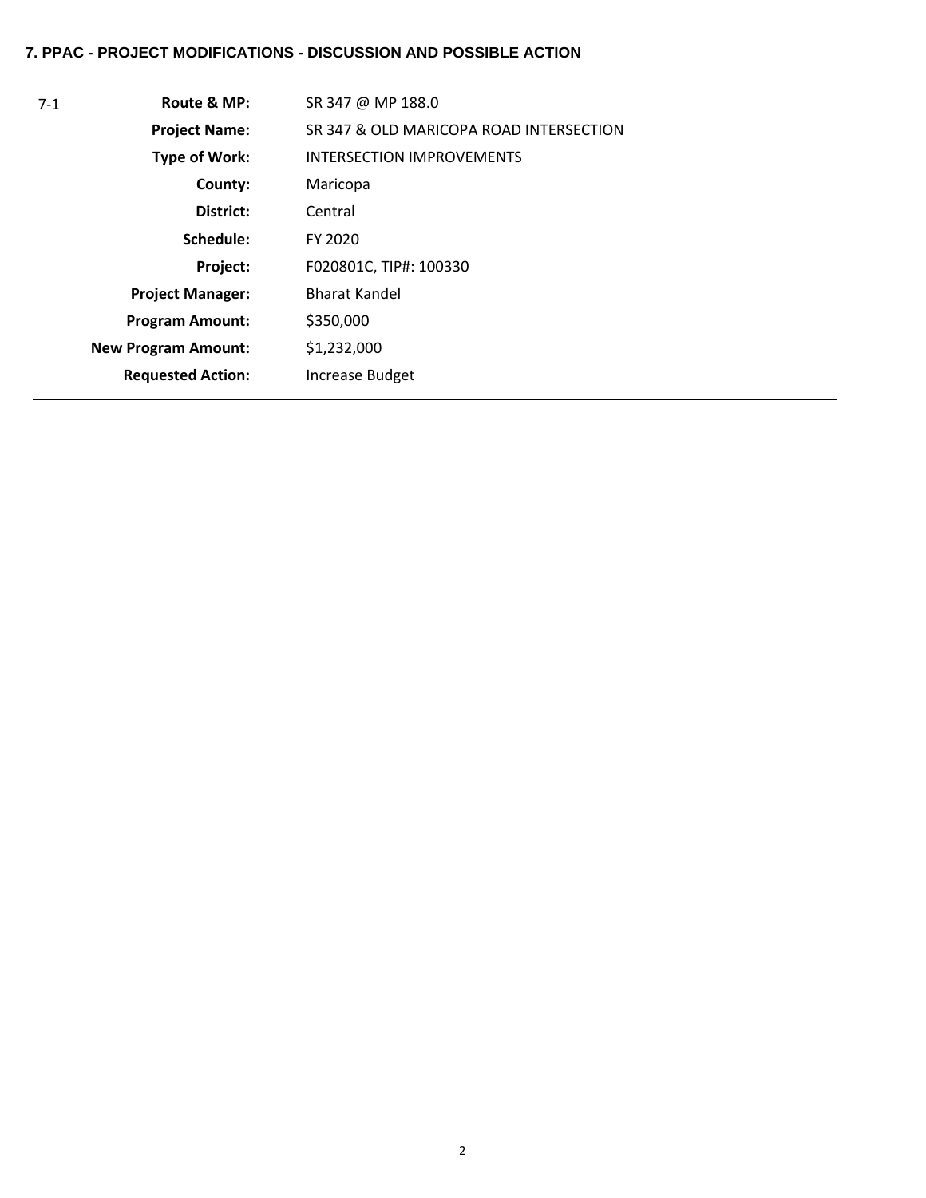**7. PPAC - PROJECT MODIFICATIONS - DISCUSSION AND POSSIBLE ACTION**

| 7-1 | | |
|---|---|---|
| | **Route & MP:** | SR 347 @ MP 188.0 |
| | **Project Name:** | SR 347 & OLD MARICOPA ROAD INTERSECTION |
| | **Type of Work:** | INTERSECTION IMPROVEMENTS |
| | **County:** | Maricopa |
| | **District:** | Central |
| | **Schedule:** | FY 2020 |
| | **Project:** | F020801C, TIP#: 100330 |
| | **Project Manager:** | Bharat Kandel |
| | **Program Amount:** | $350,000 |
| | **New Program Amount:** | $1,232,000 |
| | **Requested Action:** | Increase Budget |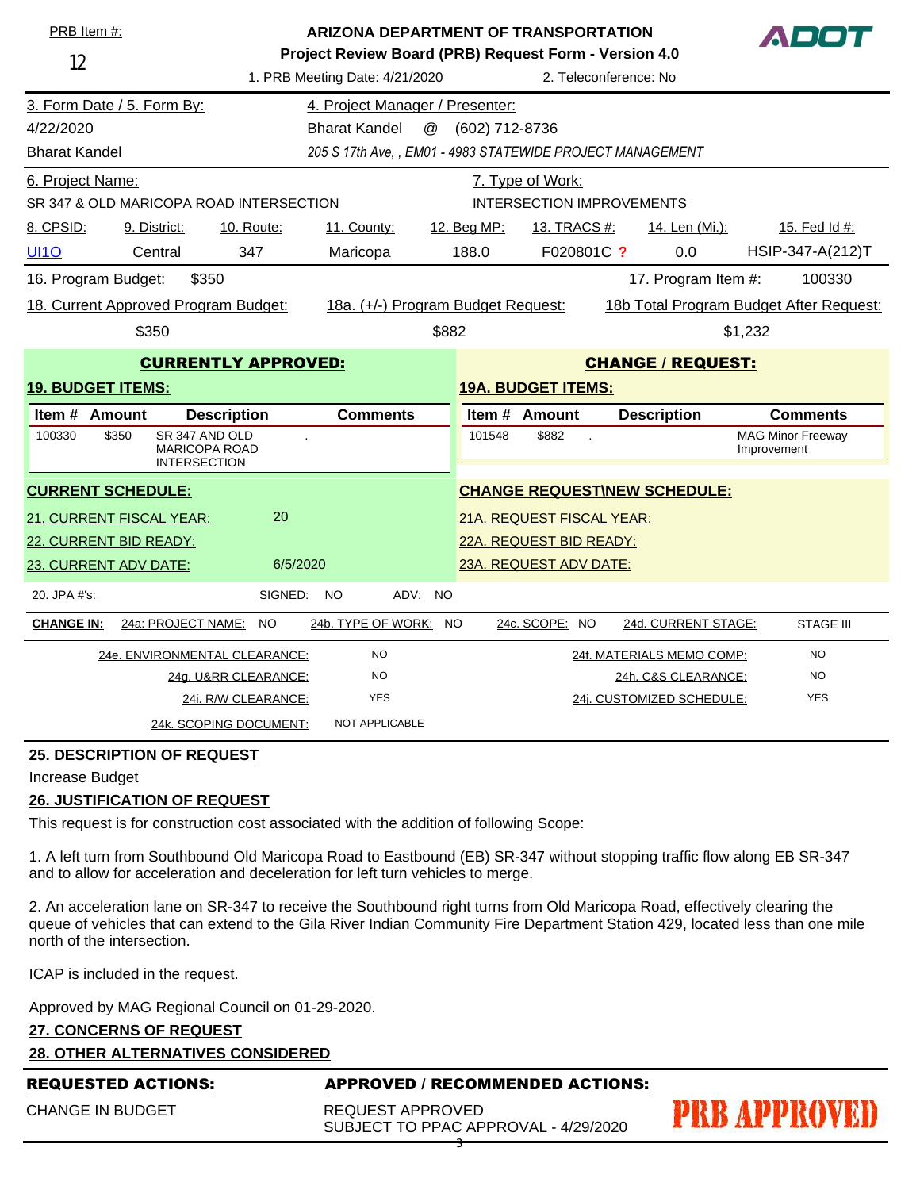PRB Item #: 12

**ARIZONA DEPARTMENT OF TRANSPORTATION**
**Project Review Board (PRB) Request Form - Version 4.0**

ADOT

1. PRB Meeting Date: 4/21/2020 2. Teleconference: No

| 3. Form Date / 5. Form By: | 4. Project Manager / Presenter: |
|---|---|
| 4/22/2020 | Bharat Kandel @ (602) 712-8736 |
| Bharat Kandel | *205 S 17th Ave, , EM01 - 4983 STATEWIDE PROJECT MANAGEMENT* |

| 6. Project Name: | 7. Type of Work: |
|---|---|
| SR 347 & OLD MARICOPA ROAD INTERSECTION | INTERSECTION IMPROVEMENTS |

| 8. CPSID: | 9. District: | 10. Route: | 11. County: | 12. Beg MP: | 13. TRACS #: | 14. Len (Mi.): | 15. Fed Id #: |
|---|---|---|---|---|---|---|---|
| UI1O | Central | 347 | Maricopa | 188.0 | F020801C ? | 0.0 | HSIP-347-A(212)T |

16. Program Budget: $350 17. Program Item #: 100330

| 18. Current Approved Program Budget: | 18a. (+/-) Program Budget Request: | 18b Total Program Budget After Request: |
|---|---|---|
| $350 | $882 | $1,232 |

**CURRENTLY APPROVED:**

**19. BUDGET ITEMS:**

| Item # | Amount | Description | Comments |
|---|---|---|---|
| 100330 | $350 | SR 347 AND OLD MARICOPA ROAD INTERSECTION | . |

**CHANGE / REQUEST:**

**19A. BUDGET ITEMS:**

| Item # | Amount | Description | Comments |
|---|---|---|---|
| 101548 | $882 | . | MAG Minor Freeway Improvement |

**CURRENT SCHEDULE:**

21. CURRENT FISCAL YEAR: 20

22. CURRENT BID READY:

23. CURRENT ADV DATE: 6/5/2020

**CHANGE REQUEST\NEW SCHEDULE:**

21A. REQUEST FISCAL YEAR:

22A. REQUEST BID READY:

23A. REQUEST ADV DATE:

20. JPA #'s: SIGNED: NO ADV: NO

**CHANGE IN:** 24a: PROJECT NAME: NO 24b. TYPE OF WORK: NO 24c. SCOPE: NO 24d. CURRENT STAGE: STAGE III

| | | | |
|---|---|---|---|
| 24e. ENVIRONMENTAL CLEARANCE: | NO | 24f. MATERIALS MEMO COMP: | NO |
| 24g. U&RR CLEARANCE: | NO | 24h. C&S CLEARANCE: | NO |
| 24i. R/W CLEARANCE: | YES | 24j. CUSTOMIZED SCHEDULE: | YES |
| 24k. SCOPING DOCUMENT: | NOT APPLICABLE | | |

**25. DESCRIPTION OF REQUEST**

Increase Budget

**26. JUSTIFICATION OF REQUEST**

This request is for construction cost associated with the addition of following Scope:

1. A left turn from Southbound Old Maricopa Road to Eastbound (EB) SR-347 without stopping traffic flow along EB SR-347 and to allow for acceleration and deceleration for left turn vehicles to merge.

2. An acceleration lane on SR-347 to receive the Southbound right turns from Old Maricopa Road, effectively clearing the queue of vehicles that can extend to the Gila River Indian Community Fire Department Station 429, located less than one mile north of the intersection.

ICAP is included in the request.

Approved by MAG Regional Council on 01-29-2020.

**27. CONCERNS OF REQUEST**

**28. OTHER ALTERNATIVES CONSIDERED**

| **REQUESTED ACTIONS:** | **APPROVED / RECOMMENDED ACTIONS:** |
|---|---|
| CHANGE IN BUDGET | REQUEST APPROVED<br>SUBJECT TO PPAC APPROVAL - 4/29/2020 |

**PRB APPROVED**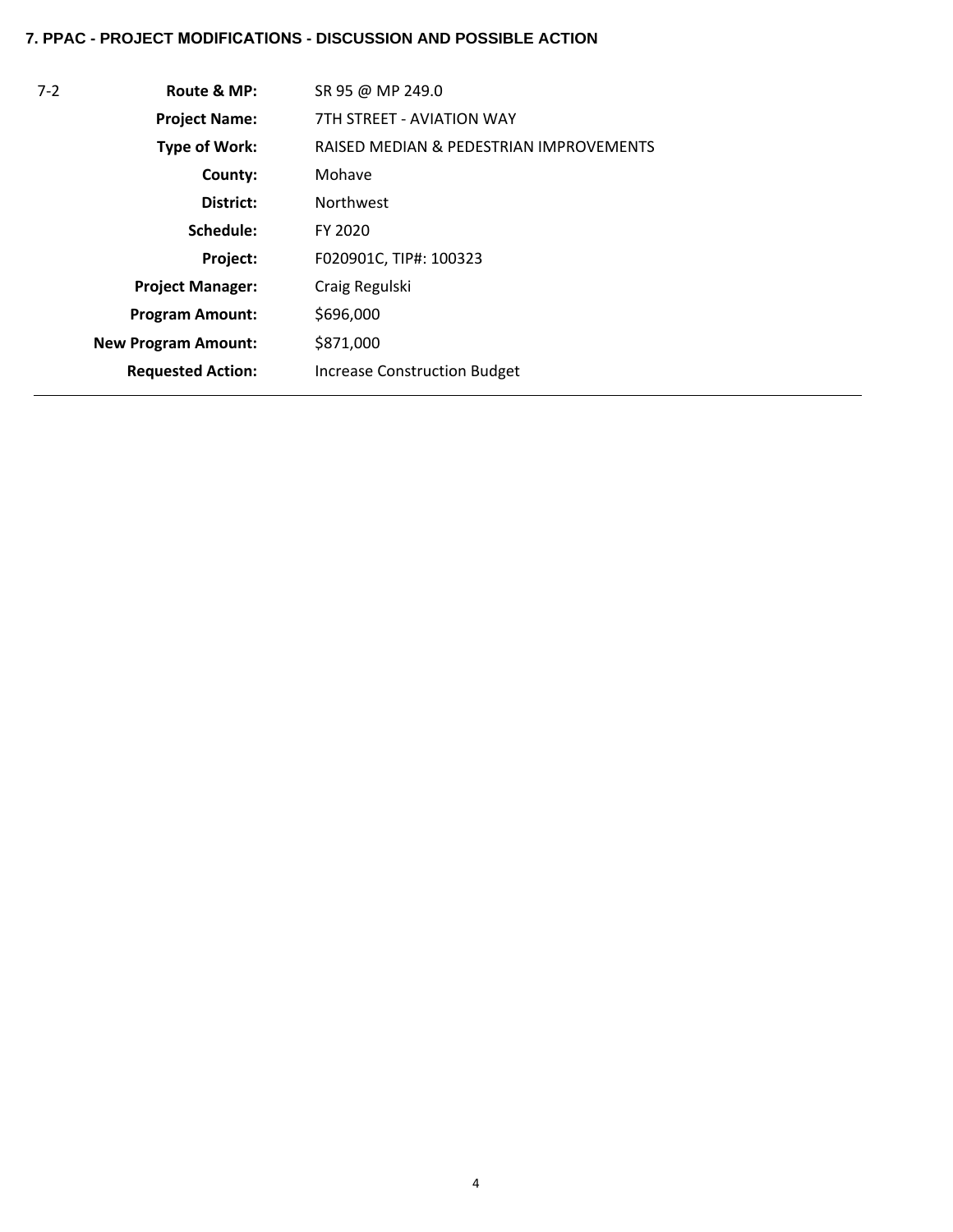## 7. PPAC - PROJECT MODIFICATIONS - DISCUSSION AND POSSIBLE ACTION

7-2

| | |
|---|---|
| **Route & MP:** | SR 95 @ MP 249.0 |
| **Project Name:** | 7TH STREET - AVIATION WAY |
| **Type of Work:** | RAISED MEDIAN & PEDESTRIAN IMPROVEMENTS |
| **County:** | Mohave |
| **District:** | Northwest |
| **Schedule:** | FY 2020 |
| **Project:** | F020901C, TIP#: 100323 |
| **Project Manager:** | Craig Regulski |
| **Program Amount:** | $696,000 |
| **New Program Amount:** | $871,000 |
| **Requested Action:** | Increase Construction Budget |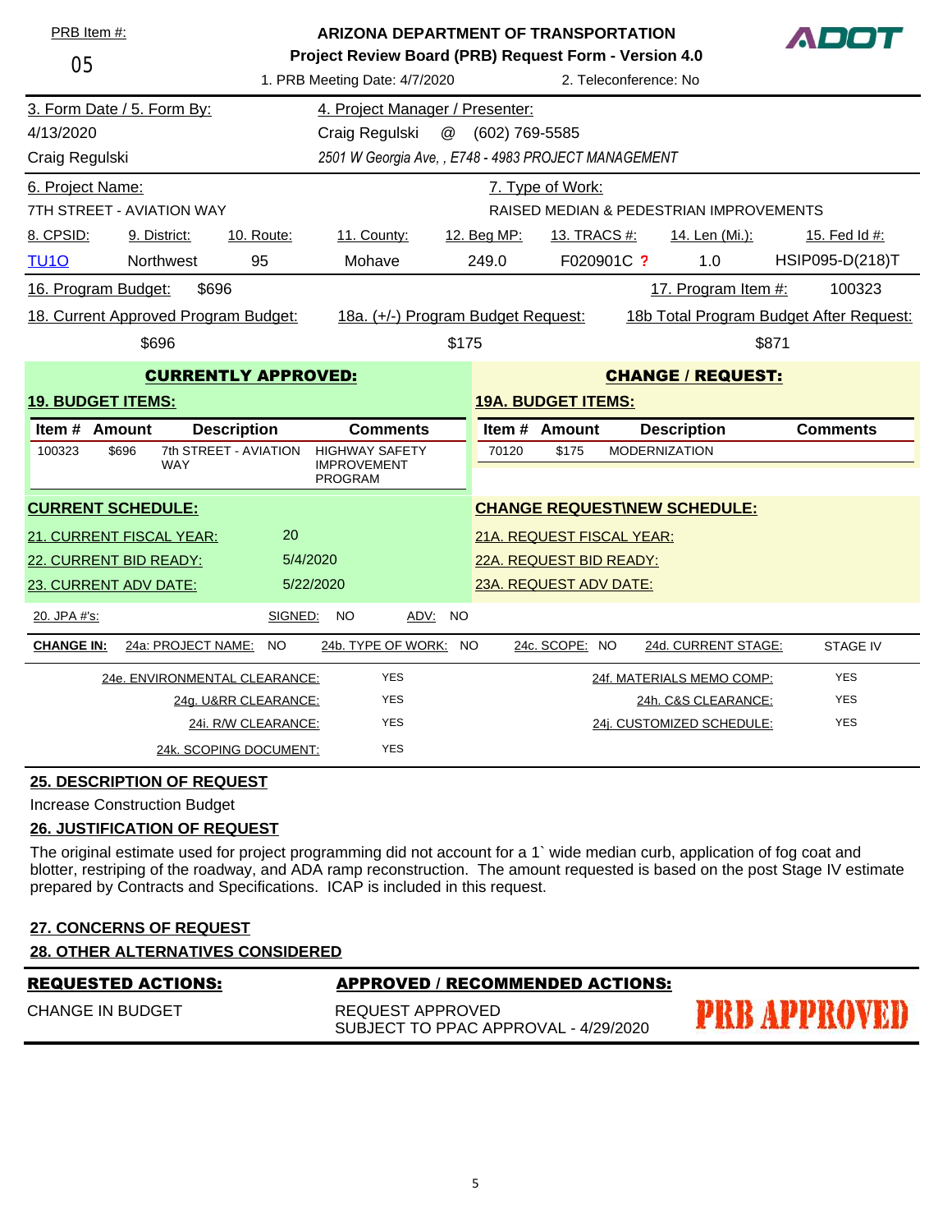PRB Item #: 05

**ARIZONA DEPARTMENT OF TRANSPORTATION**
**Project Review Board (PRB) Request Form - Version 4.0**

ADOT

1. PRB Meeting Date: 4/7/2020 | 2. Teleconference: No

| 3. Form Date / 5. Form By: | 4. Project Manager / Presenter: |
|---|---|
| 4/13/2020 | Craig Regulski @ (602) 769-5585 |
| Craig Regulski | *2501 W Georgia Ave, , E748 - 4983 PROJECT MANAGEMENT* |

| 6. Project Name: | 7. Type of Work: |
|---|---|
| 7TH STREET - AVIATION WAY | RAISED MEDIAN & PEDESTRIAN IMPROVEMENTS |

| 8. CPSID: | 9. District: | 10. Route: | 11. County: | 12. Beg MP: | 13. TRACS #: | 14. Len (Mi.): | 15. Fed Id #: |
|---|---|---|---|---|---|---|---|
| TU1O | Northwest | 95 | Mohave | 249.0 | F020901C ? | 1.0 | HSIP095-D(218)T |

16. Program Budget: $696 | 17. Program Item #: 100323

| 18. Current Approved Program Budget: | 18a. (+/-) Program Budget Request: | 18b Total Program Budget After Request: |
|---|---|---|
| $696 | $175 | $871 |

**CURRENTLY APPROVED:**

**19. BUDGET ITEMS:**

| Item # | Amount | Description | Comments |
|---|---|---|---|
| 100323 | $696 | 7th STREET - AVIATION WAY | HIGHWAY SAFETY IMPROVEMENT PROGRAM |

**CHANGE / REQUEST:**

**19A. BUDGET ITEMS:**

| Item # | Amount | Description | Comments |
|---|---|---|---|
| 70120 | $175 | MODERNIZATION | |

**CURRENT SCHEDULE:**

| | |
|---|---|
| 21. CURRENT FISCAL YEAR: | 20 |
| 22. CURRENT BID READY: | 5/4/2020 |
| 23. CURRENT ADV DATE: | 5/22/2020 |

**CHANGE REQUEST\NEW SCHEDULE:**

21A. REQUEST FISCAL YEAR:
22A. REQUEST BID READY:
23A. REQUEST ADV DATE:

20. JPA #'s: SIGNED: NO ADV: NO

**CHANGE IN:** 24a: PROJECT NAME: NO | 24b. TYPE OF WORK: NO | 24c. SCOPE: NO | 24d. CURRENT STAGE: STAGE IV

| | | | |
|---|---|---|---|
| 24e. ENVIRONMENTAL CLEARANCE: | YES | 24f. MATERIALS MEMO COMP: | YES |
| 24g. U&RR CLEARANCE: | YES | 24h. C&S CLEARANCE: | YES |
| 24i. R/W CLEARANCE: | YES | 24j. CUSTOMIZED SCHEDULE: | YES |
| 24k. SCOPING DOCUMENT: | YES | | |

**25. DESCRIPTION OF REQUEST**

Increase Construction Budget

**26. JUSTIFICATION OF REQUEST**

The original estimate used for project programming did not account for a 1` wide median curb, application of fog coat and blotter, restriping of the roadway, and ADA ramp reconstruction. The amount requested is based on the post Stage IV estimate prepared by Contracts and Specifications. ICAP is included in this request.

**27. CONCERNS OF REQUEST**

**28. OTHER ALTERNATIVES CONSIDERED**

| **REQUESTED ACTIONS:** | **APPROVED / RECOMMENDED ACTIONS:** |
|---|---|
| CHANGE IN BUDGET | REQUEST APPROVED<br>SUBJECT TO PPAC APPROVAL - 4/29/2020 |

**PRB APPROVED**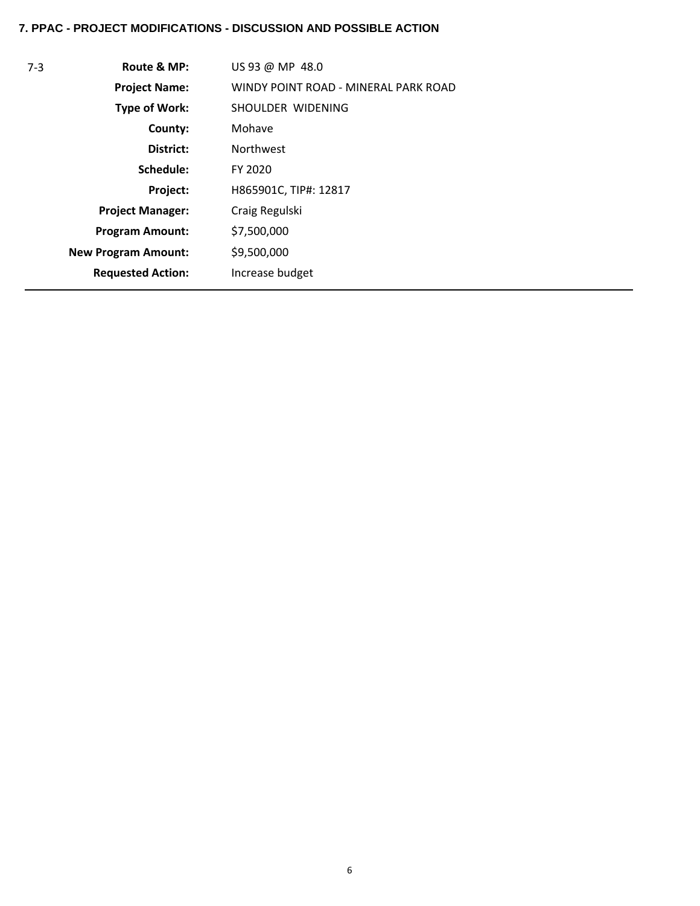### 7. PPAC - PROJECT MODIFICATIONS - DISCUSSION AND POSSIBLE ACTION

| 7-3 | | |
|---|---|---|
| | **Route & MP:** | US 93 @ MP 48.0 |
| | **Project Name:** | WINDY POINT ROAD - MINERAL PARK ROAD |
| | **Type of Work:** | SHOULDER WIDENING |
| | **County:** | Mohave |
| | **District:** | Northwest |
| | **Schedule:** | FY 2020 |
| | **Project:** | H865901C, TIP#: 12817 |
| | **Project Manager:** | Craig Regulski |
| | **Program Amount:** | $7,500,000 |
| | **New Program Amount:** | $9,500,000 |
| | **Requested Action:** | Increase budget |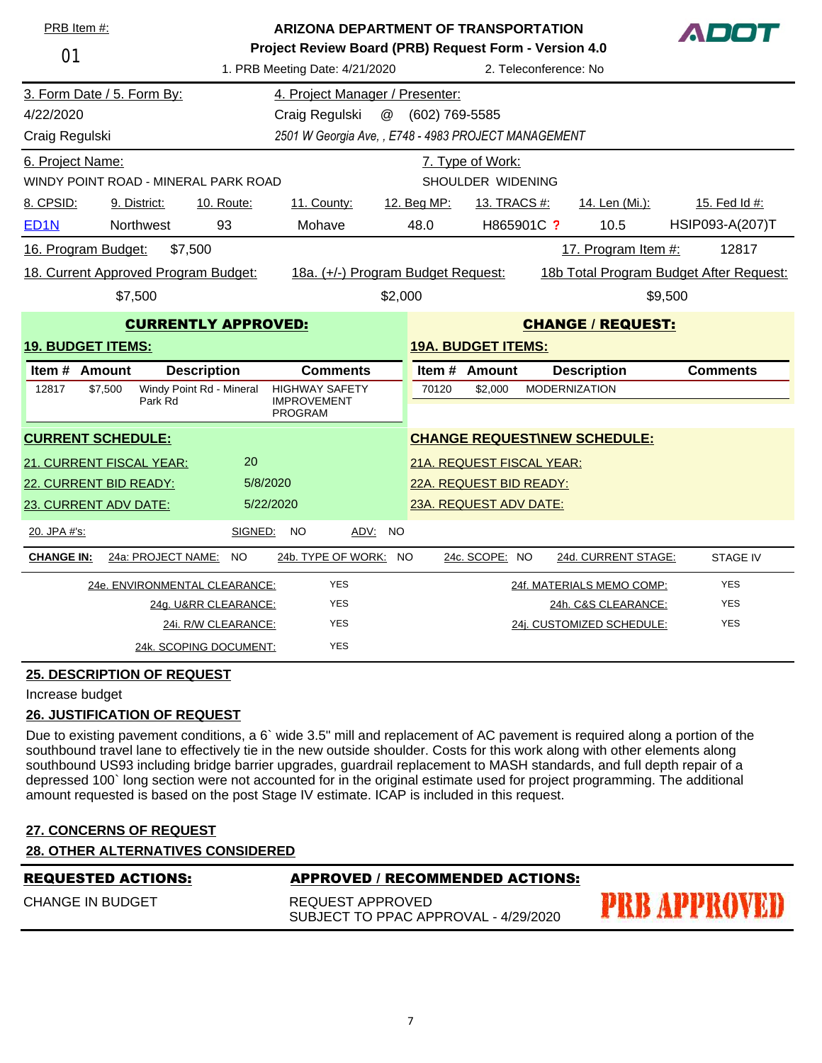PRB Item #: 01

**ARIZONA DEPARTMENT OF TRANSPORTATION**
**Project Review Board (PRB) Request Form - Version 4.0**

ADOT

1. PRB Meeting Date: 4/21/2020 | 2. Teleconference: No

| 3. Form Date / 5. Form By: | 4. Project Manager / Presenter: |
|---|---|
| 4/22/2020 | Craig Regulski @ (602) 769-5585 |
| Craig Regulski | *2501 W Georgia Ave, , E748 - 4983 PROJECT MANAGEMENT* |

| 6. Project Name: | 7. Type of Work: |
|---|---|
| WINDY POINT ROAD - MINERAL PARK ROAD | SHOULDER WIDENING |

| 8. CPSID: | 9. District: | 10. Route: | 11. County: | 12. Beg MP: | 13. TRACS #: | 14. Len (Mi.): | 15. Fed Id #: |
|---|---|---|---|---|---|---|---|
| ED1N | Northwest | 93 | Mohave | 48.0 | H865901C ? | 10.5 | HSIP093-A(207)T |

16. Program Budget: $7,500 | 17. Program Item #: 12817

| 18. Current Approved Program Budget: | 18a. (+/-) Program Budget Request: | 18b Total Program Budget After Request: |
|---|---|---|
| $7,500 | $2,000 | $9,500 |

**CURRENTLY APPROVED:**

**19. BUDGET ITEMS:**

| Item # | Amount | Description | Comments |
|---|---|---|---|
| 12817 | $7,500 | Windy Point Rd - Mineral Park Rd | HIGHWAY SAFETY IMPROVEMENT PROGRAM |

**CHANGE / REQUEST:**

**19A. BUDGET ITEMS:**

| Item # | Amount | Description | Comments |
|---|---|---|---|
| 70120 | $2,000 | MODERNIZATION | |

**CURRENT SCHEDULE:**

21. CURRENT FISCAL YEAR: 20
22. CURRENT BID READY: 5/8/2020
23. CURRENT ADV DATE: 5/22/2020

**CHANGE REQUEST\NEW SCHEDULE:**

21A. REQUEST FISCAL YEAR:
22A. REQUEST BID READY:
23A. REQUEST ADV DATE:

20. JPA #'s: SIGNED: NO ADV: NO

**CHANGE IN:** 24a: PROJECT NAME: NO | 24b. TYPE OF WORK: NO | 24c. SCOPE: NO | 24d. CURRENT STAGE: STAGE IV

| | | | |
|---|---|---|---|
| 24e. ENVIRONMENTAL CLEARANCE: | YES | 24f. MATERIALS MEMO COMP: | YES |
| 24g. U&RR CLEARANCE: | YES | 24h. C&S CLEARANCE: | YES |
| 24i. R/W CLEARANCE: | YES | 24j. CUSTOMIZED SCHEDULE: | YES |
| 24k. SCOPING DOCUMENT: | YES | | |

**25. DESCRIPTION OF REQUEST**

Increase budget

**26. JUSTIFICATION OF REQUEST**

Due to existing pavement conditions, a 6` wide 3.5" mill and replacement of AC pavement is required along a portion of the southbound travel lane to effectively tie in the new outside shoulder. Costs for this work along with other elements along southbound US93 including bridge barrier upgrades, guardrail replacement to MASH standards, and full depth repair of a depressed 100` long section were not accounted for in the original estimate used for programming. The additional amount requested is based on the post Stage IV estimate. ICAP is included in this request.

**27. CONCERNS OF REQUEST**

**28. OTHER ALTERNATIVES CONSIDERED**

| **REQUESTED ACTIONS:** | **APPROVED / RECOMMENDED ACTIONS:** |
|---|---|
| CHANGE IN BUDGET | REQUEST APPROVED<br>SUBJECT TO PPAC APPROVAL - 4/29/2020 |

**PRB APPROVED**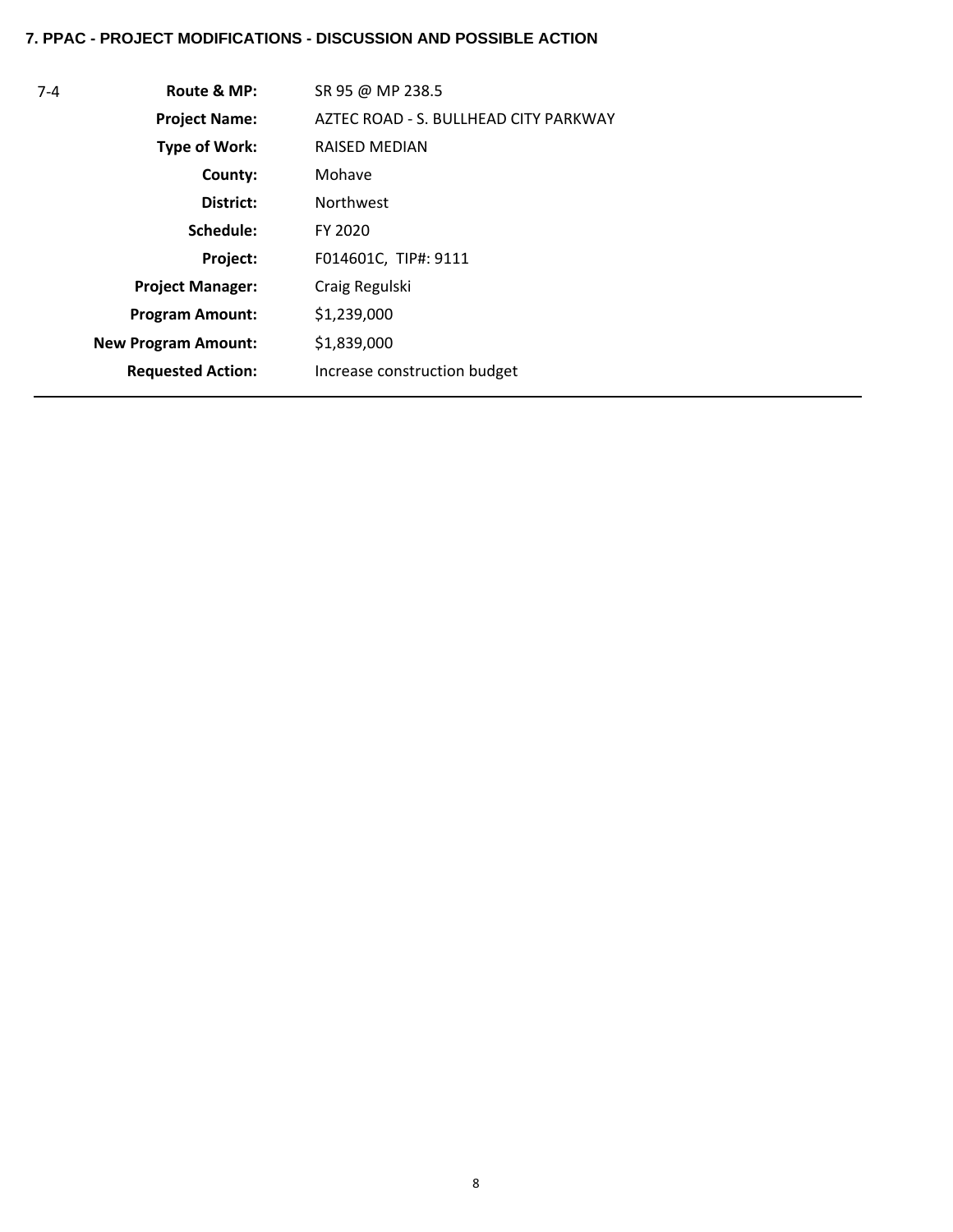**7. PPAC - PROJECT MODIFICATIONS - DISCUSSION AND POSSIBLE ACTION**

| 7-4 | | |
|---|---|---|
| | **Route & MP:** | SR 95 @ MP 238.5 |
| | **Project Name:** | AZTEC ROAD - S. BULLHEAD CITY PARKWAY |
| | **Type of Work:** | RAISED MEDIAN |
| | **County:** | Mohave |
| | **District:** | Northwest |
| | **Schedule:** | FY 2020 |
| | **Project:** | F014601C, TIP#: 9111 |
| | **Project Manager:** | Craig Regulski |
| | **Program Amount:** | $1,239,000 |
| | **New Program Amount:** | $1,839,000 |
| | **Requested Action:** | Increase construction budget |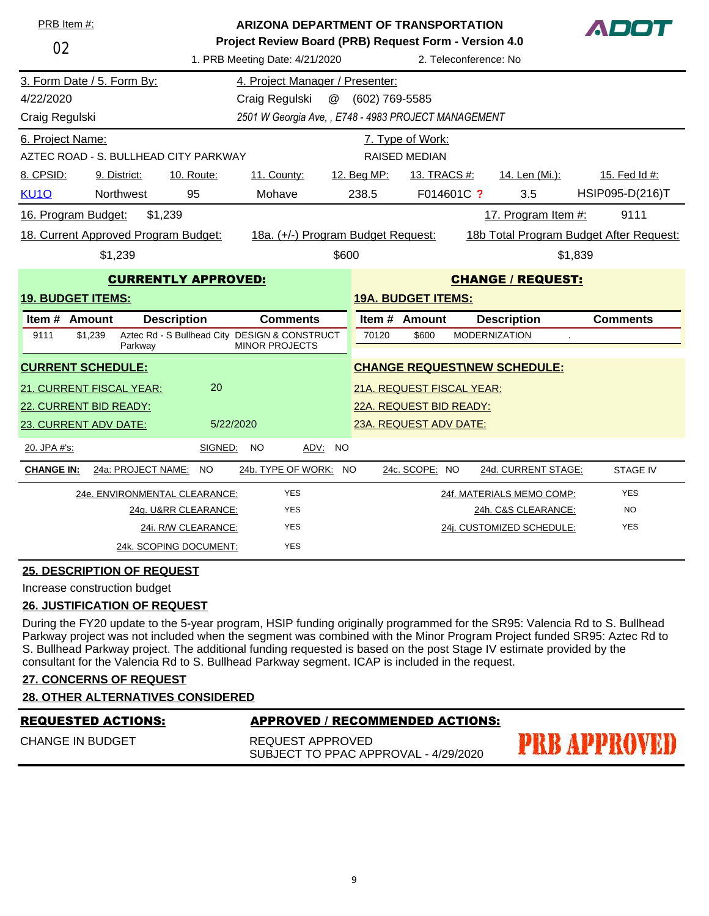PRB Item #:

02

**ARIZONA DEPARTMENT OF TRANSPORTATION**

**Project Review Board (PRB) Request Form - Version 4.0**

1. PRB Meeting Date: 4/21/2020 | 2. Teleconference: No

ADOT

| 3. Form Date / 5. Form By: | 4. Project Manager / Presenter: |
|---|---|
| 4/22/2020 | Craig Regulski @ (602) 769-5585 |
| Craig Regulski | *2501 W Georgia Ave, , E748 - 4983 PROJECT MANAGEMENT* |

| 6. Project Name: | 7. Type of Work: |
|---|---|
| AZTEC ROAD - S. BULLHEAD CITY PARKWAY | RAISED MEDIAN |

| 8. CPSID: | 9. District: | 10. Route: | 11. County: | 12. Beg MP: | 13. TRACS #: | 14. Len (Mi.): | 15. Fed Id #: |
|---|---|---|---|---|---|---|---|
| KU1O | Northwest | 95 | Mohave | 238.5 | F014601C ? | 3.5 | HSIP095-D(216)T |

16. Program Budget: $1,239 | 17. Program Item #: 9111

| 18. Current Approved Program Budget: | 18a. (+/-) Program Budget Request: | 18b Total Program Budget After Request: |
|---|---|---|
| $1,239 | $600 | $1,839 |

**CURRENTLY APPROVED:**

**19. BUDGET ITEMS:**

| Item # | Amount | Description | Comments |
|---|---|---|---|
| 9111 | $1,239 | Aztec Rd - S Bullhead City Parkway | DESIGN & CONSTRUCT MINOR PROJECTS |

**CHANGE / REQUEST:**

**19A. BUDGET ITEMS:**

| Item # | Amount | Description | Comments |
|---|---|---|---|
| 70120 | $600 | MODERNIZATION | . |

**CURRENT SCHEDULE:**

21. CURRENT FISCAL YEAR: 20

22. CURRENT BID READY:

23. CURRENT ADV DATE: 5/22/2020

**CHANGE REQUEST\NEW SCHEDULE:**

21A. REQUEST FISCAL YEAR:

22A. REQUEST BID READY:

23A. REQUEST ADV DATE:

20. JPA #'s: SIGNED: NO ADV: NO

**CHANGE IN:** 24a: PROJECT NAME: NO | 24b. TYPE OF WORK: NO | 24c. SCOPE: NO | 24d. CURRENT STAGE: STAGE IV

| | | | |
|---|---|---|---|
| 24e. ENVIRONMENTAL CLEARANCE: | YES | 24f. MATERIALS MEMO COMP: | YES |
| 24g. U&RR CLEARANCE: | YES | 24h. C&S CLEARANCE: | NO |
| 24i. R/W CLEARANCE: | YES | 24j. CUSTOMIZED SCHEDULE: | YES |
| 24k. SCOPING DOCUMENT: | YES | | |

**25. DESCRIPTION OF REQUEST**

Increase construction budget

**26. JUSTIFICATION OF REQUEST**

During the FY20 update to the 5-year program, HSIP funding originally programmed for the SR95: Valencia Rd to S. Bullhead Parkway project was not included when the segment was combined with the Minor Program Project funded SR95: Aztec Rd to S. Bullhead Parkway project. The additional funding requested is based on the post Stage IV estimate provided by the consultant for the Valencia Rd to S. Bullhead Parkway segment. ICAP is included in the request.

**27. CONCERNS OF REQUEST**

**28. OTHER ALTERNATIVES CONSIDERED**

| **REQUESTED ACTIONS:** | **APPROVED / RECOMMENDED ACTIONS:** |
|---|---|
| CHANGE IN BUDGET | REQUEST APPROVED<br>SUBJECT TO PPAC APPROVAL - 4/29/2020 |

PRB APPROVED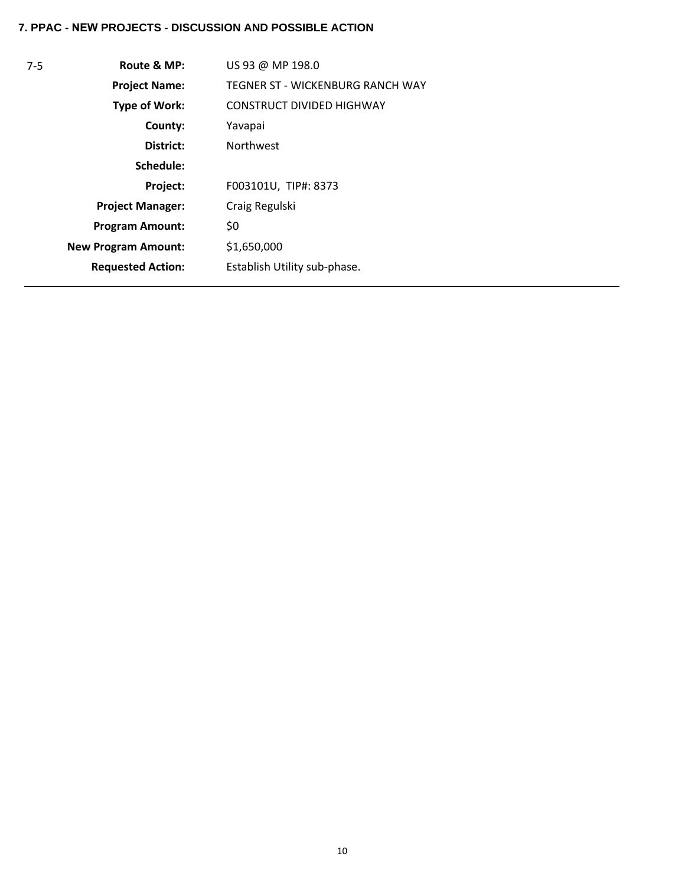### 7. PPAC - NEW PROJECTS - DISCUSSION AND POSSIBLE ACTION

| 7-5 | | |
|---|---|---|
| | **Route & MP:** | US 93 @ MP 198.0 |
| | **Project Name:** | TEGNER ST - WICKENBURG RANCH WAY |
| | **Type of Work:** | CONSTRUCT DIVIDED HIGHWAY |
| | **County:** | Yavapai |
| | **District:** | Northwest |
| | **Schedule:** | |
| | **Project:** | F003101U, TIP#: 8373 |
| | **Project Manager:** | Craig Regulski |
| | **Program Amount:** | $0 |
| | **New Program Amount:** | $1,650,000 |
| | **Requested Action:** | Establish Utility sub-phase. |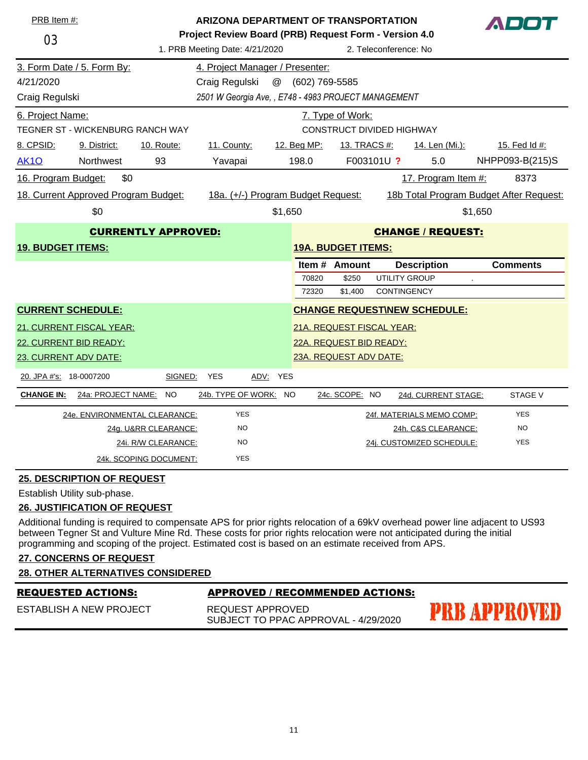PRB Item #: 03

**ARIZONA DEPARTMENT OF TRANSPORTATION**
**Project Review Board (PRB) Request Form - Version 4.0**

ADOT

1. PRB Meeting Date: 4/21/2020 2. Teleconference: No

| 3. Form Date / 5. Form By: | 4. Project Manager / Presenter: |
|---|---|
| 4/21/2020 | Craig Regulski @ (602) 769-5585 |
| Craig Regulski | *2501 W Georgia Ave, , E748 - 4983 PROJECT MANAGEMENT* |

| 6. Project Name: | 7. Type of Work: |
|---|---|
| TEGNER ST - WICKENBURG RANCH WAY | CONSTRUCT DIVIDED HIGHWAY |

| 8. CPSID: | 9. District: | 10. Route: | 11. County: | 12. Beg MP: | 13. TRACS #: | 14. Len (Mi.): | 15. Fed Id #: |
|---|---|---|---|---|---|---|---|
| AK1O | Northwest | 93 | Yavapai | 198.0 | F003101U ? | 5.0 | NHPP093-B(215)S |

16. Program Budget: $0 17. Program Item #: 8373

| 18. Current Approved Program Budget: | 18a. (+/-) Program Budget Request: | 18b Total Program Budget After Request: |
|---|---|---|
| $0 | $1,650 | $1,650 |

**CURRENTLY APPROVED:**

**19. BUDGET ITEMS:**

**CHANGE / REQUEST:**

**19A. BUDGET ITEMS:**

| Item # | Amount | Description | Comments |
|---|---|---|---|
| 70820 | $250 | UTILITY GROUP | . |
| 72320 | $1,400 | CONTINGENCY | |

**CURRENT SCHEDULE:**

21. CURRENT FISCAL YEAR:
22. CURRENT BID READY:
23. CURRENT ADV DATE:

**CHANGE REQUEST\NEW SCHEDULE:**

21A. REQUEST FISCAL YEAR:
22A. REQUEST BID READY:
23A. REQUEST ADV DATE:

20. JPA #'s: 18-0007200 SIGNED: YES ADV: YES

**CHANGE IN:** 24a: PROJECT NAME: NO 24b. TYPE OF WORK: NO 24c. SCOPE: NO 24d. CURRENT STAGE: STAGE V

| | | | |
|---|---|---|---|
| 24e. ENVIRONMENTAL CLEARANCE: | YES | 24f. MATERIALS MEMO COMP: | YES |
| 24g. U&RR CLEARANCE: | NO | 24h. C&S CLEARANCE: | NO |
| 24i. R/W CLEARANCE: | NO | 24j. CUSTOMIZED SCHEDULE: | YES |
| 24k. SCOPING DOCUMENT: | YES | | |

**25. DESCRIPTION OF REQUEST**

Establish Utility sub-phase.

**26. JUSTIFICATION OF REQUEST**

Additional funding is required to compensate APS for prior rights relocation of a 69kV overhead power line adjacent to US93 between Tegner St and Vulture Mine Rd. These costs for prior rights relocation were not anticipated during the initial programming and scoping of the project. Estimated cost is based on an estimate received from APS.

**27. CONCERNS OF REQUEST**

**28. OTHER ALTERNATIVES CONSIDERED**

| **REQUESTED ACTIONS:** | **APPROVED / RECOMMENDED ACTIONS:** |
|---|---|
| ESTABLISH A NEW PROJECT | REQUEST APPROVED<br>SUBJECT TO PPAC APPROVAL - 4/29/2020 |

PRB APPROVED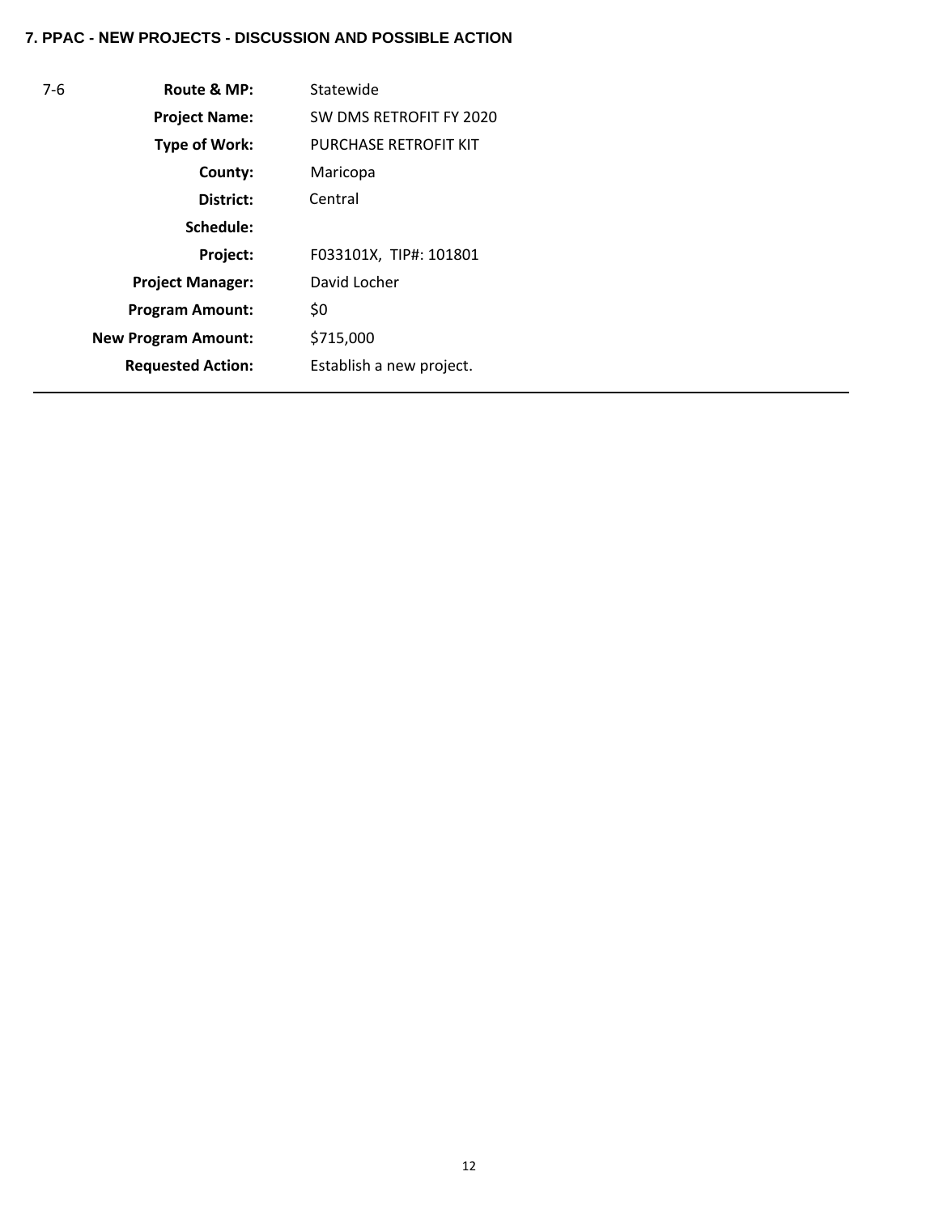**7. PPAC - NEW PROJECTS - DISCUSSION AND POSSIBLE ACTION**

| | | |
|---|---|---|
| 7-6 | **Route & MP:** | Statewide |
| | **Project Name:** | SW DMS RETROFIT FY 2020 |
| | **Type of Work:** | PURCHASE RETROFIT KIT |
| | **County:** | Maricopa |
| | **District:** | Central |
| | **Schedule:** | |
| | **Project:** | F033101X, TIP#: 101801 |
| | **Project Manager:** | David Locher |
| | **Program Amount:** | $0 |
| | **New Program Amount:** | $715,000 |
| | **Requested Action:** | Establish a new project. |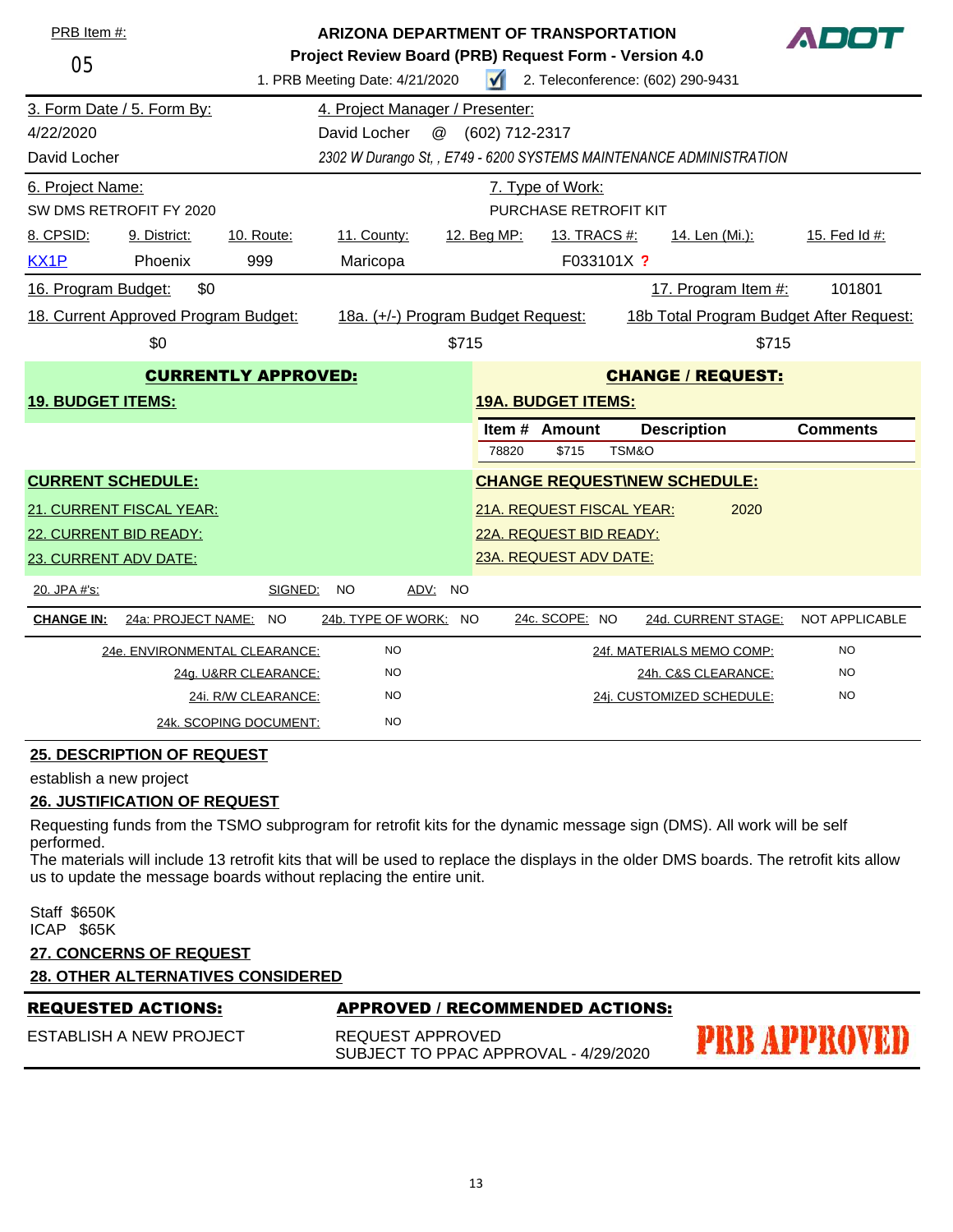PRB Item #:

05

**ARIZONA DEPARTMENT OF TRANSPORTATION**

**Project Review Board (PRB) Request Form - Version 4.0**

1. PRB Meeting Date: 4/21/2020 ☑ 2. Teleconference: (602) 290-9431

| 3. Form Date / 5. Form By: | 4. Project Manager / Presenter: |
|---|---|
| 4/22/2020 | David Locher @ (602) 712-2317 |
| David Locher | *2302 W Durango St, , E749 - 6200 SYSTEMS MAINTENANCE ADMINISTRATION* |

| 6. Project Name: | 7. Type of Work: |
|---|---|
| SW DMS RETROFIT FY 2020 | PURCHASE RETROFIT KIT |

| 8. CPSID: | 9. District: | 10. Route: | 11. County: | 12. Beg MP: | 13. TRACS #: | 14. Len (Mi.): | 15. Fed Id #: |
|---|---|---|---|---|---|---|---|
| KX1P | Phoenix | 999 | Maricopa | | F033101X ? | | |

16. Program Budget: $0 | 17. Program Item #: 101801

| 18. Current Approved Program Budget: | 18a. (+/-) Program Budget Request: | 18b Total Program Budget After Request: |
|---|---|---|
| $0 | $715 | $715 |

**CURRENTLY APPROVED:**

**19. BUDGET ITEMS:**

**CHANGE / REQUEST:**

**19A. BUDGET ITEMS:**

| Item # | Amount | Description | Comments |
|---|---|---|---|
| 78820 | $715 | TSM&O | |

**CURRENT SCHEDULE:**

21. CURRENT FISCAL YEAR:

22. CURRENT BID READY:

23. CURRENT ADV DATE:

**CHANGE REQUEST\NEW SCHEDULE:**

21A. REQUEST FISCAL YEAR: 2020

22A. REQUEST BID READY:

23A. REQUEST ADV DATE:

20. JPA #'s: SIGNED: NO ADV: NO

**CHANGE IN:** 24a: PROJECT NAME: NO | 24b. TYPE OF WORK: NO | 24c. SCOPE: NO | 24d. CURRENT STAGE: NOT APPLICABLE

| | | | |
|---|---|---|---|
| 24e. ENVIRONMENTAL CLEARANCE: | NO | 24f. MATERIALS MEMO COMP: | NO |
| 24g. U&RR CLEARANCE: | NO | 24h. C&S CLEARANCE: | NO |
| 24i. R/W CLEARANCE: | NO | 24j. CUSTOMIZED SCHEDULE: | NO |
| 24k. SCOPING DOCUMENT: | NO | | |

**25. DESCRIPTION OF REQUEST**

establish a new project

**26. JUSTIFICATION OF REQUEST**

Requesting funds from the TSMO subprogram for retrofit kits for the dynamic message sign (DMS). All work will be self performed.
The materials will include 13 retrofit kits that will be used to replace the displays in the older DMS boards. The retrofit kits allow us to update the message boards without replacing the entire unit.

Staff $650K
ICAP $65K

**27. CONCERNS OF REQUEST**

**28. OTHER ALTERNATIVES CONSIDERED**

| **REQUESTED ACTIONS:** | **APPROVED / RECOMMENDED ACTIONS:** |
|---|---|
| ESTABLISH A NEW PROJECT | REQUEST APPROVED<br>SUBJECT TO PPAC APPROVAL - 4/29/2020 |

PRB APPROVED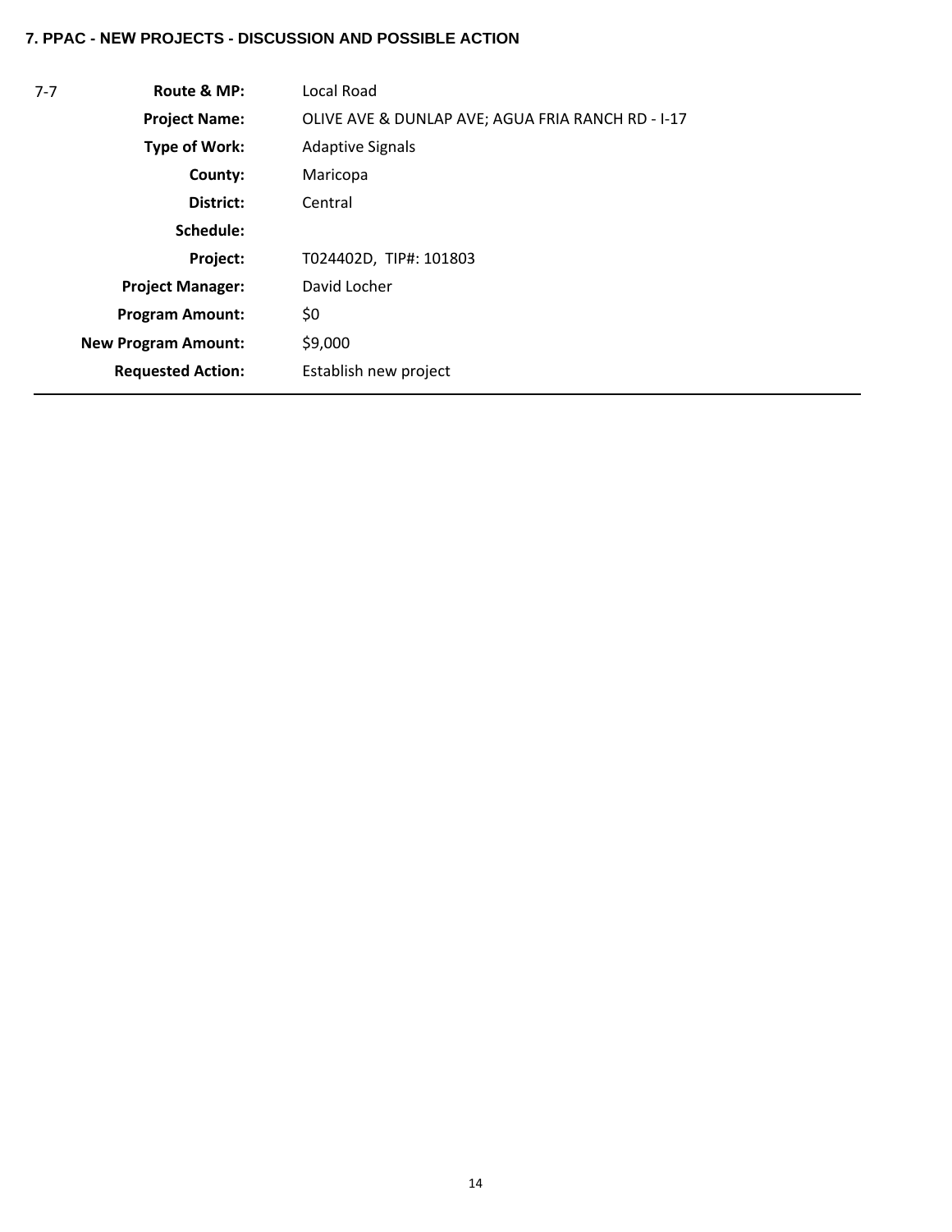**7. PPAC - NEW PROJECTS - DISCUSSION AND POSSIBLE ACTION**

| | | |
|---|---|---|
| 7-7 | **Route & MP:** | Local Road |
| | **Project Name:** | OLIVE AVE & DUNLAP AVE; AGUA FRIA RANCH RD - I-17 |
| | **Type of Work:** | Adaptive Signals |
| | **County:** | Maricopa |
| | **District:** | Central |
| | **Schedule:** | |
| | **Project:** | T024402D, TIP#: 101803 |
| | **Project Manager:** | David Locher |
| | **Program Amount:** | $0 |
| | **New Program Amount:** | $9,000 |
| | **Requested Action:** | Establish new project |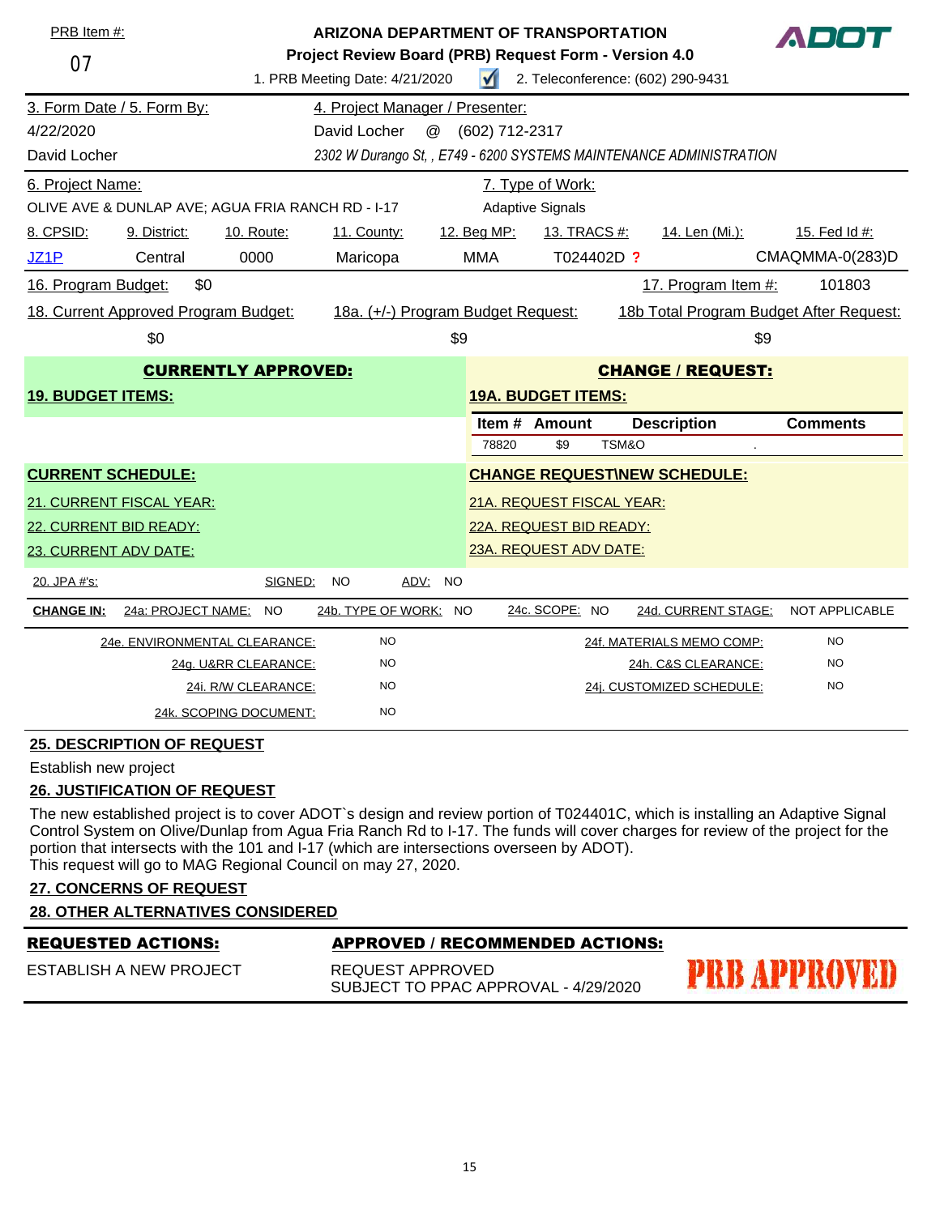PRB Item #:

07

**ARIZONA DEPARTMENT OF TRANSPORTATION**

**Project Review Board (PRB) Request Form - Version 4.0**

1. PRB Meeting Date: 4/21/2020 ☑ 2. Teleconference: (602) 290-9431

| 3. Form Date / 5. Form By: | 4. Project Manager / Presenter: |
|---|---|
| 4/22/2020 | David Locher @ (602) 712-2317 |
| David Locher | *2302 W Durango St, , E749 - 6200 SYSTEMS MAINTENANCE ADMINISTRATION* |

| 6. Project Name: | 7. Type of Work: |
|---|---|
| OLIVE AVE & DUNLAP AVE; AGUA FRIA RANCH RD - I-17 | Adaptive Signals |

| 8. CPSID: | 9. District: | 10. Route: | 11. County: | 12. Beg MP: | 13. TRACS #: | 14. Len (Mi.): | 15. Fed Id #: |
|---|---|---|---|---|---|---|---|
| JZ1P | Central | 0000 | Maricopa | MMA | T024402D ? | | CMAQMMA-0(283)D |

16. Program Budget: $0 17. Program Item #: 101803

| 18. Current Approved Program Budget: | 18a. (+/-) Program Budget Request: | 18b Total Program Budget After Request: |
|---|---|---|
| $0 | $9 | $9 |

| CURRENTLY APPROVED: | CHANGE / REQUEST: |
|---|---|
| **19. BUDGET ITEMS:** | **19A. BUDGET ITEMS:** |

| Item # | Amount | Description | Comments |
|---|---|---|---|
| 78820 | $9 | TSM&O | . |

| CURRENT SCHEDULE: | CHANGE REQUEST\NEW SCHEDULE: |
|---|---|
| 21. CURRENT FISCAL YEAR: | 21A. REQUEST FISCAL YEAR: |
| 22. CURRENT BID READY: | 22A. REQUEST BID READY: |
| 23. CURRENT ADV DATE: | 23A. REQUEST ADV DATE: |

20. JPA #'s: SIGNED: NO ADV: NO

**CHANGE IN:** 24a: PROJECT NAME: NO 24b. TYPE OF WORK: NO 24c. SCOPE: NO 24d. CURRENT STAGE: NOT APPLICABLE

| | | | |
|---|---|---|---|
| 24e. ENVIRONMENTAL CLEARANCE: | NO | 24f. MATERIALS MEMO COMP: | NO |
| 24g. U&RR CLEARANCE: | NO | 24h. C&S CLEARANCE: | NO |
| 24i. R/W CLEARANCE: | NO | 24j. CUSTOMIZED SCHEDULE: | NO |
| 24k. SCOPING DOCUMENT: | NO | | |

**25. DESCRIPTION OF REQUEST**

Establish new project

**26. JUSTIFICATION OF REQUEST**

The new established project is to cover ADOT`s design and review portion of T024401C, which is installing an Adaptive Signal Control System on Olive/Dunlap from Agua Fria Ranch Rd to I-17. The funds will cover charges for review of the project for the portion that intersects with the 101 and I-17 (which are intersections overseen by ADOT).
This request will go to MAG Regional Council on may 27, 2020.

**27. CONCERNS OF REQUEST**

**28. OTHER ALTERNATIVES CONSIDERED**

| REQUESTED ACTIONS: | APPROVED / RECOMMENDED ACTIONS: |
|---|---|
| ESTABLISH A NEW PROJECT | REQUEST APPROVED<br>SUBJECT TO PPAC APPROVAL - 4/29/2020 |

PRB APPROVED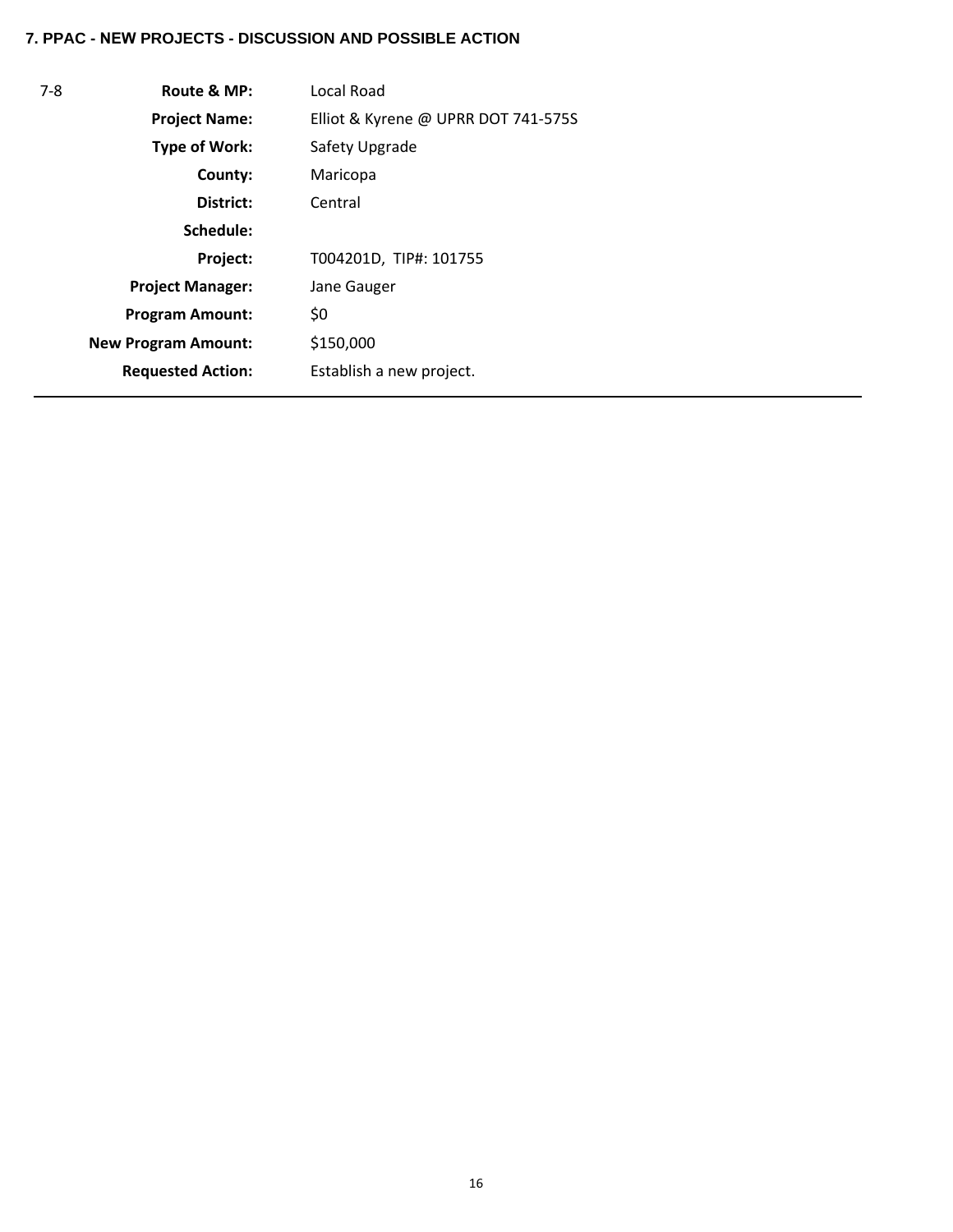**7. PPAC - NEW PROJECTS - DISCUSSION AND POSSIBLE ACTION**

| | | |
|---|---|---|
| 7-8 | **Route & MP:** | Local Road |
| | **Project Name:** | Elliot & Kyrene @ UPRR DOT 741-575S |
| | **Type of Work:** | Safety Upgrade |
| | **County:** | Maricopa |
| | **District:** | Central |
| | **Schedule:** | |
| | **Project:** | T004201D, TIP#: 101755 |
| | **Project Manager:** | Jane Gauger |
| | **Program Amount:** | $0 |
| | **New Program Amount:** | $150,000 |
| | **Requested Action:** | Establish a new project. |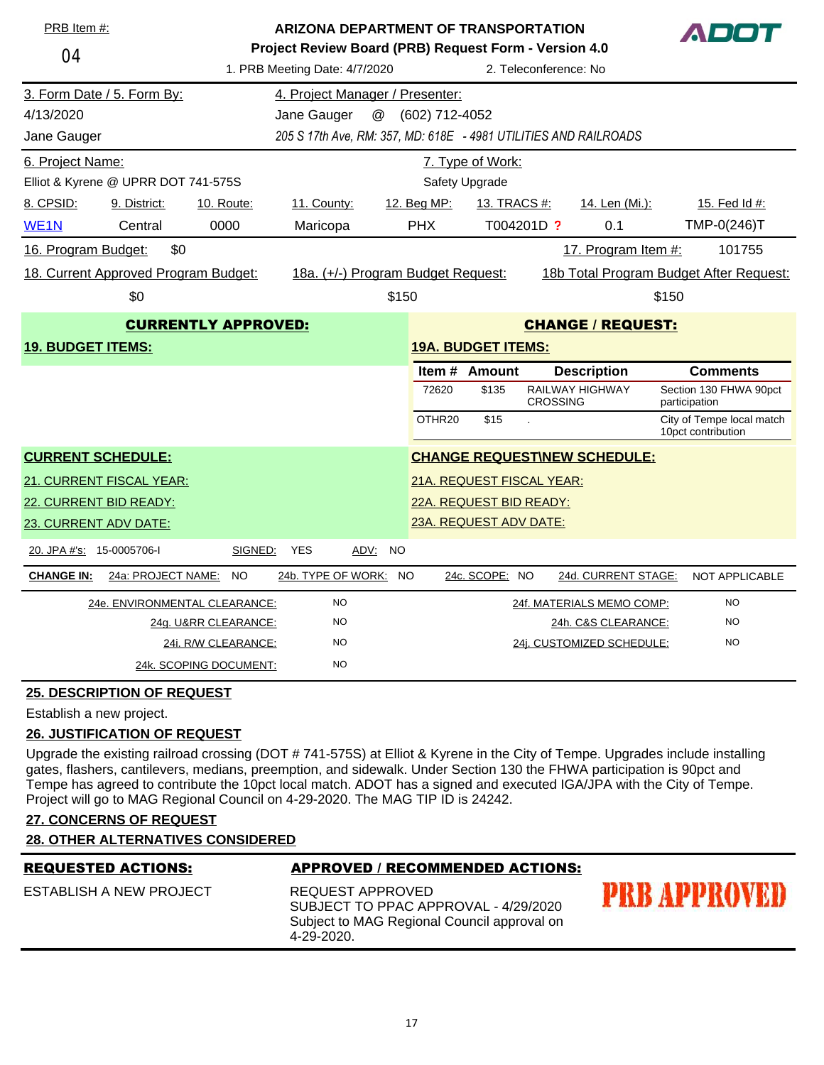PRB Item #: 04

**ARIZONA DEPARTMENT OF TRANSPORTATION**
**Project Review Board (PRB) Request Form - Version 4.0**

1. PRB Meeting Date: 4/7/2020 — 2. Teleconference: No

| 3. Form Date / 5. Form By: | 4. Project Manager / Presenter: |
|---|---|
| 4/13/2020 | Jane Gauger @ (602) 712-4052 |
| Jane Gauger | *205 S 17th Ave, RM: 357, MD: 618E - 4981 UTILITIES AND RAILROADS* |

| 6. Project Name: | 7. Type of Work: |
|---|---|
| Elliot & Kyrene @ UPRR DOT 741-575S | Safety Upgrade |

| 8. CPSID: | 9. District: | 10. Route: | 11. County: | 12. Beg MP: | 13. TRACS #: | 14. Len (Mi.): | 15. Fed Id #: |
|---|---|---|---|---|---|---|---|
| WE1N | Central | 0000 | Maricopa | PHX | T004201D ? | 0.1 | TMP-0(246)T |

16. Program Budget: $0 — 17. Program Item #: 101755

| 18. Current Approved Program Budget: | 18a. (+/-) Program Budget Request: | 18b Total Program Budget After Request: |
|---|---|---|
| $0 | $150 | $150 |

**CURRENTLY APPROVED:**

**19. BUDGET ITEMS:**

**CHANGE / REQUEST:**

**19A. BUDGET ITEMS:**

| Item # | Amount | Description | Comments |
|---|---|---|---|
| 72620 | $135 | RAILWAY HIGHWAY CROSSING | Section 130 FHWA 90pct participation |
| OTHR20 | $15 | . | City of Tempe local match 10pct contribution |

**CURRENT SCHEDULE:**

21. CURRENT FISCAL YEAR:
22. CURRENT BID READY:
23. CURRENT ADV DATE:

**CHANGE REQUEST\NEW SCHEDULE:**

21A. REQUEST FISCAL YEAR:
22A. REQUEST BID READY:
23A. REQUEST ADV DATE:

20. JPA #'s: 15-0005706-I — SIGNED: YES — ADV: NO

**CHANGE IN:** 24a: PROJECT NAME: NO — 24b. TYPE OF WORK: NO — 24c. SCOPE: NO — 24d. CURRENT STAGE: NOT APPLICABLE

| | | | |
|---|---|---|---|
| 24e. ENVIRONMENTAL CLEARANCE: | NO | 24f. MATERIALS MEMO COMP: | NO |
| 24g. U&RR CLEARANCE: | NO | 24h. C&S CLEARANCE: | NO |
| 24i. R/W CLEARANCE: | NO | 24j. CUSTOMIZED SCHEDULE: | NO |
| 24k. SCOPING DOCUMENT: | NO | | |

**25. DESCRIPTION OF REQUEST**

Establish a new project.

**26. JUSTIFICATION OF REQUEST**

Upgrade the existing railroad crossing (DOT # 741-575S) at Elliot & Kyrene in the City of Tempe. Upgrades include installing gates, flashers, cantilevers, medians, preemption, and sidewalk. Under Section 130 the FHWA participation is 90pct and Tempe has agreed to contribute the 10pct local match. ADOT has a signed and executed IGA/JPA with the City of Tempe. Project will go to MAG Regional Council on 4-29-2020. The MAG TIP ID is 24242.

**27. CONCERNS OF REQUEST**

**28. OTHER ALTERNATIVES CONSIDERED**

| REQUESTED ACTIONS: | APPROVED / RECOMMENDED ACTIONS: |
|---|---|
| ESTABLISH A NEW PROJECT | REQUEST APPROVED<br>SUBJECT TO PPAC APPROVAL - 4/29/2020<br>Subject to MAG Regional Council approval on 4-29-2020. |

PRB APPROVED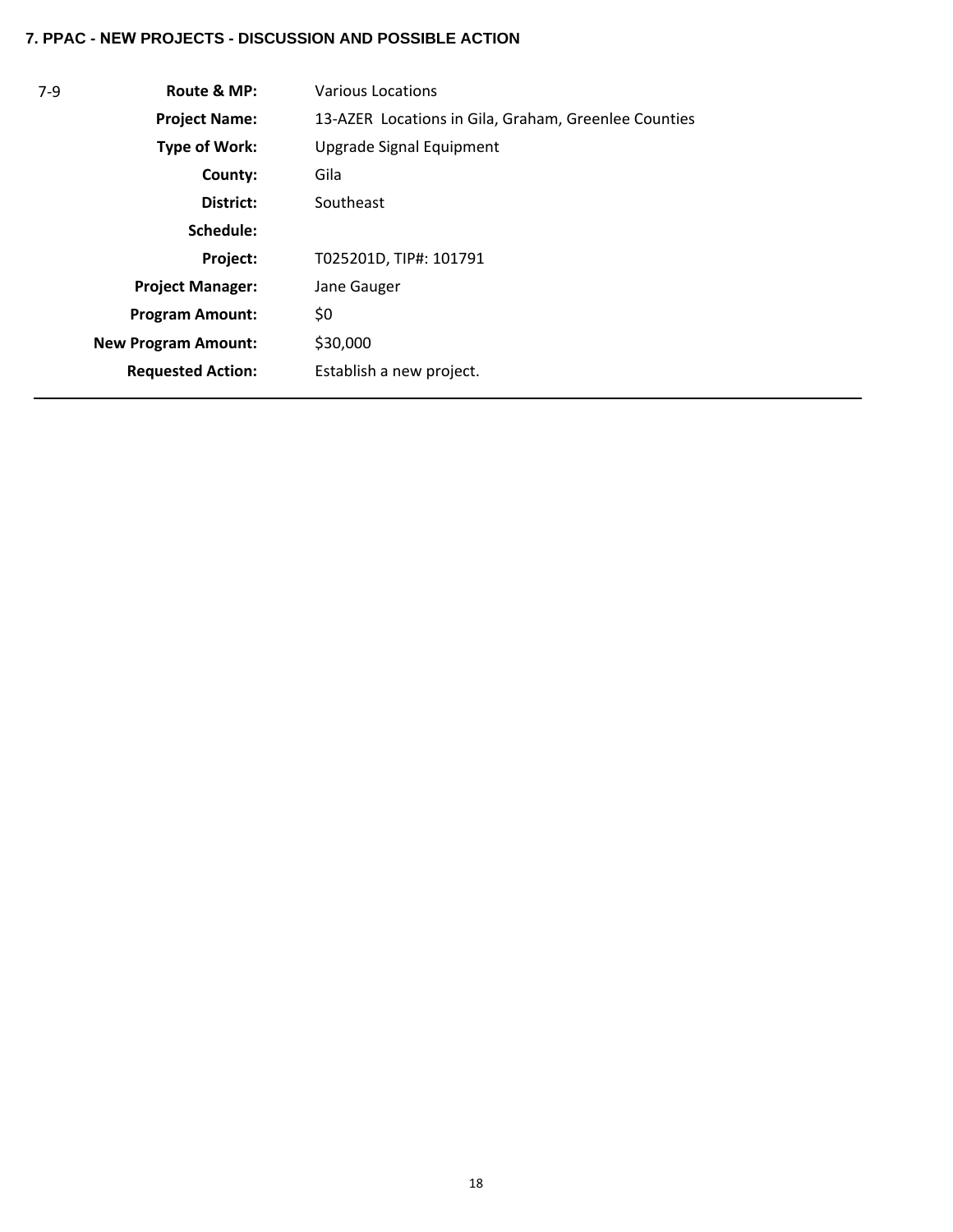**7. PPAC - NEW PROJECTS - DISCUSSION AND POSSIBLE ACTION**

| | | |
|---|---|---|
| 7-9 | **Route & MP:** | Various Locations |
| | **Project Name:** | 13-AZER Locations in Gila, Graham, Greenlee Counties |
| | **Type of Work:** | Upgrade Signal Equipment |
| | **County:** | Gila |
| | **District:** | Southeast |
| | **Schedule:** | |
| | **Project:** | T025201D, TIP#: 101791 |
| | **Project Manager:** | Jane Gauger |
| | **Program Amount:** | $0 |
| | **New Program Amount:** | $30,000 |
| | **Requested Action:** | Establish a new project. |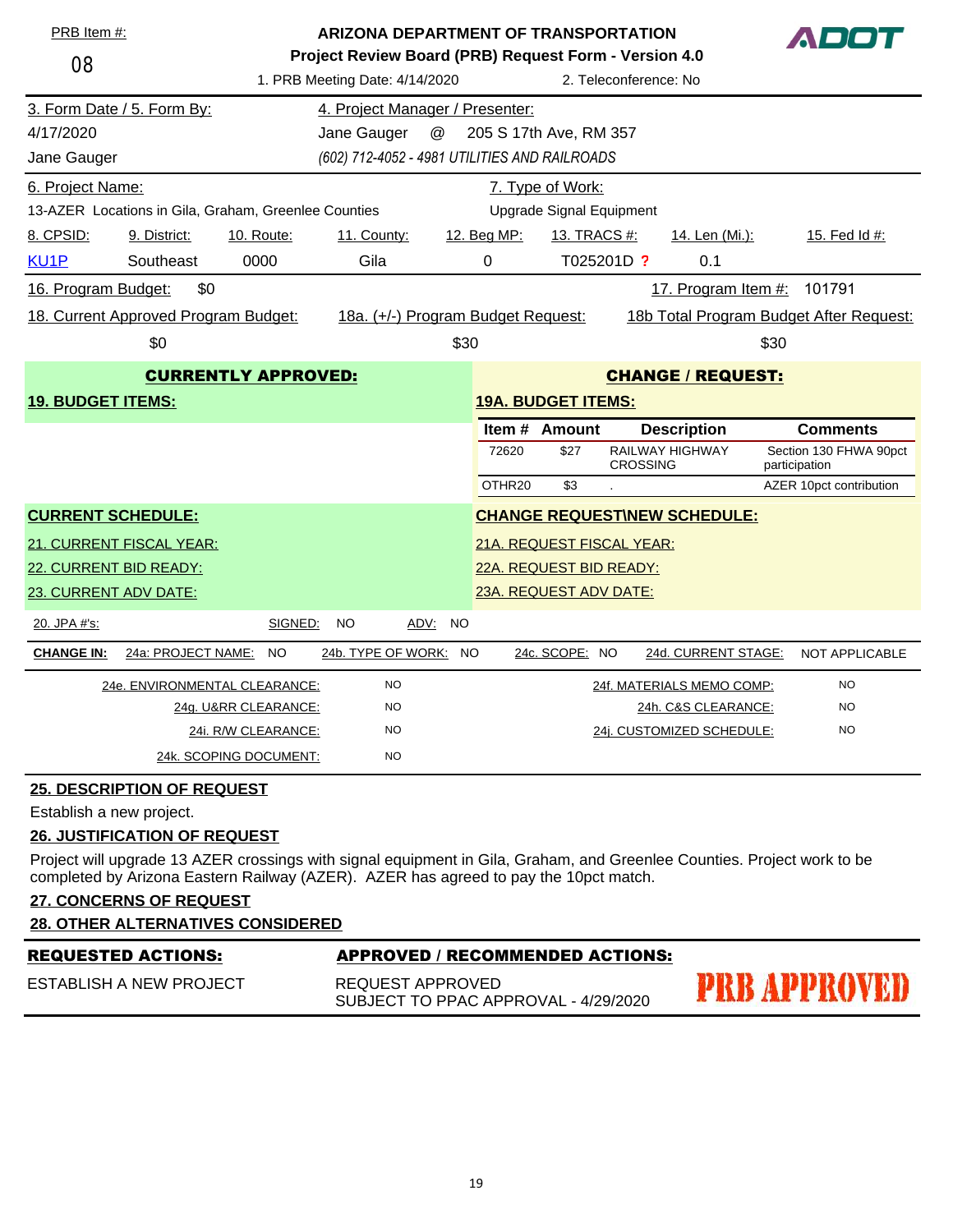PRB Item #:

08

**ARIZONA DEPARTMENT OF TRANSPORTATION**

**Project Review Board (PRB) Request Form - Version 4.0**

ADOT

1. PRB Meeting Date: 4/14/2020 — 2. Teleconference: No

| 3. Form Date / 5. Form By: | 4. Project Manager / Presenter: |
|---|---|
| 4/17/2020 | Jane Gauger @ 205 S 17th Ave, RM 357 |
| Jane Gauger | *(602) 712-4052 - 4981 UTILITIES AND RAILROADS* |

| 6. Project Name: | 7. Type of Work: |
|---|---|
| 13-AZER Locations in Gila, Graham, Greenlee Counties | Upgrade Signal Equipment |

| 8. CPSID: | 9. District: | 10. Route: | 11. County: | 12. Beg MP: | 13. TRACS #: | 14. Len (Mi.): | 15. Fed Id #: |
|---|---|---|---|---|---|---|---|
| KU1P | Southeast | 0000 | Gila | 0 | T025201D ? | 0.1 | |

16. Program Budget: $0 — 17. Program Item #: 101791

| 18. Current Approved Program Budget: | 18a. (+/-) Program Budget Request: | 18b Total Program Budget After Request: |
|---|---|---|
| $0 | $30 | $30 |

**CURRENTLY APPROVED:**

**19. BUDGET ITEMS:**

**CHANGE / REQUEST:**

**19A. BUDGET ITEMS:**

| Item # | Amount | Description | Comments |
|---|---|---|---|
| 72620 | $27 | RAILWAY HIGHWAY CROSSING | Section 130 FHWA 90pct participation |
| OTHR20 | $3 | . | AZER 10pct contribution |

**CURRENT SCHEDULE:**

21. CURRENT FISCAL YEAR:

22. CURRENT BID READY:

23. CURRENT ADV DATE:

**CHANGE REQUEST\NEW SCHEDULE:**

21A. REQUEST FISCAL YEAR:

22A. REQUEST BID READY:

23A. REQUEST ADV DATE:

20. JPA #'s: — SIGNED: NO — ADV: NO

**CHANGE IN:** 24a: PROJECT NAME: NO — 24b. TYPE OF WORK: NO — 24c. SCOPE: NO — 24d. CURRENT STAGE: NOT APPLICABLE

| | | | |
|---|---|---|---|
| 24e. ENVIRONMENTAL CLEARANCE: | NO | 24f. MATERIALS MEMO COMP: | NO |
| 24g. U&RR CLEARANCE: | NO | 24h. C&S CLEARANCE: | NO |
| 24i. R/W CLEARANCE: | NO | 24j. CUSTOMIZED SCHEDULE: | NO |
| 24k. SCOPING DOCUMENT: | NO | | |

**25. DESCRIPTION OF REQUEST**

Establish a new project.

**26. JUSTIFICATION OF REQUEST**

Project will upgrade 13 AZER crossings with signal equipment in Gila, Graham, and Greenlee Counties. Project work to be completed by Arizona Eastern Railway (AZER). AZER has agreed to pay the 10pct match.

**27. CONCERNS OF REQUEST**

**28. OTHER ALTERNATIVES CONSIDERED**

| REQUESTED ACTIONS: | APPROVED / RECOMMENDED ACTIONS: |
|---|---|
| ESTABLISH A NEW PROJECT | REQUEST APPROVED<br>SUBJECT TO PPAC APPROVAL - 4/29/2020 |

PRB APPROVED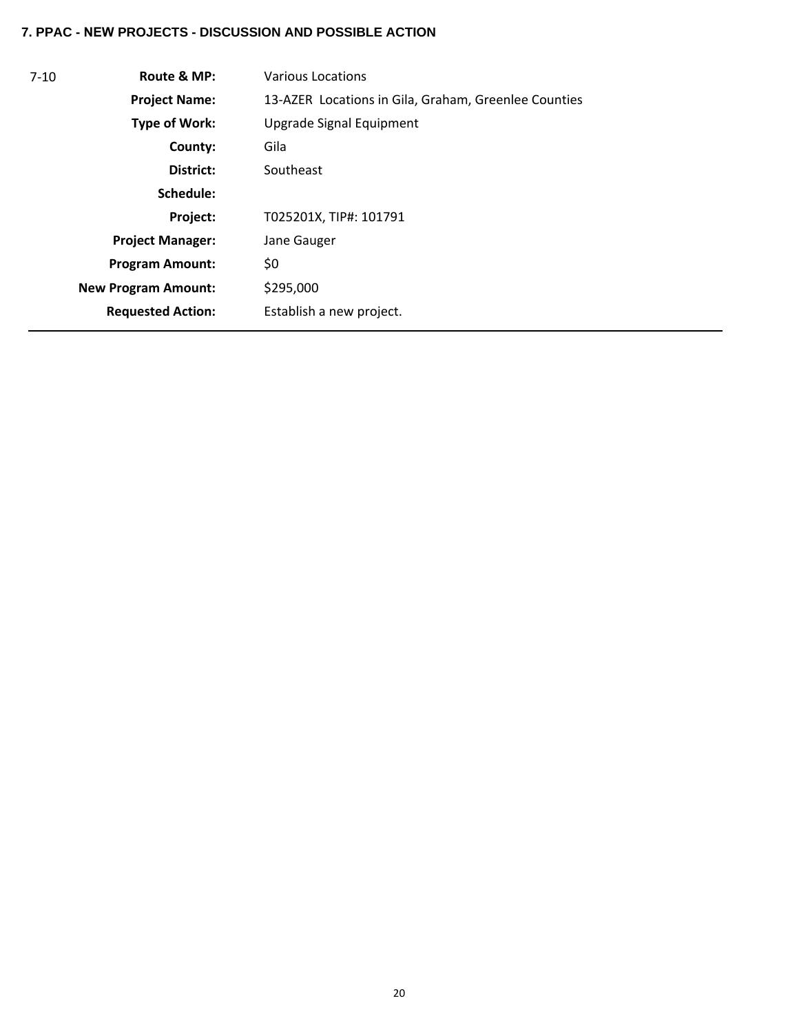### 7. PPAC - NEW PROJECTS - DISCUSSION AND POSSIBLE ACTION

| 7-10 | | |
|---|---|---|
| | **Route & MP:** | Various Locations |
| | **Project Name:** | 13-AZER Locations in Gila, Graham, Greenlee Counties |
| | **Type of Work:** | Upgrade Signal Equipment |
| | **County:** | Gila |
| | **District:** | Southeast |
| | **Schedule:** | |
| | **Project:** | T025201X, TIP#: 101791 |
| | **Project Manager:** | Jane Gauger |
| | **Program Amount:** | $0 |
| | **New Program Amount:** | $295,000 |
| | **Requested Action:** | Establish a new project. |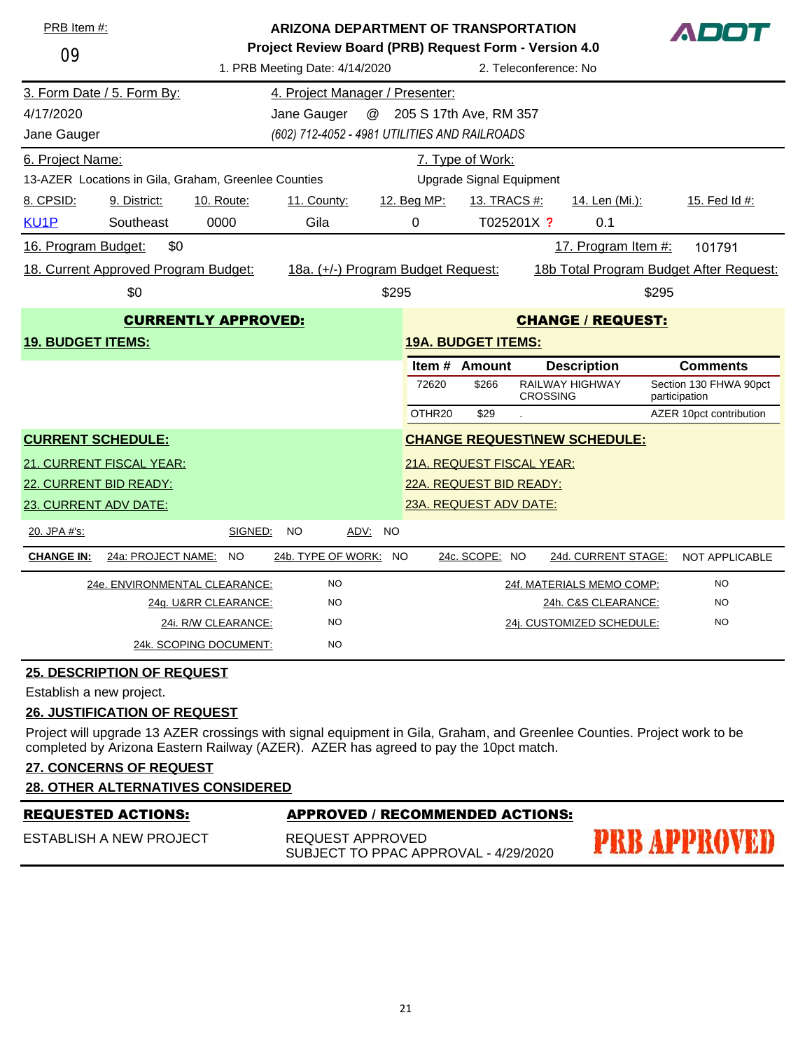PRB Item #: 09

**ARIZONA DEPARTMENT OF TRANSPORTATION**
**Project Review Board (PRB) Request Form - Version 4.0**

ADOT

1. PRB Meeting Date: 4/14/2020    2. Teleconference: No

| 3. Form Date / 5. Form By: | 4. Project Manager / Presenter: |
|---|---|
| 4/17/2020 | Jane Gauger @ 205 S 17th Ave, RM 357 |
| Jane Gauger | *(602) 712-4052 - 4981 UTILITIES AND RAILROADS* |

| 6. Project Name: | 7. Type of Work: |
|---|---|
| 13-AZER Locations in Gila, Graham, Greenlee Counties | Upgrade Signal Equipment |

| 8. CPSID: | 9. District: | 10. Route: | 11. County: | 12. Beg MP: | 13. TRACS #: | 14. Len (Mi.): | 15. Fed Id #: |
|---|---|---|---|---|---|---|---|
| KU1P | Southeast | 0000 | Gila | 0 | T025201X ? | 0.1 | |

16. Program Budget: $0    17. Program Item #: 101791

| 18. Current Approved Program Budget: | 18a. (+/-) Program Budget Request: | 18b Total Program Budget After Request: |
|---|---|---|
| $0 | $295 | $295 |

**CURRENTLY APPROVED:**

**19. BUDGET ITEMS:**

**CHANGE / REQUEST:**

**19A. BUDGET ITEMS:**

| Item # | Amount | Description | Comments |
|---|---|---|---|
| 72620 | $266 | RAILWAY HIGHWAY CROSSING | Section 130 FHWA 90pct participation |
| OTHR20 | $29 | . | AZER 10pct contribution |

**CURRENT SCHEDULE:**

21. CURRENT FISCAL YEAR:
22. CURRENT BID READY:
23. CURRENT ADV DATE:

**CHANGE REQUEST\NEW SCHEDULE:**

21A. REQUEST FISCAL YEAR:
22A. REQUEST BID READY:
23A. REQUEST ADV DATE:

20. JPA #'s:    SIGNED: NO    ADV: NO

**CHANGE IN:** 24a: PROJECT NAME: NO    24b. TYPE OF WORK: NO    24c. SCOPE: NO    24d. CURRENT STAGE: NOT APPLICABLE

| | | | |
|---|---|---|---|
| 24e. ENVIRONMENTAL CLEARANCE: | NO | 24f. MATERIALS MEMO COMP: | NO |
| 24g. U&RR CLEARANCE: | NO | 24h. C&S CLEARANCE: | NO |
| 24i. R/W CLEARANCE: | NO | 24j. CUSTOMIZED SCHEDULE: | NO |
| 24k. SCOPING DOCUMENT: | NO | | |

**25. DESCRIPTION OF REQUEST**

Establish a new project.

**26. JUSTIFICATION OF REQUEST**

Project will upgrade 13 AZER crossings with signal equipment in Gila, Graham, and Greenlee Counties. Project work to be completed by Arizona Eastern Railway (AZER). AZER has agreed to pay the 10pct match.

**27. CONCERNS OF REQUEST**

**28. OTHER ALTERNATIVES CONSIDERED**

| REQUESTED ACTIONS: | APPROVED / RECOMMENDED ACTIONS: |
|---|---|
| ESTABLISH A NEW PROJECT | REQUEST APPROVED<br>SUBJECT TO PPAC APPROVAL - 4/29/2020 |

PRB APPROVED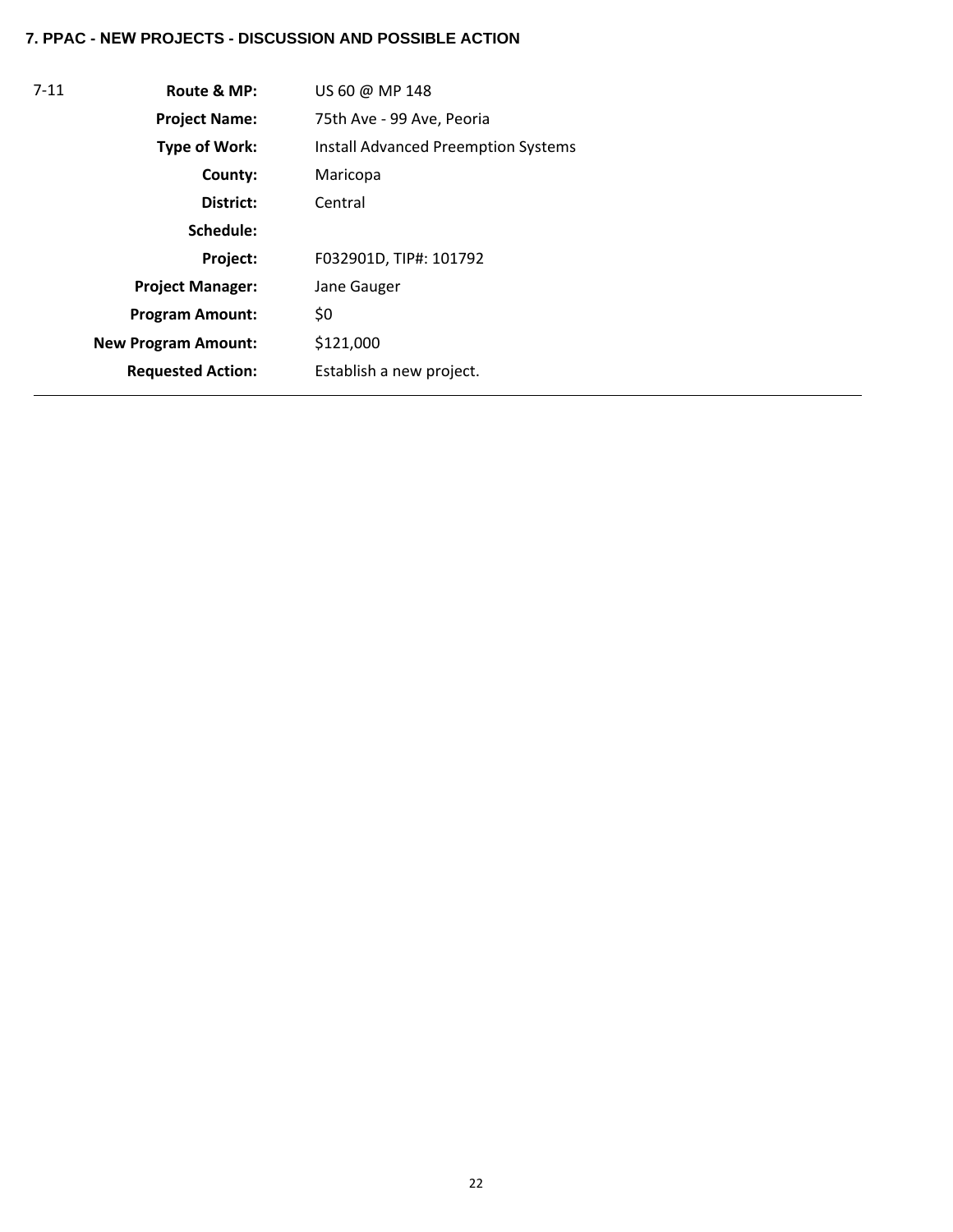### 7. PPAC - NEW PROJECTS - DISCUSSION AND POSSIBLE ACTION

| 7-11 | | |
|---|---|---|
| | **Route & MP:** | US 60 @ MP 148 |
| | **Project Name:** | 75th Ave - 99 Ave, Peoria |
| | **Type of Work:** | Install Advanced Preemption Systems |
| | **County:** | Maricopa |
| | **District:** | Central |
| | **Schedule:** | |
| | **Project:** | F032901D, TIP#: 101792 |
| | **Project Manager:** | Jane Gauger |
| | **Program Amount:** | $0 |
| | **New Program Amount:** | $121,000 |
| | **Requested Action:** | Establish a new project. |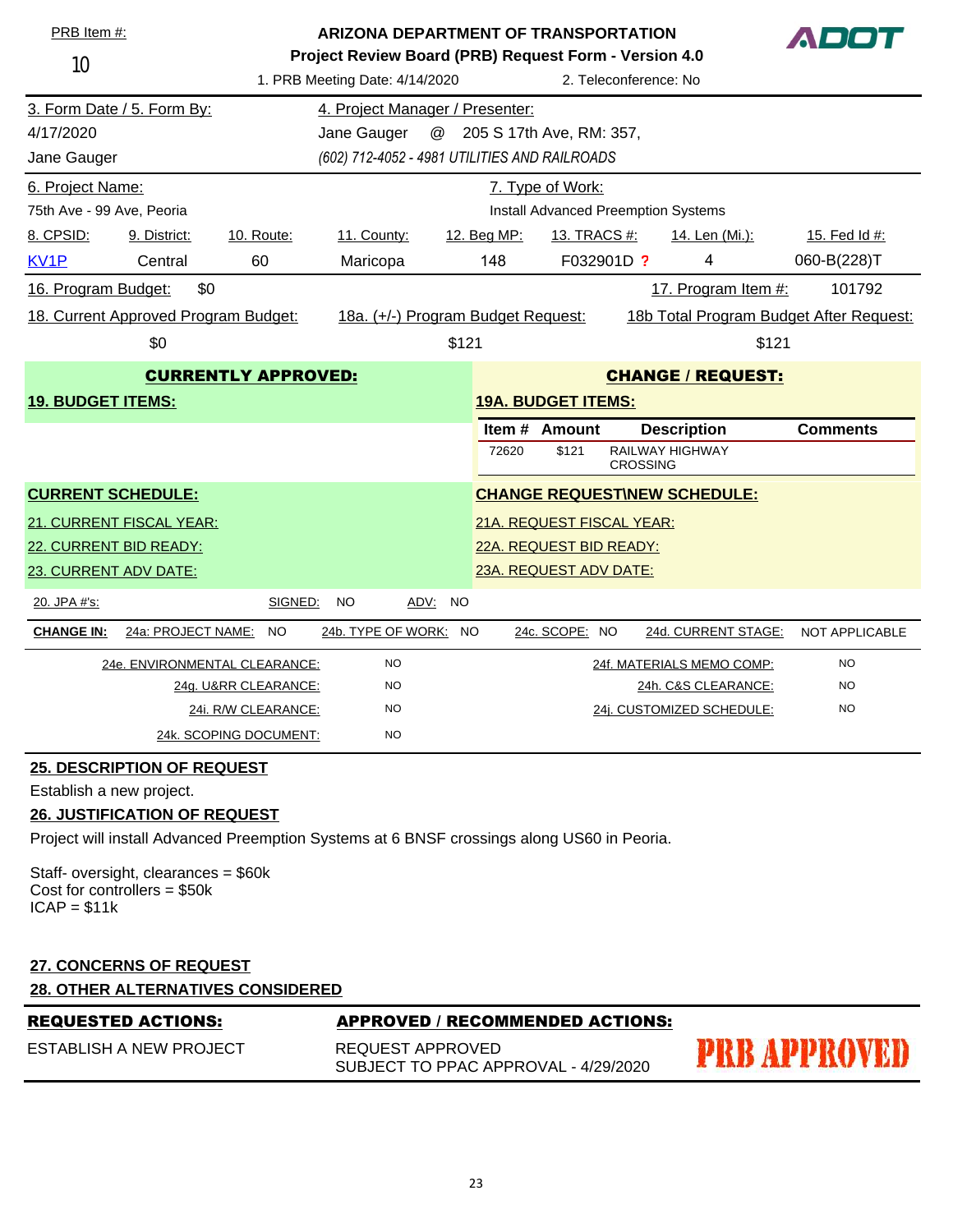PRB Item #: 10

**ARIZONA DEPARTMENT OF TRANSPORTATION**
**Project Review Board (PRB) Request Form - Version 4.0**

1. PRB Meeting Date: 4/14/2020 | 2. Teleconference: No

ADOT

| 3. Form Date / 5. Form By: | 4. Project Manager / Presenter: |
|---|---|
| 4/17/2020 | Jane Gauger @ 205 S 17th Ave, RM: 357, |
| Jane Gauger | *(602) 712-4052 - 4981 UTILITIES AND RAILROADS* |

| 6. Project Name: | 7. Type of Work: |
|---|---|
| 75th Ave - 99 Ave, Peoria | Install Advanced Preemption Systems |

| 8. CPSID: | 9. District: | 10. Route: | 11. County: | 12. Beg MP: | 13. TRACS #: | 14. Len (Mi.): | 15. Fed Id #: |
|---|---|---|---|---|---|---|---|
| KV1P | Central | 60 | Maricopa | 148 | F032901D ? | 4 | 060-B(228)T |

16. Program Budget: $0 | 17. Program Item #: 101792

| 18. Current Approved Program Budget: | 18a. (+/-) Program Budget Request: | 18b Total Program Budget After Request: |
|---|---|---|
| $0 | $121 | $121 |

| CURRENTLY APPROVED: | CHANGE / REQUEST: |
|---|---|
| **19. BUDGET ITEMS:** | **19A. BUDGET ITEMS:** |

| Item # | Amount | Description | Comments |
|---|---|---|---|
| 72620 | $121 | RAILWAY HIGHWAY CROSSING | |

| CURRENT SCHEDULE: | CHANGE REQUEST\NEW SCHEDULE: |
|---|---|
| 21. CURRENT FISCAL YEAR: | 21A. REQUEST FISCAL YEAR: |
| 22. CURRENT BID READY: | 22A. REQUEST BID READY: |
| 23. CURRENT ADV DATE: | 23A. REQUEST ADV DATE: |

20. JPA #'s: | SIGNED: NO | ADV: NO

**CHANGE IN:** 24a: PROJECT NAME: NO | 24b. TYPE OF WORK: NO | 24c. SCOPE: NO | 24d. CURRENT STAGE: NOT APPLICABLE

| | | | |
|---|---|---|---|
| 24e. ENVIRONMENTAL CLEARANCE: | NO | 24f. MATERIALS MEMO COMP: | NO |
| 24g. U&RR CLEARANCE: | NO | 24h. C&S CLEARANCE: | NO |
| 24i. R/W CLEARANCE: | NO | 24j. CUSTOMIZED SCHEDULE: | NO |
| 24k. SCOPING DOCUMENT: | NO | | |

**25. DESCRIPTION OF REQUEST**

Establish a new project.

**26. JUSTIFICATION OF REQUEST**

Project will install Advanced Preemption Systems at 6 BNSF crossings along US60 in Peoria.

Staff- oversight, clearances = $60k
Cost for controllers = $50k
ICAP = $11k

**27. CONCERNS OF REQUEST**

**28. OTHER ALTERNATIVES CONSIDERED**

| REQUESTED ACTIONS: | APPROVED / RECOMMENDED ACTIONS: |
|---|---|
| ESTABLISH A NEW PROJECT | REQUEST APPROVED<br>SUBJECT TO PPAC APPROVAL - 4/29/2020 |

PRB APPROVED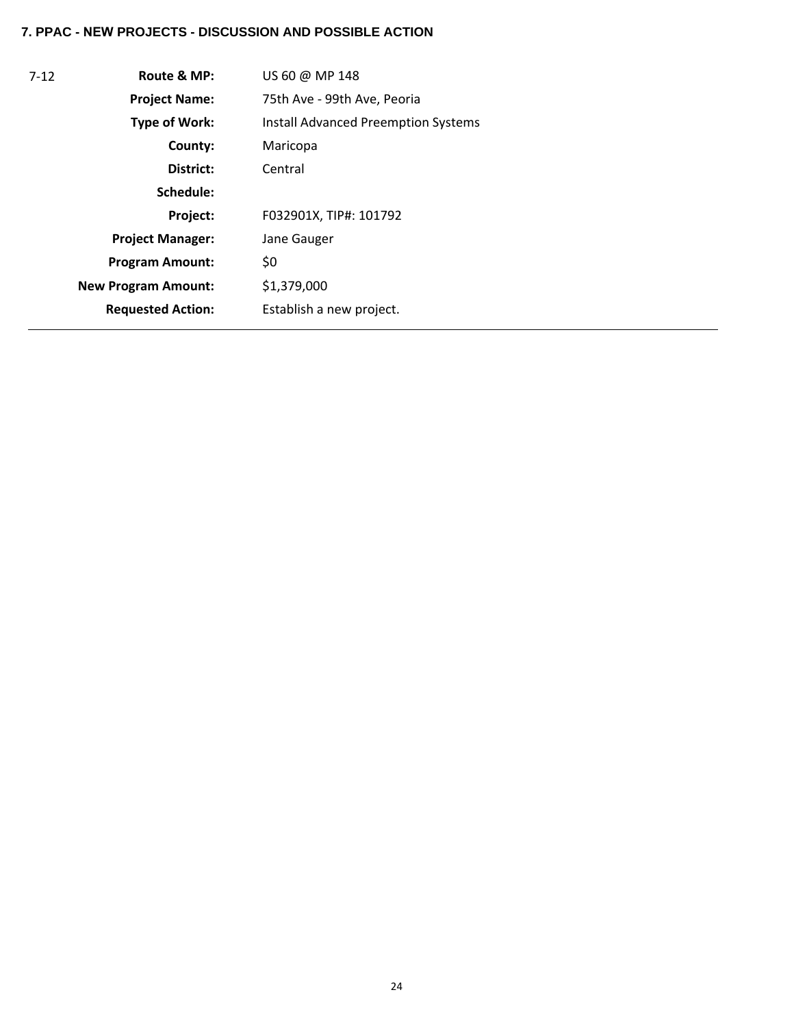### 7. PPAC - NEW PROJECTS - DISCUSSION AND POSSIBLE ACTION

| | | |
|---|---|---|
| 7-12 | **Route & MP:** | US 60 @ MP 148 |
| | **Project Name:** | 75th Ave - 99th Ave, Peoria |
| | **Type of Work:** | Install Advanced Preemption Systems |
| | **County:** | Maricopa |
| | **District:** | Central |
| | **Schedule:** | |
| | **Project:** | F032901X, TIP#: 101792 |
| | **Project Manager:** | Jane Gauger |
| | **Program Amount:** | $0 |
| | **New Program Amount:** | $1,379,000 |
| | **Requested Action:** | Establish a new project. |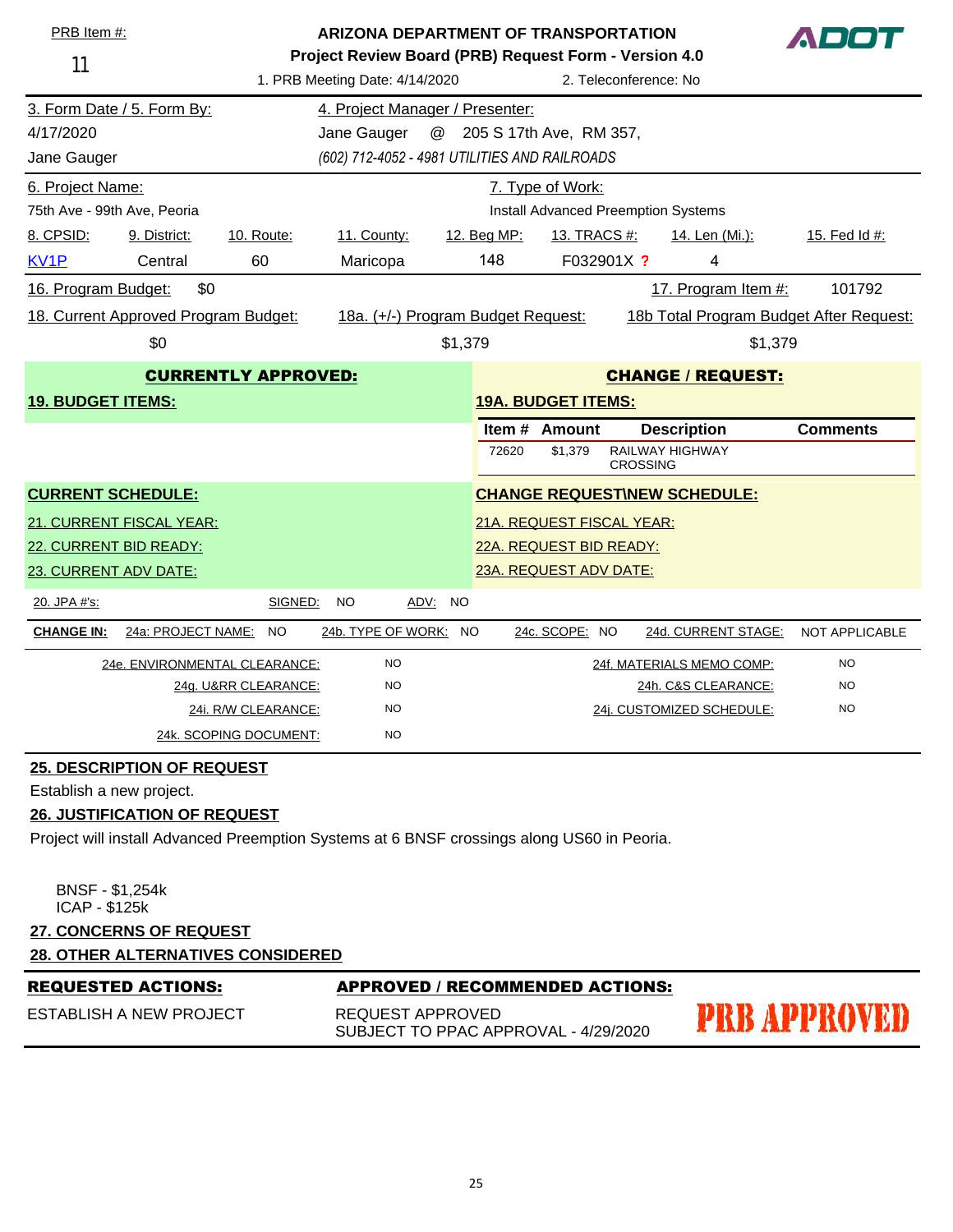PRB Item #: 11

**ARIZONA DEPARTMENT OF TRANSPORTATION**
**Project Review Board (PRB) Request Form - Version 4.0**

ADOT

1. PRB Meeting Date: 4/14/2020 &nbsp;&nbsp;&nbsp; 2. Teleconference: No

| 3. Form Date / 5. Form By: | 4. Project Manager / Presenter: |
|---|---|
| 4/17/2020 | Jane Gauger @ 205 S 17th Ave, RM 357, |
| Jane Gauger | *(602) 712-4052 - 4981 UTILITIES AND RAILROADS* |

| 6. Project Name: | 7. Type of Work: |
|---|---|
| 75th Ave - 99th Ave, Peoria | Install Advanced Preemption Systems |

| 8. CPSID: | 9. District: | 10. Route: | 11. County: | 12. Beg MP: | 13. TRACS #: | 14. Len (Mi.): | 15. Fed Id #: |
|---|---|---|---|---|---|---|---|
| KV1P | Central | 60 | Maricopa | 148 | F032901X ? | 4 | |

16. Program Budget: $0 &nbsp;&nbsp;&nbsp; 17. Program Item #: 101792

| 18. Current Approved Program Budget: | 18a. (+/-) Program Budget Request: | 18b Total Program Budget After Request: |
|---|---|---|
| $0 | $1,379 | $1,379 |

| CURRENTLY APPROVED: | CHANGE / REQUEST: |
|---|---|
| **19. BUDGET ITEMS:** | **19A. BUDGET ITEMS:** |

| Item # | Amount | Description | Comments |
|---|---|---|---|
| 72620 | $1,379 | RAILWAY HIGHWAY CROSSING | |

| CURRENT SCHEDULE: | CHANGE REQUEST\NEW SCHEDULE: |
|---|---|
| 21. CURRENT FISCAL YEAR: | 21A. REQUEST FISCAL YEAR: |
| 22. CURRENT BID READY: | 22A. REQUEST BID READY: |
| 23. CURRENT ADV DATE: | 23A. REQUEST ADV DATE: |

20. JPA #'s: &nbsp;&nbsp; SIGNED: NO &nbsp;&nbsp; ADV: NO

**CHANGE IN:** 24a: PROJECT NAME: NO &nbsp;&nbsp; 24b. TYPE OF WORK: NO &nbsp;&nbsp; 24c. SCOPE: NO &nbsp;&nbsp; 24d. CURRENT STAGE: NOT APPLICABLE

| | | | |
|---|---|---|---|
| 24e. ENVIRONMENTAL CLEARANCE: | NO | 24f. MATERIALS MEMO COMP: | NO |
| 24g. U&RR CLEARANCE: | NO | 24h. C&S CLEARANCE: | NO |
| 24i. R/W CLEARANCE: | NO | 24j. CUSTOMIZED SCHEDULE: | NO |
| 24k. SCOPING DOCUMENT: | NO | | |

**25. DESCRIPTION OF REQUEST**

Establish a new project.

**26. JUSTIFICATION OF REQUEST**

Project will install Advanced Preemption Systems at 6 BNSF crossings along US60 in Peoria.

BNSF - $1,254k
ICAP - $125k

**27. CONCERNS OF REQUEST**

**28. OTHER ALTERNATIVES CONSIDERED**

| REQUESTED ACTIONS: | APPROVED / RECOMMENDED ACTIONS: |
|---|---|
| ESTABLISH A NEW PROJECT | REQUEST APPROVED<br>SUBJECT TO PPAC APPROVAL - 4/29/2020 |

PRB APPROVED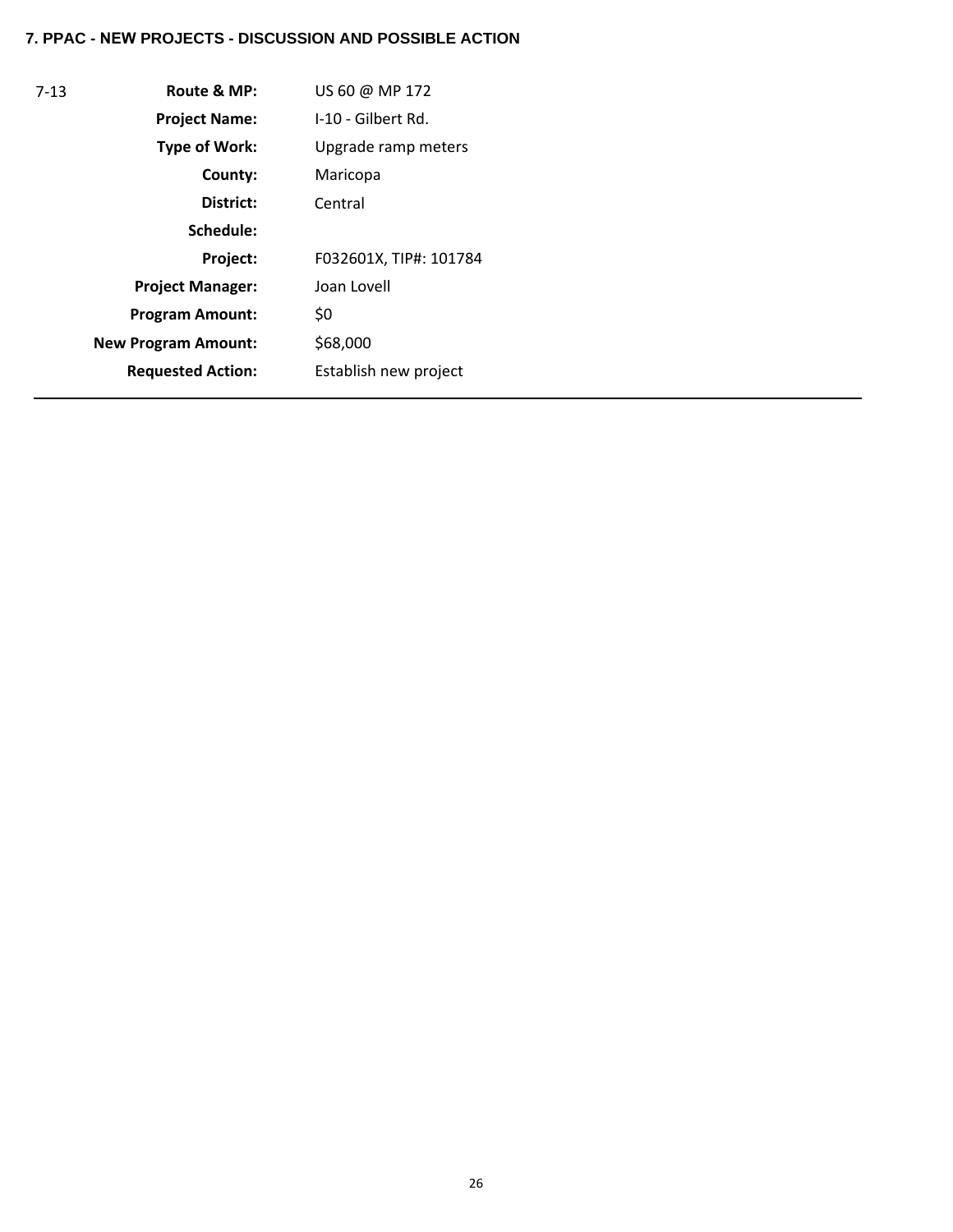**7. PPAC - NEW PROJECTS - DISCUSSION AND POSSIBLE ACTION**

| | | |
|---|---|---|
| 7-13 | **Route & MP:** | US 60 @ MP 172 |
| | **Project Name:** | I-10 - Gilbert Rd. |
| | **Type of Work:** | Upgrade ramp meters |
| | **County:** | Maricopa |
| | **District:** | Central |
| | **Schedule:** | |
| | **Project:** | F032601X, TIP#: 101784 |
| | **Project Manager:** | Joan Lovell |
| | **Program Amount:** | $0 |
| | **New Program Amount:** | $68,000 |
| | **Requested Action:** | Establish new project |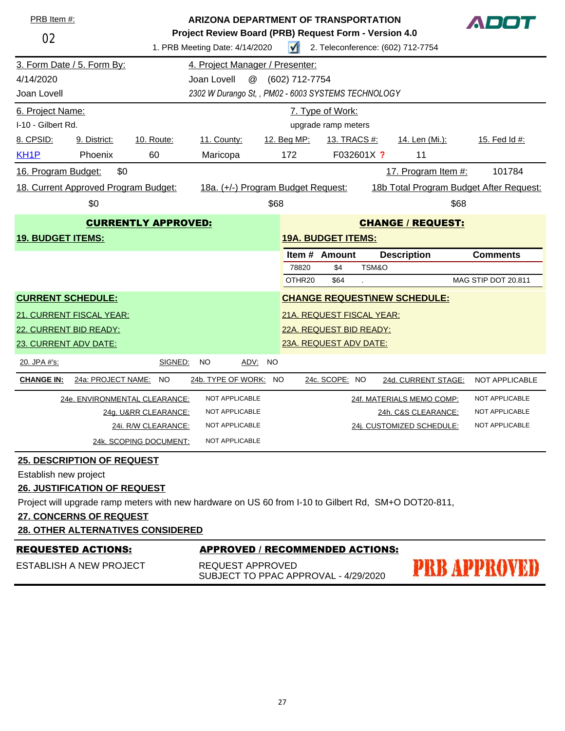PRB Item #: 02

**ARIZONA DEPARTMENT OF TRANSPORTATION**

**Project Review Board (PRB) Request Form - Version 4.0**

1. PRB Meeting Date: 4/14/2020 ☑ 2. Teleconference: (602) 712-7754

ADOT

| 3. Form Date / 5. Form By: | 4. Project Manager / Presenter: |
|---|---|
| 4/14/2020 | Joan Lovell @ (602) 712-7754 |
| Joan Lovell | *2302 W Durango St, , PM02 - 6003 SYSTEMS TECHNOLOGY* |

| 6. Project Name: | 7. Type of Work: |
|---|---|
| I-10 - Gilbert Rd. | upgrade ramp meters |

| 8. CPSID: | 9. District: | 10. Route: | 11. County: | 12. Beg MP: | 13. TRACS #: | 14. Len (Mi.): | 15. Fed Id #: |
|---|---|---|---|---|---|---|---|
| KH1P | Phoenix | 60 | Maricopa | 172 | F032601X ? | 11 | |

16. Program Budget: $0 — 17. Program Item #: 101784

| 18. Current Approved Program Budget: | 18a. (+/-) Program Budget Request: | 18b Total Program Budget After Request: |
|---|---|---|
| $0 | $68 | $68 |

**CURRENTLY APPROVED:**

**19. BUDGET ITEMS:**

**CHANGE / REQUEST:**

**19A. BUDGET ITEMS:**

| Item # | Amount | Description | Comments |
|---|---|---|---|
| 78820 | $4 | TSM&O | |
| OTHR20 | $64 | . | MAG STIP DOT 20.811 |

**CURRENT SCHEDULE:**

21. CURRENT FISCAL YEAR:

22. CURRENT BID READY:

23. CURRENT ADV DATE:

**CHANGE REQUEST\NEW SCHEDULE:**

21A. REQUEST FISCAL YEAR:

22A. REQUEST BID READY:

23A. REQUEST ADV DATE:

20. JPA #'s: SIGNED: NO ADV: NO

**CHANGE IN:** 24a: PROJECT NAME: NO 24b. TYPE OF WORK: NO 24c. SCOPE: NO 24d. CURRENT STAGE: NOT APPLICABLE

| | | | |
|---|---|---|---|
| 24e. ENVIRONMENTAL CLEARANCE: | NOT APPLICABLE | 24f. MATERIALS MEMO COMP: | NOT APPLICABLE |
| 24g. U&RR CLEARANCE: | NOT APPLICABLE | 24h. C&S CLEARANCE: | NOT APPLICABLE |
| 24i. R/W CLEARANCE: | NOT APPLICABLE | 24j. CUSTOMIZED SCHEDULE: | NOT APPLICABLE |
| 24k. SCOPING DOCUMENT: | NOT APPLICABLE | | |

**25. DESCRIPTION OF REQUEST**

Establish new project

**26. JUSTIFICATION OF REQUEST**

Project will upgrade ramp meters with new hardware on US 60 from I-10 to Gilbert Rd, SM+O DOT20-811,

**27. CONCERNS OF REQUEST**

**28. OTHER ALTERNATIVES CONSIDERED**

| **REQUESTED ACTIONS:** | **APPROVED / RECOMMENDED ACTIONS:** |
|---|---|
| ESTABLISH A NEW PROJECT | REQUEST APPROVED<br>SUBJECT TO PPAC APPROVAL - 4/29/2020 |

**PRB APPROVED**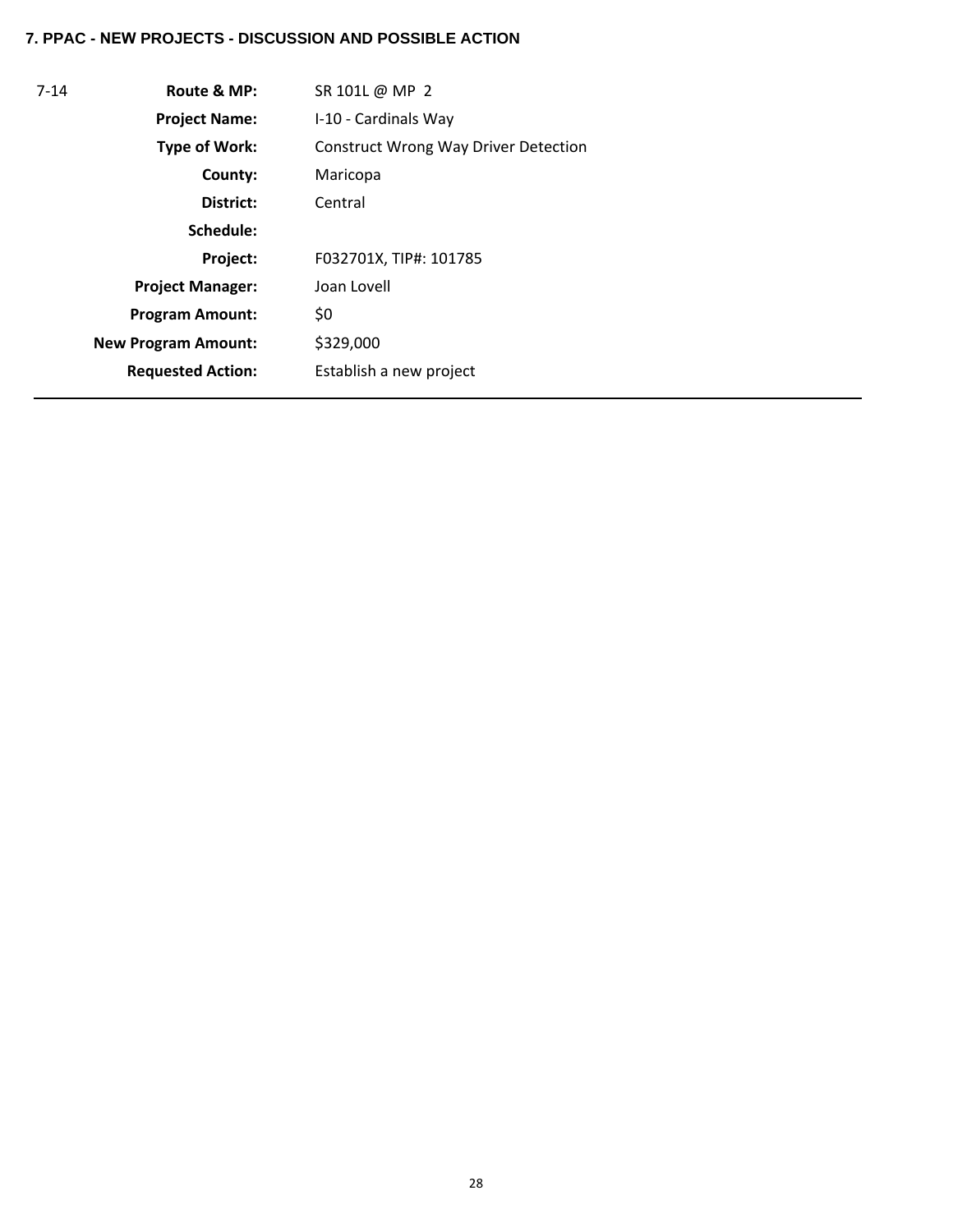**7. PPAC - NEW PROJECTS - DISCUSSION AND POSSIBLE ACTION**

| | | |
|---|---|---|
| 7-14 | **Route & MP:** | SR 101L @ MP 2 |
| | **Project Name:** | I-10 - Cardinals Way |
| | **Type of Work:** | Construct Wrong Way Driver Detection |
| | **County:** | Maricopa |
| | **District:** | Central |
| | **Schedule:** | |
| | **Project:** | F032701X, TIP#: 101785 |
| | **Project Manager:** | Joan Lovell |
| | **Program Amount:** | $0 |
| | **New Program Amount:** | $329,000 |
| | **Requested Action:** | Establish a new project |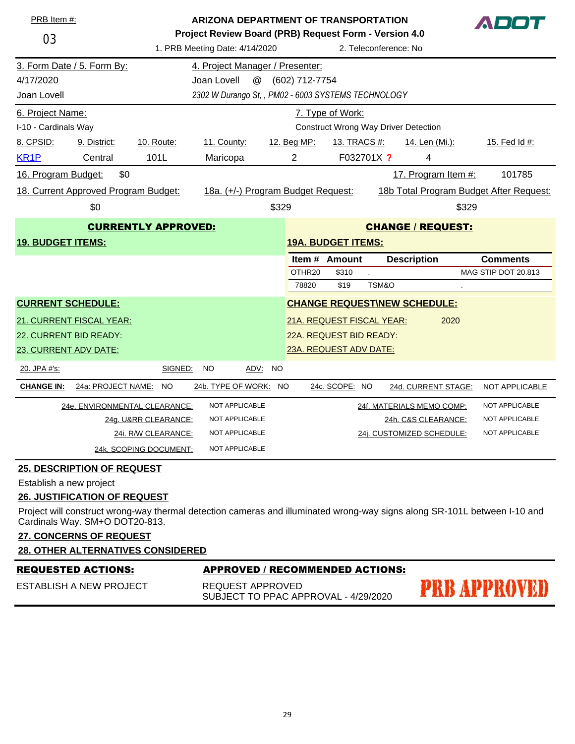PRB Item #: 03

**ARIZONA DEPARTMENT OF TRANSPORTATION**
**Project Review Board (PRB) Request Form - Version 4.0**

ADOT

1. PRB Meeting Date: 4/14/2020 2. Teleconference: No

| 3. Form Date / 5. Form By: | 4. Project Manager / Presenter: |
|---|---|
| 4/17/2020 | Joan Lovell @ (602) 712-7754 |
| Joan Lovell | *2302 W Durango St, , PM02 - 6003 SYSTEMS TECHNOLOGY* |

| 6. Project Name: | 7. Type of Work: |
|---|---|
| I-10 - Cardinals Way | Construct Wrong Way Driver Detection |

| 8. CPSID: | 9. District: | 10. Route: | 11. County: | 12. Beg MP: | 13. TRACS #: | 14. Len (Mi.): | 15. Fed Id #: |
|---|---|---|---|---|---|---|---|
| KR1P | Central | 101L | Maricopa | 2 | F032701X ? | 4 | |

16. Program Budget: $0 17. Program Item #: 101785

| 18. Current Approved Program Budget: | 18a. (+/-) Program Budget Request: | 18b Total Program Budget After Request: |
|---|---|---|
| $0 | $329 | $329 |

## CURRENTLY APPROVED:

### 19. BUDGET ITEMS:

## CHANGE / REQUEST:

### 19A. BUDGET ITEMS:

| Item # | Amount | Description | Comments |
|---|---|---|---|
| OTHR20 | $310 | . | MAG STIP DOT 20.813 |
| 78820 | $19 | TSM&O | . |

### CURRENT SCHEDULE:

21. CURRENT FISCAL YEAR:
22. CURRENT BID READY:
23. CURRENT ADV DATE:

### CHANGE REQUEST\NEW SCHEDULE:

21A. REQUEST FISCAL YEAR: 2020
22A. REQUEST BID READY:
23A. REQUEST ADV DATE:

20. JPA #'s: SIGNED: NO ADV: NO

**CHANGE IN:** 24a: PROJECT NAME: NO 24b. TYPE OF WORK: NO 24c. SCOPE: NO 24d. CURRENT STAGE: NOT APPLICABLE

| | | | |
|---|---|---|---|
| 24e. ENVIRONMENTAL CLEARANCE: | NOT APPLICABLE | 24f. MATERIALS MEMO COMP: | NOT APPLICABLE |
| 24g. U&RR CLEARANCE: | NOT APPLICABLE | 24h. C&S CLEARANCE: | NOT APPLICABLE |
| 24i. R/W CLEARANCE: | NOT APPLICABLE | 24j. CUSTOMIZED SCHEDULE: | NOT APPLICABLE |
| 24k. SCOPING DOCUMENT: | NOT APPLICABLE | | |

### 25. DESCRIPTION OF REQUEST

Establish a new project

### 26. JUSTIFICATION OF REQUEST

Project will construct wrong-way thermal detection cameras and illuminated wrong-way signs along SR-101L between I-10 and Cardinals Way. SM+O DOT20-813.

### 27. CONCERNS OF REQUEST

### 28. OTHER ALTERNATIVES CONSIDERED

| REQUESTED ACTIONS: | APPROVED / RECOMMENDED ACTIONS: |
|---|---|
| ESTABLISH A NEW PROJECT | REQUEST APPROVED<br>SUBJECT TO PPAC APPROVAL - 4/29/2020 |

PRB APPROVED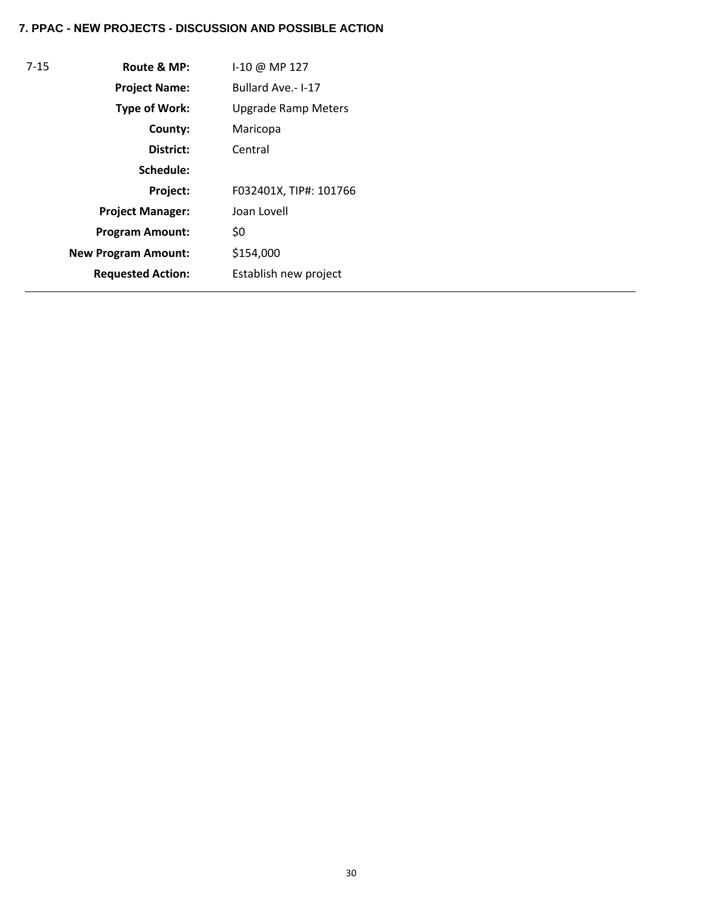**7. PPAC - NEW PROJECTS - DISCUSSION AND POSSIBLE ACTION**

| 7-15 | | |
|---|---|---|
| | **Route & MP:** | I-10 @ MP 127 |
| | **Project Name:** | Bullard Ave.- I-17 |
| | **Type of Work:** | Upgrade Ramp Meters |
| | **County:** | Maricopa |
| | **District:** | Central |
| | **Schedule:** | |
| | **Project:** | F032401X, TIP#: 101766 |
| | **Project Manager:** | Joan Lovell |
| | **Program Amount:** | $0 |
| | **New Program Amount:** | $154,000 |
| | **Requested Action:** | Establish new project |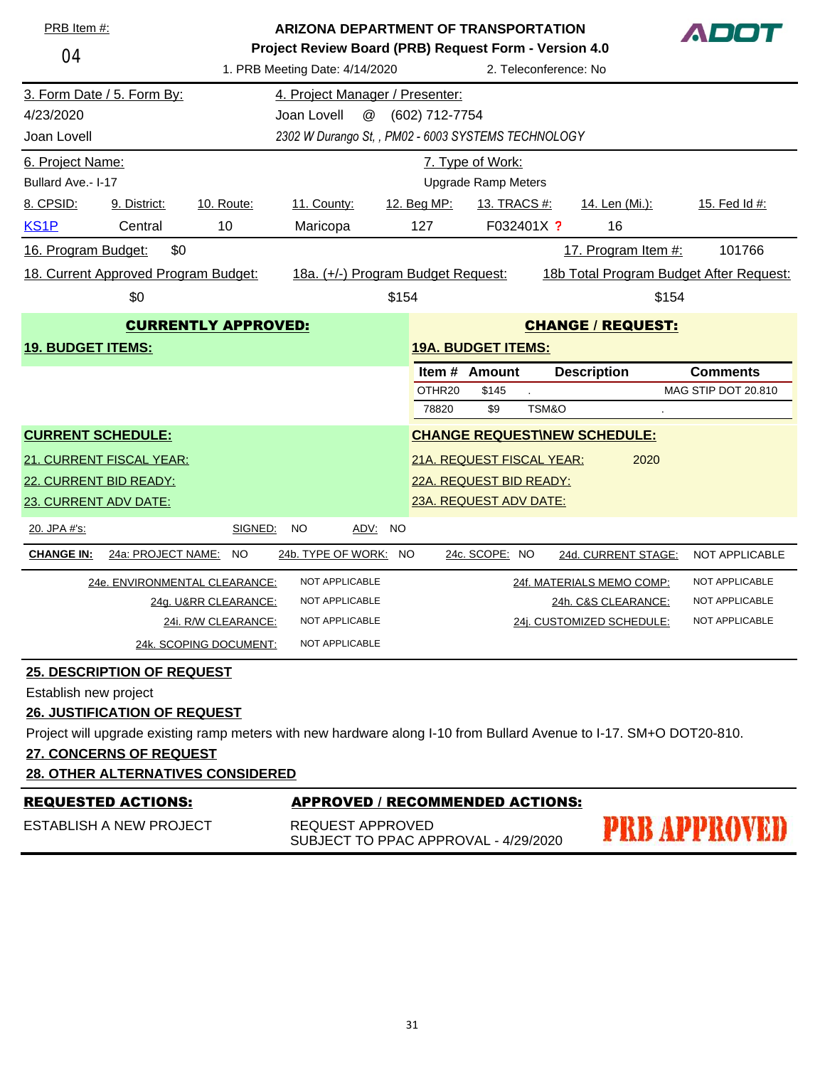PRB Item #: 04

**ARIZONA DEPARTMENT OF TRANSPORTATION**

**Project Review Board (PRB) Request Form - Version 4.0**

ADOT

1. PRB Meeting Date: 4/14/2020 2. Teleconference: No

| 3. Form Date / 5. Form By: | 4. Project Manager / Presenter: |
|---|---|
| 4/23/2020 | Joan Lovell @ (602) 712-7754 |
| Joan Lovell | *2302 W Durango St, , PM02 - 6003 SYSTEMS TECHNOLOGY* |

| 6. Project Name: | 7. Type of Work: |
|---|---|
| Bullard Ave.- I-17 | Upgrade Ramp Meters |

| 8. CPSID: | 9. District: | 10. Route: | 11. County: | 12. Beg MP: | 13. TRACS #: | 14. Len (Mi.): | 15. Fed Id #: |
|---|---|---|---|---|---|---|---|
| KS1P | Central | 10 | Maricopa | 127 | F032401X ? | 16 | |

16. Program Budget: $0 17. Program Item #: 101766

| 18. Current Approved Program Budget: | 18a. (+/-) Program Budget Request: | 18b Total Program Budget After Request: |
|---|---|---|
| $0 | $154 | $154 |

**CURRENTLY APPROVED:**

**19. BUDGET ITEMS:**

**CHANGE / REQUEST:**

**19A. BUDGET ITEMS:**

| Item # | Amount | Description | Comments |
|---|---|---|---|
| OTHR20 | $145 | . | MAG STIP DOT 20.810 |
| 78820 | $9 | TSM&O | . |

**CURRENT SCHEDULE:**

21. CURRENT FISCAL YEAR:

22. CURRENT BID READY:

23. CURRENT ADV DATE:

**CHANGE REQUEST\NEW SCHEDULE:**

21A. REQUEST FISCAL YEAR: 2020

22A. REQUEST BID READY:

23A. REQUEST ADV DATE:

20. JPA #'s: SIGNED: NO ADV: NO

**CHANGE IN:** 24a: PROJECT NAME: NO 24b. TYPE OF WORK: NO 24c. SCOPE: NO 24d. CURRENT STAGE: NOT APPLICABLE

| | | | |
|---|---|---|---|
| 24e. ENVIRONMENTAL CLEARANCE: | NOT APPLICABLE | 24f. MATERIALS MEMO COMP: | NOT APPLICABLE |
| 24g. U&RR CLEARANCE: | NOT APPLICABLE | 24h. C&S CLEARANCE: | NOT APPLICABLE |
| 24i. R/W CLEARANCE: | NOT APPLICABLE | 24j. CUSTOMIZED SCHEDULE: | NOT APPLICABLE |
| 24k. SCOPING DOCUMENT: | NOT APPLICABLE | | |

**25. DESCRIPTION OF REQUEST**

Establish new project

**26. JUSTIFICATION OF REQUEST**

Project will upgrade existing ramp meters with new hardware along I-10 from Bullard Avenue to I-17. SM+O DOT20-810.

**27. CONCERNS OF REQUEST**

**28. OTHER ALTERNATIVES CONSIDERED**

| **REQUESTED ACTIONS:** | **APPROVED / RECOMMENDED ACTIONS:** |
|---|---|
| ESTABLISH A NEW PROJECT | REQUEST APPROVED<br>SUBJECT TO PPAC APPROVAL - 4/29/2020 |

PRB APPROVED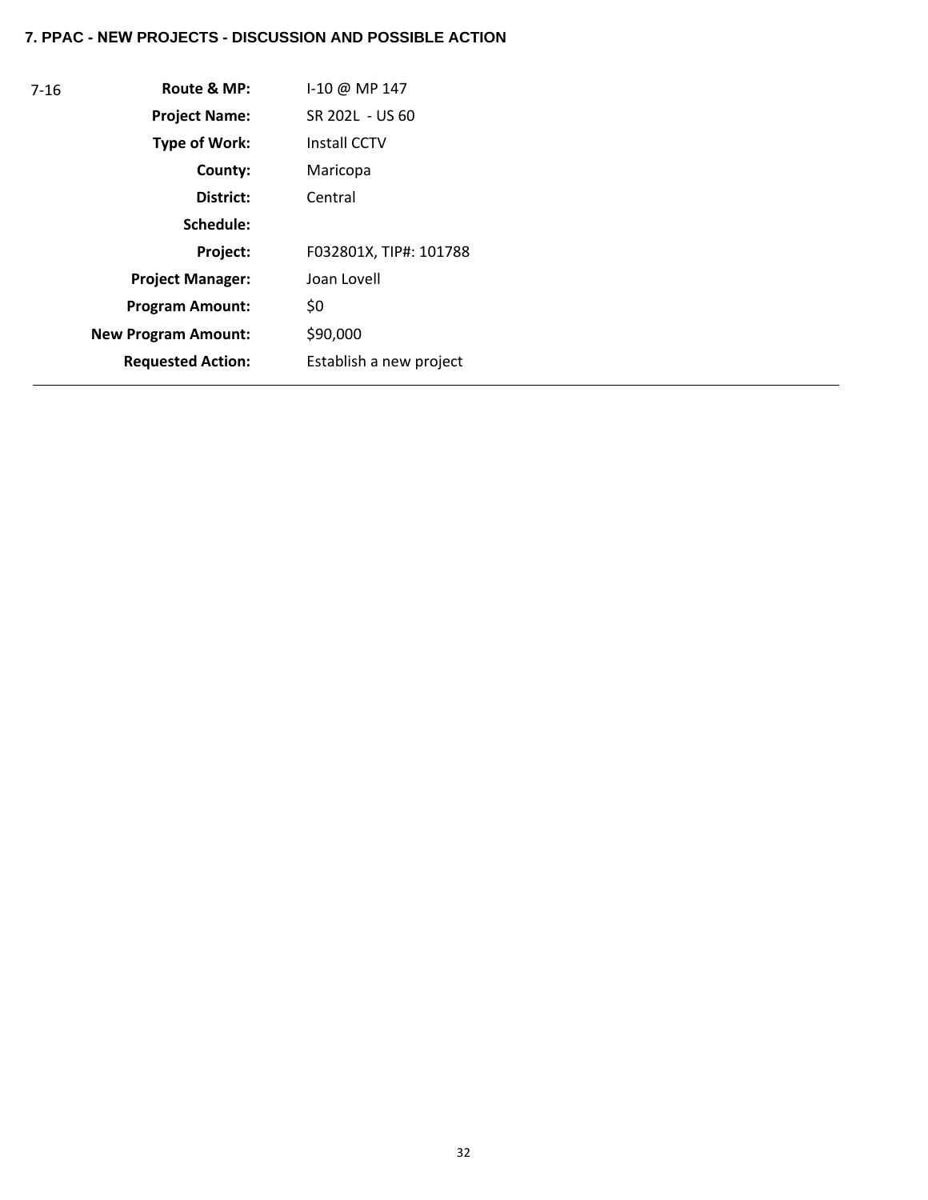**7. PPAC - NEW PROJECTS - DISCUSSION AND POSSIBLE ACTION**

| 7-16 | | |
|---|---|---|
| | **Route & MP:** | I-10 @ MP 147 |
| | **Project Name:** | SR 202L - US 60 |
| | **Type of Work:** | Install CCTV |
| | **County:** | Maricopa |
| | **District:** | Central |
| | **Schedule:** | |
| | **Project:** | F032801X, TIP#: 101788 |
| | **Project Manager:** | Joan Lovell |
| | **Program Amount:** | $0 |
| | **New Program Amount:** | $90,000 |
| | **Requested Action:** | Establish a new project |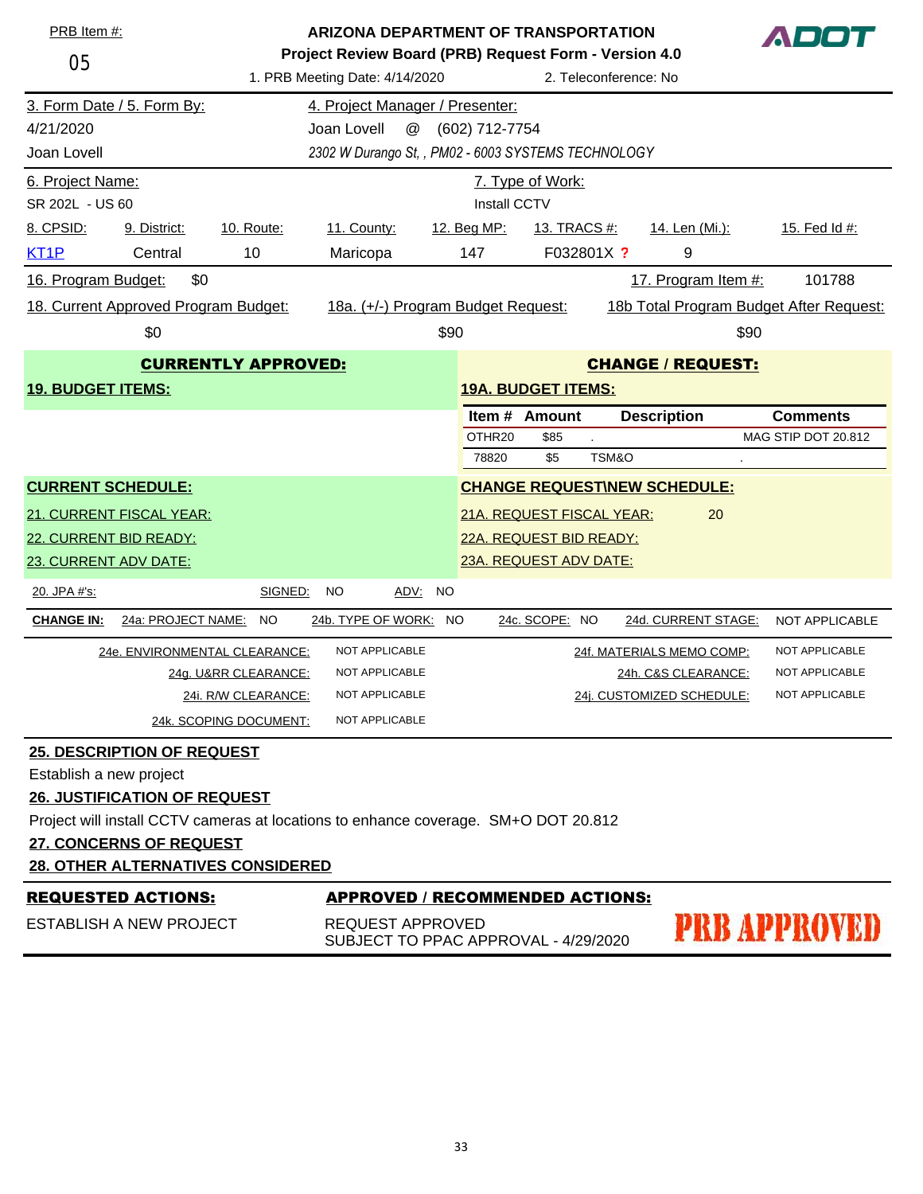PRB Item #:

05

**ARIZONA DEPARTMENT OF TRANSPORTATION**

**Project Review Board (PRB) Request Form - Version 4.0**

1. PRB Meeting Date: 4/14/2020 | 2. Teleconference: No

ADOT

---

3. Form Date / 5. Form By:
4/21/2020
Joan Lovell

4. Project Manager / Presenter:
Joan Lovell @ (602) 712-7754
*2302 W Durango St, , PM02 - 6003 SYSTEMS TECHNOLOGY*

---

6. Project Name:
SR 202L - US 60

7. Type of Work:
Install CCTV

| 8. CPSID: | 9. District: | 10. Route: | 11. County: | 12. Beg MP: | 13. TRACS #: | 14. Len (Mi.): | 15. Fed Id #: |
|---|---|---|---|---|---|---|---|
| KT1P | Central | 10 | Maricopa | 147 | F032801X ? | 9 | |

16. Program Budget: $0 | 17. Program Item #: 101788

| 18. Current Approved Program Budget: | 18a. (+/-) Program Budget Request: | 18b Total Program Budget After Request: |
|---|---|---|
| $0 | $90 | $90 |

**CURRENTLY APPROVED:**

**19. BUDGET ITEMS:**

**CHANGE / REQUEST:**

**19A. BUDGET ITEMS:**

| Item # | Amount | Description | Comments |
|---|---|---|---|
| OTHR20 | $85 | . | MAG STIP DOT 20.812 |
| 78820 | $5 | TSM&O | . |

**CURRENT SCHEDULE:**

21. CURRENT FISCAL YEAR:
22. CURRENT BID READY:
23. CURRENT ADV DATE:

**CHANGE REQUEST\NEW SCHEDULE:**

21A. REQUEST FISCAL YEAR: 20
22A. REQUEST BID READY:
23A. REQUEST ADV DATE:

20. JPA #'s: SIGNED: NO ADV: NO

**CHANGE IN:** 24a: PROJECT NAME: NO | 24b. TYPE OF WORK: NO | 24c. SCOPE: NO | 24d. CURRENT STAGE: NOT APPLICABLE

| | | | |
|---|---|---|---|
| 24e. ENVIRONMENTAL CLEARANCE: | NOT APPLICABLE | 24f. MATERIALS MEMO COMP: | NOT APPLICABLE |
| 24g. U&RR CLEARANCE: | NOT APPLICABLE | 24h. C&S CLEARANCE: | NOT APPLICABLE |
| 24i. R/W CLEARANCE: | NOT APPLICABLE | 24j. CUSTOMIZED SCHEDULE: | NOT APPLICABLE |
| 24k. SCOPING DOCUMENT: | NOT APPLICABLE | | |

**25. DESCRIPTION OF REQUEST**

Establish a new project

**26. JUSTIFICATION OF REQUEST**

Project will install CCTV cameras at locations to enhance coverage. SM+O DOT 20.812

**27. CONCERNS OF REQUEST**

**28. OTHER ALTERNATIVES CONSIDERED**

| **REQUESTED ACTIONS:** | **APPROVED / RECOMMENDED ACTIONS:** |
|---|---|
| ESTABLISH A NEW PROJECT | REQUEST APPROVED<br>SUBJECT TO PPAC APPROVAL - 4/29/2020 |

**PRB APPROVED**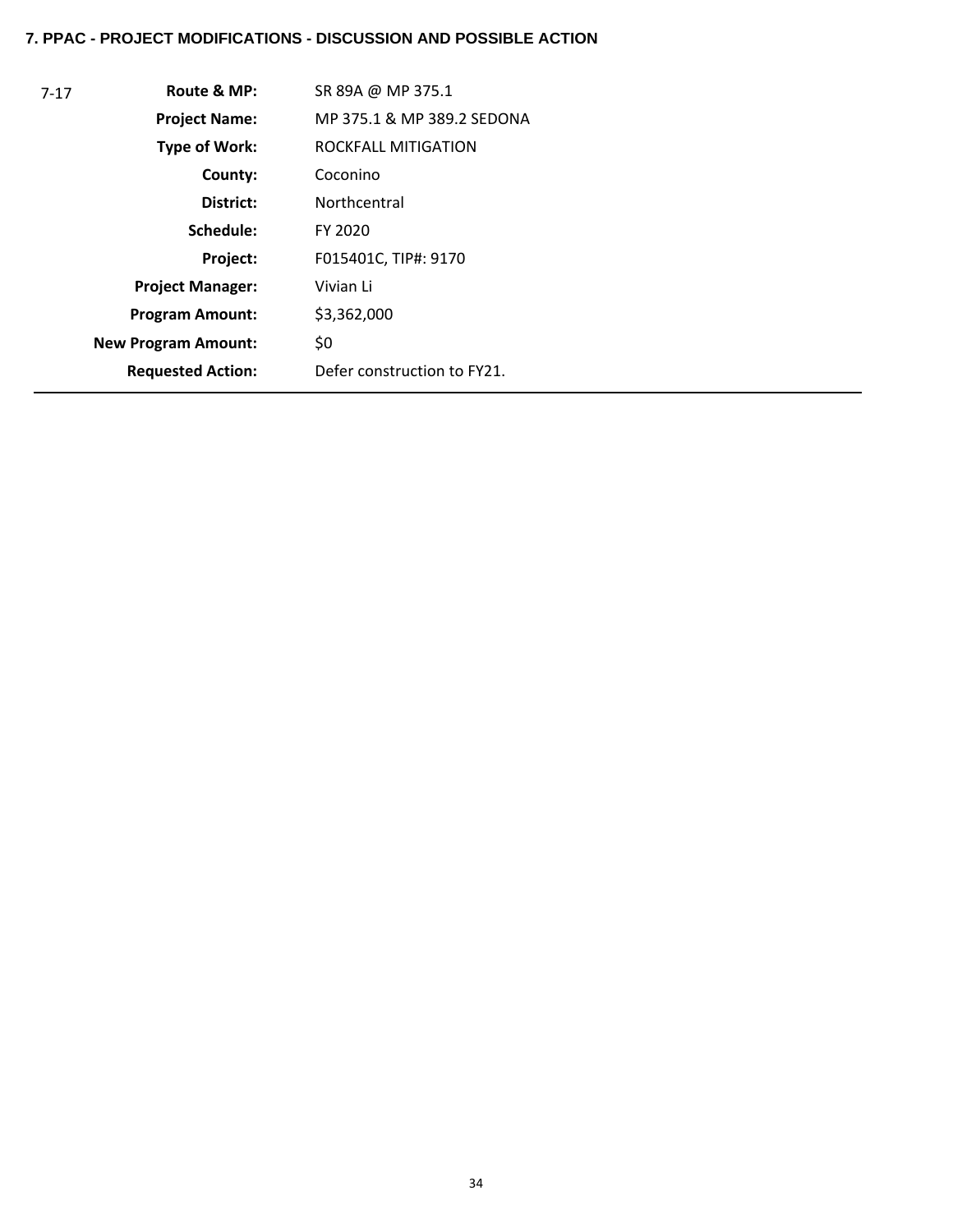**7. PPAC - PROJECT MODIFICATIONS - DISCUSSION AND POSSIBLE ACTION**

| | | |
|---|---|---|
| 7-17 | **Route & MP:** | SR 89A @ MP 375.1 |
| | **Project Name:** | MP 375.1 & MP 389.2 SEDONA |
| | **Type of Work:** | ROCKFALL MITIGATION |
| | **County:** | Coconino |
| | **District:** | Northcentral |
| | **Schedule:** | FY 2020 |
| | **Project:** | F015401C, TIP#: 9170 |
| | **Project Manager:** | Vivian Li |
| | **Program Amount:** | $3,362,000 |
| | **New Program Amount:** | $0 |
| | **Requested Action:** | Defer construction to FY21. |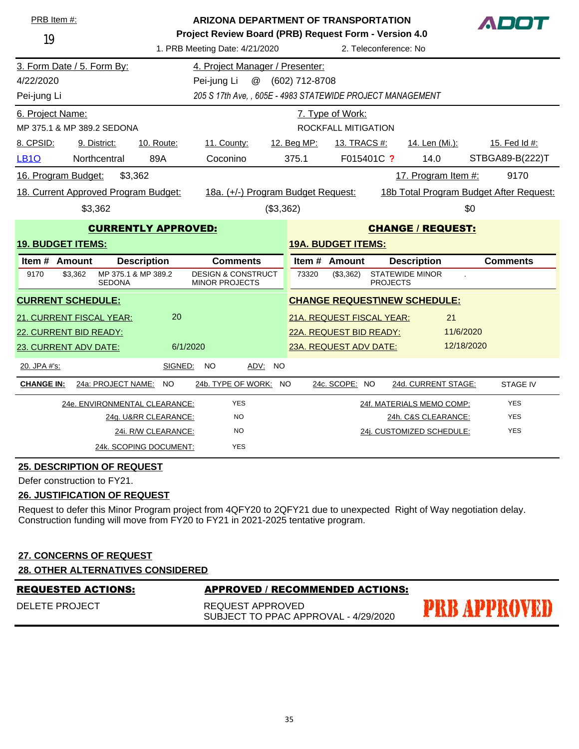PRB Item #: 19

**ARIZONA DEPARTMENT OF TRANSPORTATION**
**Project Review Board (PRB) Request Form - Version 4.0**

ADOT

1. PRB Meeting Date: 4/21/2020 | 2. Teleconference: No

| 3. Form Date / 5. Form By: | 4. Project Manager / Presenter: |
|---|---|
| 4/22/2020 | Pei-jung Li @ (602) 712-8708 |
| Pei-jung Li | *205 S 17th Ave, , 605E - 4983 STATEWIDE PROJECT MANAGEMENT* |

| 6. Project Name: | 7. Type of Work: |
|---|---|
| MP 375.1 & MP 389.2 SEDONA | ROCKFALL MITIGATION |

| 8. CPSID: | 9. District: | 10. Route: | 11. County: | 12. Beg MP: | 13. TRACS #: | 14. Len (Mi.): | 15. Fed Id #: |
|---|---|---|---|---|---|---|---|
| LB1O | Northcentral | 89A | Coconino | 375.1 | F015401C ? | 14.0 | STBGA89-B(222)T |

16. Program Budget: $3,362 | 17. Program Item #: 9170

| 18. Current Approved Program Budget: | 18a. (+/-) Program Budget Request: | 18b Total Program Budget After Request: |
|---|---|---|
| $3,362 | ($3,362) | $0 |

**CURRENTLY APPROVED:**

**19. BUDGET ITEMS:**

| Item # | Amount | Description | Comments |
|---|---|---|---|
| 9170 | $3,362 | MP 375.1 & MP 389.2 SEDONA | DESIGN & CONSTRUCT MINOR PROJECTS |

**CHANGE / REQUEST:**

**19A. BUDGET ITEMS:**

| Item # | Amount | Description | Comments |
|---|---|---|---|
| 73320 | ($3,362) | STATEWIDE MINOR PROJECTS | . |

**CURRENT SCHEDULE:**

21. CURRENT FISCAL YEAR: 20
22. CURRENT BID READY:
23. CURRENT ADV DATE: 6/1/2020

**CHANGE REQUEST\NEW SCHEDULE:**

21A. REQUEST FISCAL YEAR: 21
22A. REQUEST BID READY: 11/6/2020
23A. REQUEST ADV DATE: 12/18/2020

20. JPA #'s: SIGNED: NO ADV: NO

**CHANGE IN:** 24a: PROJECT NAME: NO | 24b. TYPE OF WORK: NO | 24c. SCOPE: NO | 24d. CURRENT STAGE: STAGE IV

| | | | |
|---|---|---|---|
| 24e. ENVIRONMENTAL CLEARANCE: | YES | 24f. MATERIALS MEMO COMP: | YES |
| 24g. U&RR CLEARANCE: | NO | 24h. C&S CLEARANCE: | YES |
| 24i. R/W CLEARANCE: | NO | 24j. CUSTOMIZED SCHEDULE: | YES |
| 24k. SCOPING DOCUMENT: | YES | | |

**25. DESCRIPTION OF REQUEST**

Defer construction to FY21.

**26. JUSTIFICATION OF REQUEST**

Request to defer this Minor Program project from 4QFY20 to 2QFY21 due to unexpected Right of Way negotiation delay. Construction funding will move from FY20 to FY21 in 2021-2025 tentative program.

**27. CONCERNS OF REQUEST**

**28. OTHER ALTERNATIVES CONSIDERED**

| REQUESTED ACTIONS: | APPROVED / RECOMMENDED ACTIONS: |
|---|---|
| DELETE PROJECT | REQUEST APPROVED<br>SUBJECT TO PPAC APPROVAL - 4/29/2020 |

PRB APPROVED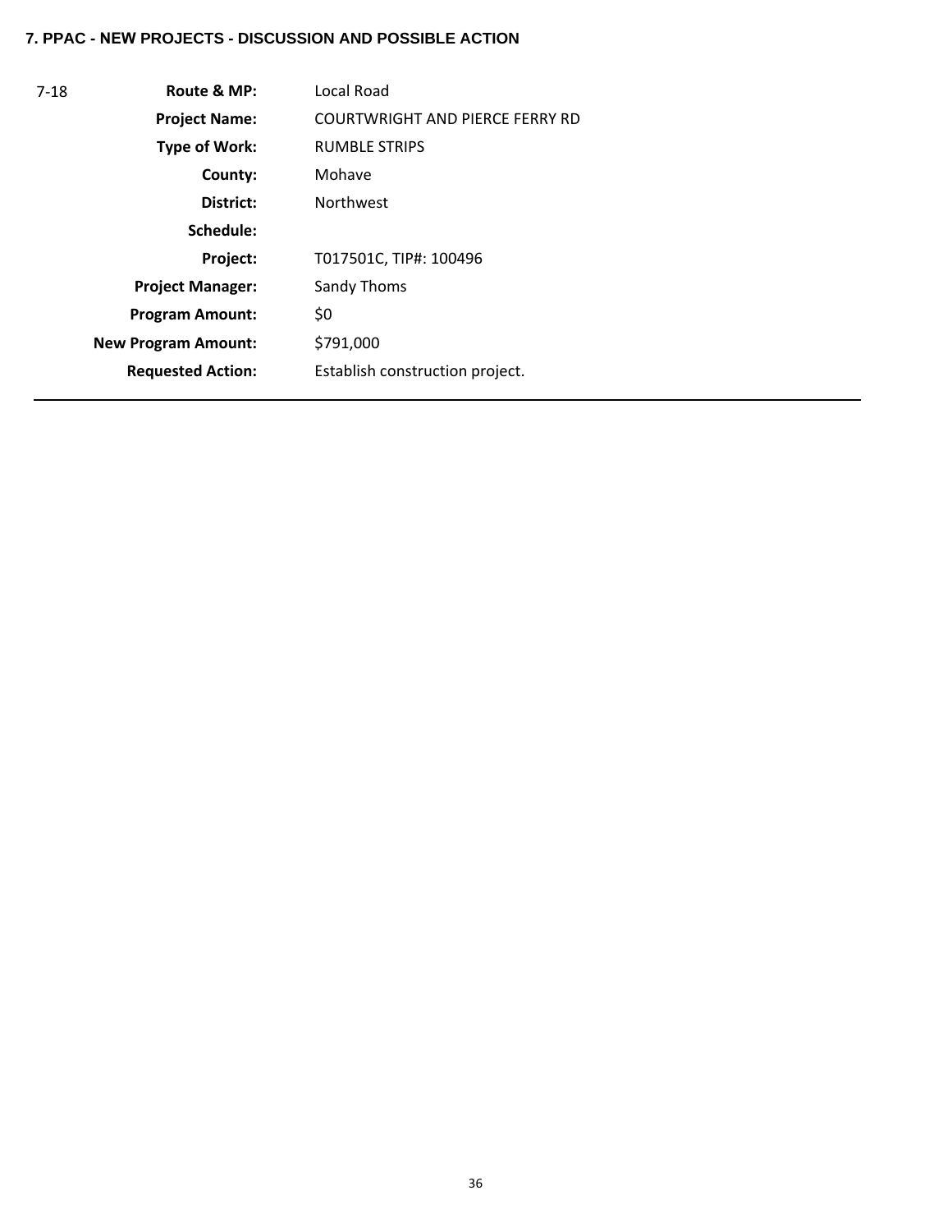**7. PPAC - NEW PROJECTS - DISCUSSION AND POSSIBLE ACTION**

| 7-18 | | |
|---|---|---|
| | **Route & MP:** | Local Road |
| | **Project Name:** | COURTWRIGHT AND PIERCE FERRY RD |
| | **Type of Work:** | RUMBLE STRIPS |
| | **County:** | Mohave |
| | **District:** | Northwest |
| | **Schedule:** | |
| | **Project:** | T017501C, TIP#: 100496 |
| | **Project Manager:** | Sandy Thoms |
| | **Program Amount:** | $0 |
| | **New Program Amount:** | $791,000 |
| | **Requested Action:** | Establish construction project. |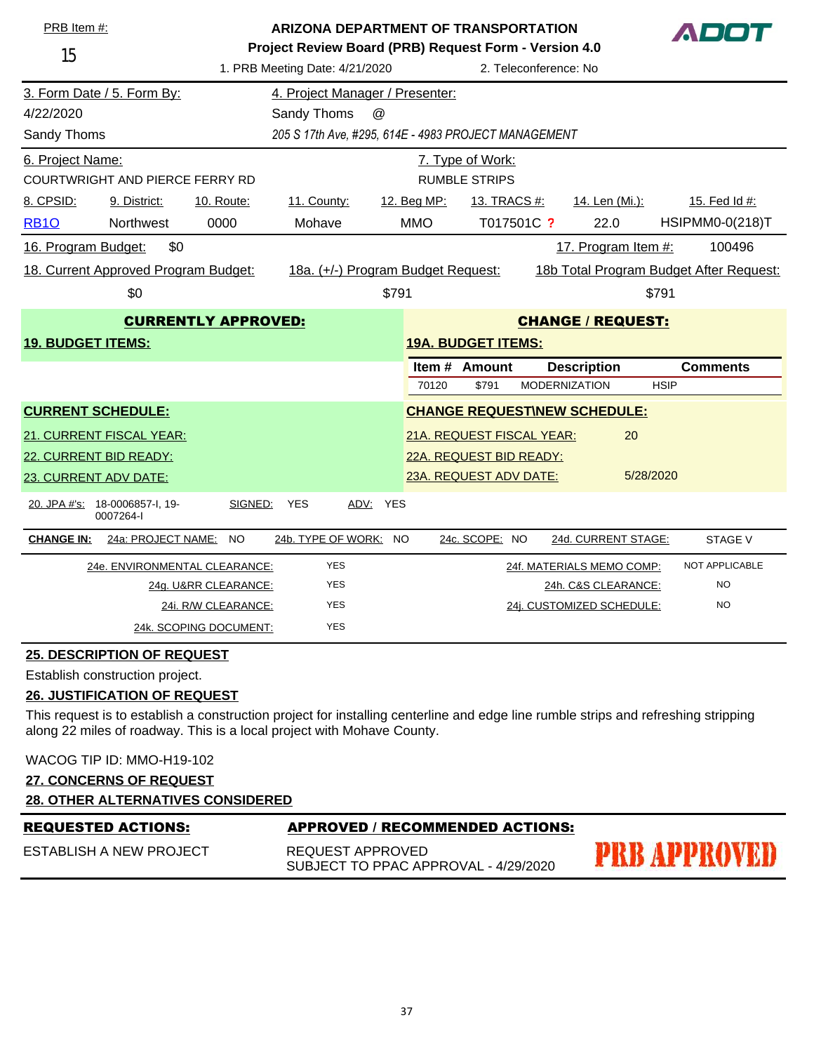PRB Item #: 15

**ARIZONA DEPARTMENT OF TRANSPORTATION**
**Project Review Board (PRB) Request Form - Version 4.0**

ADOT

1. PRB Meeting Date: 4/21/2020 — 2. Teleconference: No

| 3. Form Date / 5. Form By: | 4. Project Manager / Presenter: |
|---|---|
| 4/22/2020 | Sandy Thoms @ |
| Sandy Thoms | *205 S 17th Ave, #295, 614E - 4983 PROJECT MANAGEMENT* |

| 6. Project Name: | 7. Type of Work: |
|---|---|
| COURTWRIGHT AND PIERCE FERRY RD | RUMBLE STRIPS |

| 8. CPSID: | 9. District: | 10. Route: | 11. County: | 12. Beg MP: | 13. TRACS #: | 14. Len (Mi.): | 15. Fed Id #: |
|---|---|---|---|---|---|---|---|
| RB1O | Northwest | 0000 | Mohave | MMO | T017501C ? | 22.0 | HSIPMM0-0(218)T |

16. Program Budget: $0 — 17. Program Item #: 100496

| 18. Current Approved Program Budget: | 18a. (+/-) Program Budget Request: | 18b Total Program Budget After Request: |
|---|---|---|
| $0 | $791 | $791 |

| CURRENTLY APPROVED: | CHANGE / REQUEST: |
|---|---|
| **19. BUDGET ITEMS:** | **19A. BUDGET ITEMS:** |

| Item # | Amount | Description | Comments |
|---|---|---|---|
| 70120 | $791 | MODERNIZATION | HSIP |

| CURRENT SCHEDULE: | | CHANGE REQUEST\NEW SCHEDULE: | |
|---|---|---|---|
| 21. CURRENT FISCAL YEAR: | | 21A. REQUEST FISCAL YEAR: | 20 |
| 22. CURRENT BID READY: | | 22A. REQUEST BID READY: | |
| 23. CURRENT ADV DATE: | | 23A. REQUEST ADV DATE: | 5/28/2020 |

20. JPA #'s: 18-0006857-I, 19-0007264-I — SIGNED: YES — ADV: YES

**CHANGE IN:** 24a: PROJECT NAME: NO — 24b. TYPE OF WORK: NO — 24c. SCOPE: NO — 24d. CURRENT STAGE: STAGE V

| | | | |
|---|---|---|---|
| 24e. ENVIRONMENTAL CLEARANCE: | YES | 24f. MATERIALS MEMO COMP: | NOT APPLICABLE |
| 24g. U&RR CLEARANCE: | YES | 24h. C&S CLEARANCE: | NO |
| 24i. R/W CLEARANCE: | YES | 24j. CUSTOMIZED SCHEDULE: | NO |
| 24k. SCOPING DOCUMENT: | YES | | |

**25. DESCRIPTION OF REQUEST**

Establish construction project.

**26. JUSTIFICATION OF REQUEST**

This request is to establish a construction project for installing centerline and edge line rumble strips and refreshing stripping along 22 miles of roadway. This is a local project with Mohave County.

WACOG TIP ID: MMO-H19-102

**27. CONCERNS OF REQUEST**

**28. OTHER ALTERNATIVES CONSIDERED**

| REQUESTED ACTIONS: | APPROVED / RECOMMENDED ACTIONS: |
|---|---|
| ESTABLISH A NEW PROJECT | REQUEST APPROVED<br>SUBJECT TO PPAC APPROVAL - 4/29/2020 |

PRB APPROVED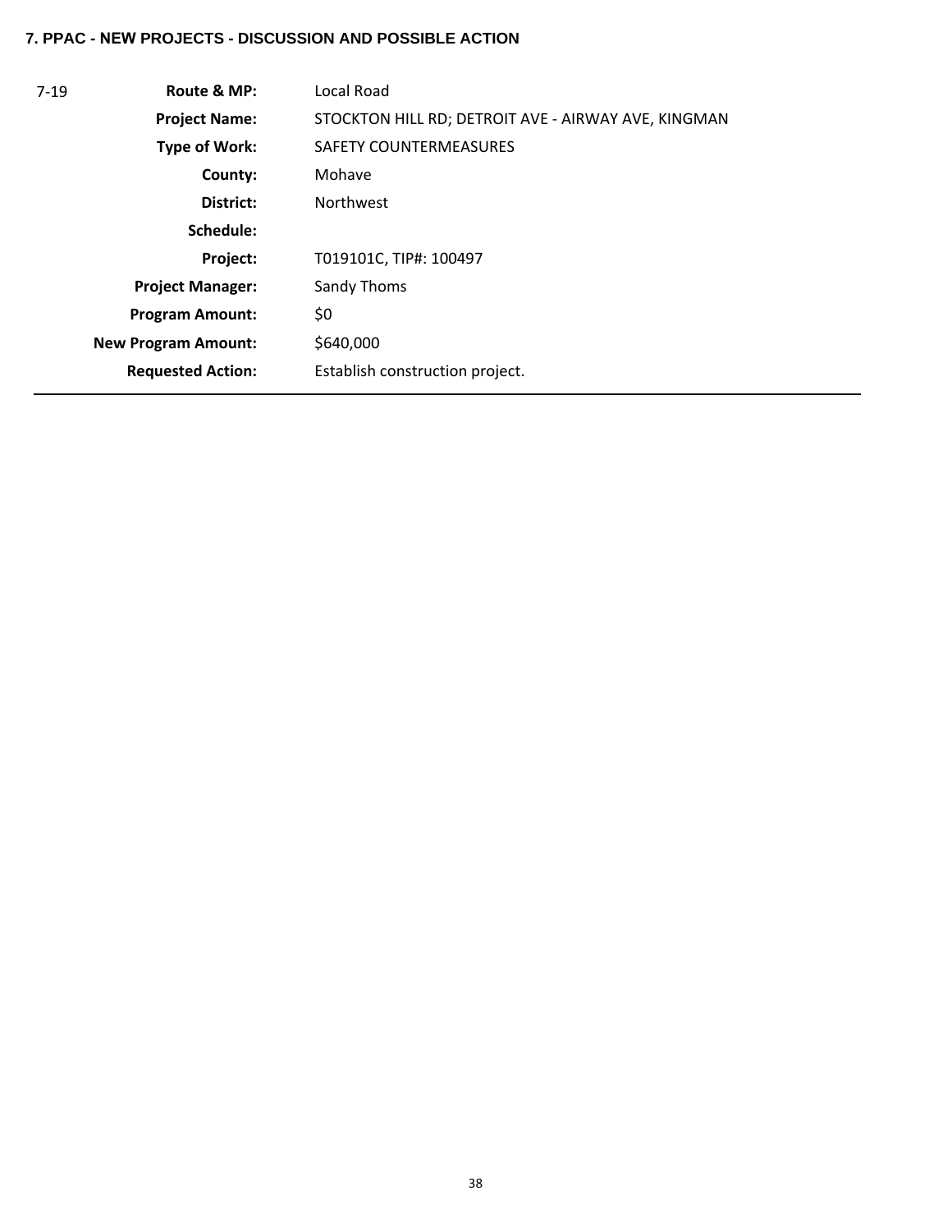### 7. PPAC - NEW PROJECTS - DISCUSSION AND POSSIBLE ACTION

| | | |
|---|---|---|
| 7-19 | **Route & MP:** | Local Road |
| | **Project Name:** | STOCKTON HILL RD; DETROIT AVE - AIRWAY AVE, KINGMAN |
| | **Type of Work:** | SAFETY COUNTERMEASURES |
| | **County:** | Mohave |
| | **District:** | Northwest |
| | **Schedule:** | |
| | **Project:** | T019101C, TIP#: 100497 |
| | **Project Manager:** | Sandy Thoms |
| | **Program Amount:** | $0 |
| | **New Program Amount:** | $640,000 |
| | **Requested Action:** | Establish construction project. |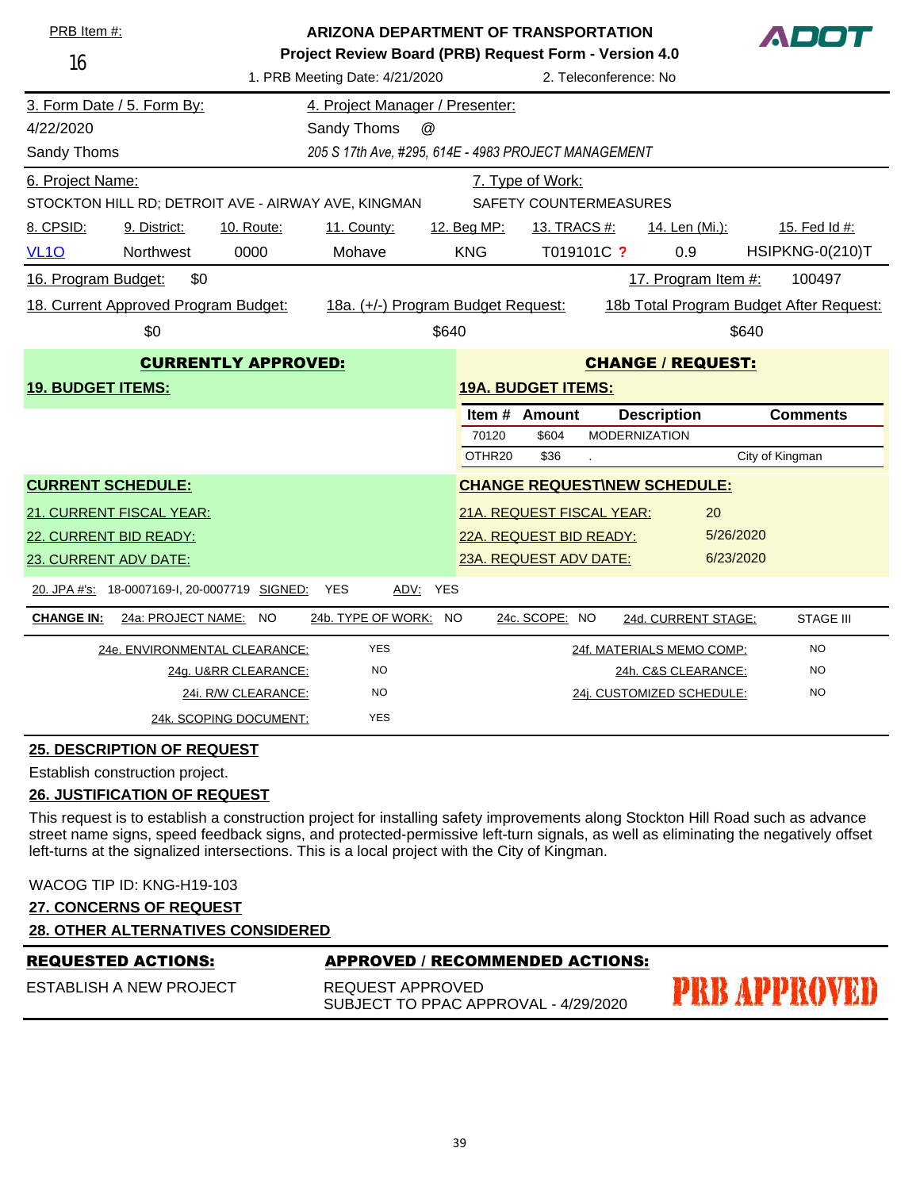PRB Item #: 16

**ARIZONA DEPARTMENT OF TRANSPORTATION**
**Project Review Board (PRB) Request Form - Version 4.0**

ADOT

1. PRB Meeting Date: 4/21/2020 | 2. Teleconference: No

| 3. Form Date / 5. Form By: | 4. Project Manager / Presenter: |
|---|---|
| 4/22/2020 | Sandy Thoms @ |
| Sandy Thoms | *205 S 17th Ave, #295, 614E - 4983 PROJECT MANAGEMENT* |

| 6. Project Name: | 7. Type of Work: |
|---|---|
| STOCKTON HILL RD; DETROIT AVE - AIRWAY AVE, KINGMAN | SAFETY COUNTERMEASURES |

| 8. CPSID: | 9. District: | 10. Route: | 11. County: | 12. Beg MP: | 13. TRACS #: | 14. Len (Mi.): | 15. Fed Id #: |
|---|---|---|---|---|---|---|---|
| VL1O | Northwest | 0000 | Mohave | KNG | T019101C ? | 0.9 | HSIPKNG-0(210)T |

16. Program Budget: $0 | 17. Program Item #: 100497

| 18. Current Approved Program Budget: | 18a. (+/-) Program Budget Request: | 18b Total Program Budget After Request: |
|---|---|---|
| $0 | $640 | $640 |

**CURRENTLY APPROVED:**

**19. BUDGET ITEMS:**

**CHANGE / REQUEST:**

**19A. BUDGET ITEMS:**

| Item # | Amount | Description | Comments |
|---|---|---|---|
| 70120 | $604 | MODERNIZATION | |
| OTHR20 | $36 | . | City of Kingman |

**CURRENT SCHEDULE:**

21. CURRENT FISCAL YEAR:
22. CURRENT BID READY:
23. CURRENT ADV DATE:

**CHANGE REQUEST\NEW SCHEDULE:**

21A. REQUEST FISCAL YEAR: 20
22A. REQUEST BID READY: 5/26/2020
23A. REQUEST ADV DATE: 6/23/2020

20. JPA #'s: 18-0007169-I, 20-0007719 SIGNED: YES ADV: YES

**CHANGE IN:** 24a: PROJECT NAME: NO | 24b. TYPE OF WORK: NO | 24c. SCOPE: NO | 24d. CURRENT STAGE: STAGE III

| | | | |
|---|---|---|---|
| 24e. ENVIRONMENTAL CLEARANCE: | YES | 24f. MATERIALS MEMO COMP: | NO |
| 24g. U&RR CLEARANCE: | NO | 24h. C&S CLEARANCE: | NO |
| 24i. R/W CLEARANCE: | NO | 24j. CUSTOMIZED SCHEDULE: | NO |
| 24k. SCOPING DOCUMENT: | YES | | |

**25. DESCRIPTION OF REQUEST**

Establish construction project.

**26. JUSTIFICATION OF REQUEST**

This request is to establish a construction project for installing safety improvements along Stockton Hill Road such as advance street name signs, speed feedback signs, and protected-permissive left-turn signals, as well as eliminating the negatively offset left-turns at the signalized intersections. This is a local project with the City of Kingman.

WACOG TIP ID: KNG-H19-103

**27. CONCERNS OF REQUEST**

**28. OTHER ALTERNATIVES CONSIDERED**

| **REQUESTED ACTIONS:** | **APPROVED / RECOMMENDED ACTIONS:** |
|---|---|
| ESTABLISH A NEW PROJECT | REQUEST APPROVED<br>SUBJECT TO PPAC APPROVAL - 4/29/2020 |

PRB APPROVED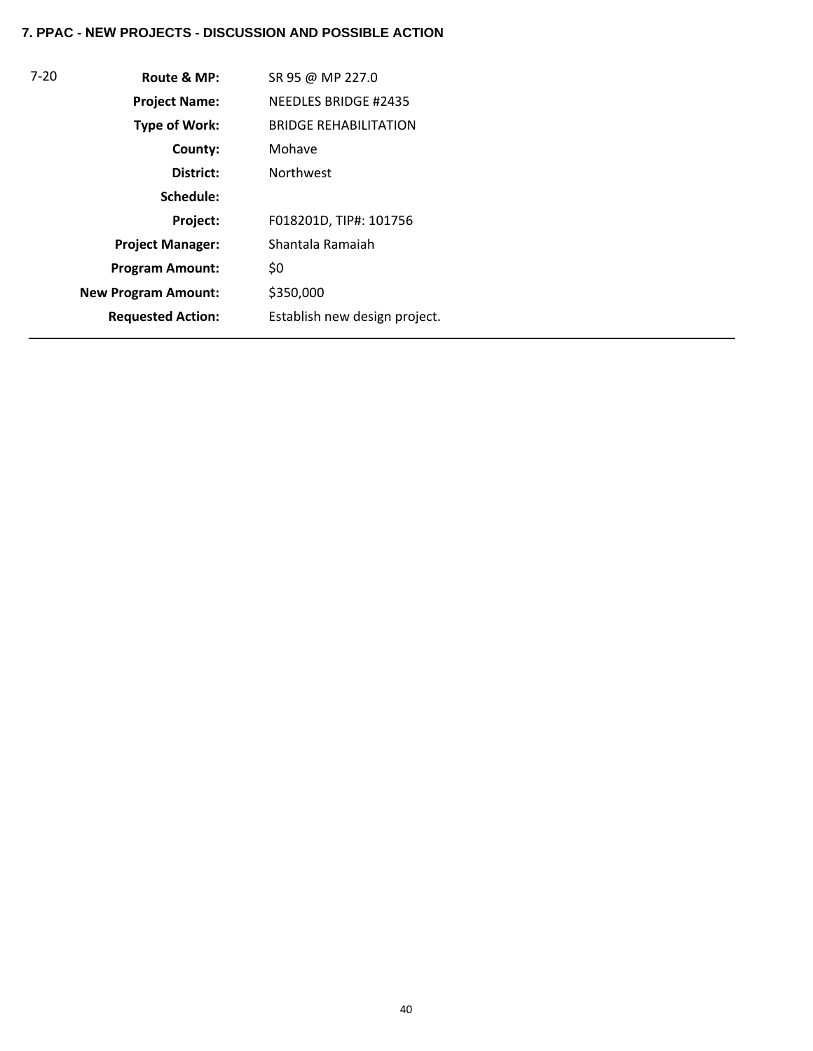**7. PPAC - NEW PROJECTS - DISCUSSION AND POSSIBLE ACTION**

| 7-20 | | |
|---|---|---|
| | **Route & MP:** | SR 95 @ MP 227.0 |
| | **Project Name:** | NEEDLES BRIDGE #2435 |
| | **Type of Work:** | BRIDGE REHABILITATION |
| | **County:** | Mohave |
| | **District:** | Northwest |
| | **Schedule:** | |
| | **Project:** | F018201D, TIP#: 101756 |
| | **Project Manager:** | Shantala Ramaiah |
| | **Program Amount:** | $0 |
| | **New Program Amount:** | $350,000 |
| | **Requested Action:** | Establish new design project. |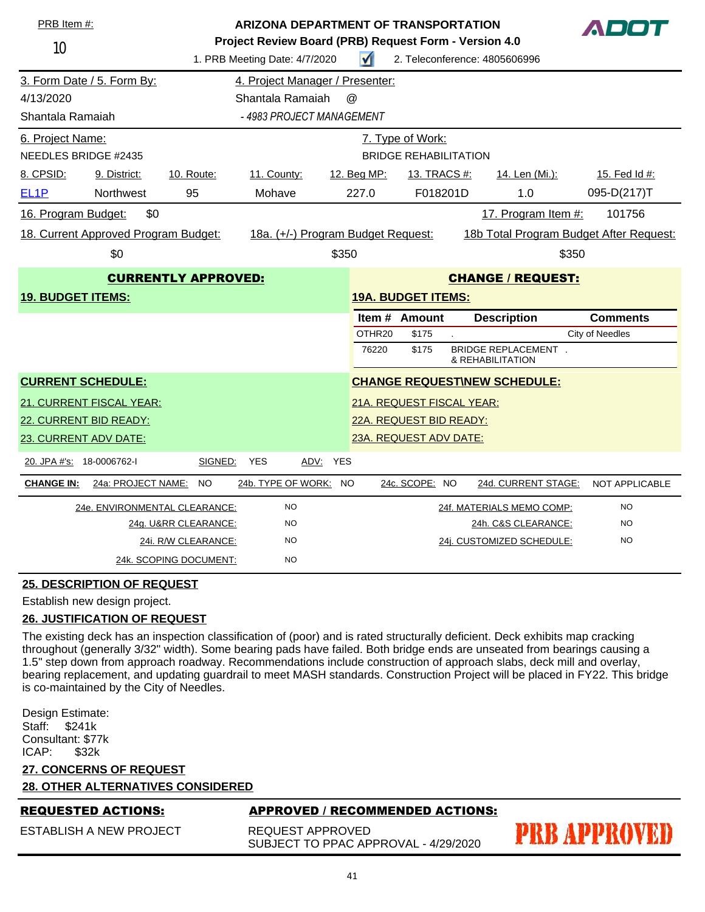PRB Item #: 10

**ARIZONA DEPARTMENT OF TRANSPORTATION**

**Project Review Board (PRB) Request Form - Version 4.0**

1. PRB Meeting Date: 4/7/2020 ☑ 2. Teleconference: 4805606996

ADOT

| 3. Form Date / 5. Form By: | 4. Project Manager / Presenter: |
|---|---|
| 4/13/2020 | Shantala Ramaiah @ |
| Shantala Ramaiah | *- 4983 PROJECT MANAGEMENT* |

| 6. Project Name: | 7. Type of Work: |
|---|---|
| NEEDLES BRIDGE #2435 | BRIDGE REHABILITATION |

| 8. CPSID: | 9. District: | 10. Route: | 11. County: | 12. Beg MP: | 13. TRACS #: | 14. Len (Mi.): | 15. Fed Id #: |
|---|---|---|---|---|---|---|---|
| EL1P | Northwest | 95 | Mohave | 227.0 | F018201D | 1.0 | 095-D(217)T |

16. Program Budget: $0 | 17. Program Item #: 101756

| 18. Current Approved Program Budget: | 18a. (+/-) Program Budget Request: | 18b Total Program Budget After Request: |
|---|---|---|
| $0 | $350 | $350 |

**CURRENTLY APPROVED:**

**19. BUDGET ITEMS:**

**CHANGE / REQUEST:**

**19A. BUDGET ITEMS:**

| Item # | Amount | Description | Comments |
|---|---|---|---|
| OTHR20 | $175 | . | City of Needles |
| 76220 | $175 | BRIDGE REPLACEMENT & REHABILITATION | . |

**CURRENT SCHEDULE:**

21. CURRENT FISCAL YEAR:

22. CURRENT BID READY:

23. CURRENT ADV DATE:

**CHANGE REQUEST\NEW SCHEDULE:**

21A. REQUEST FISCAL YEAR:

22A. REQUEST BID READY:

23A. REQUEST ADV DATE:

20. JPA #'s: 18-0006762-I SIGNED: YES ADV: YES

**CHANGE IN:** 24a: PROJECT NAME: NO 24b. TYPE OF WORK: NO 24c. SCOPE: NO 24d. CURRENT STAGE: NOT APPLICABLE

| | | | |
|---|---|---|---|
| 24e. ENVIRONMENTAL CLEARANCE: | NO | 24f. MATERIALS MEMO COMP: | NO |
| 24g. U&RR CLEARANCE: | NO | 24h. C&S CLEARANCE: | NO |
| 24i. R/W CLEARANCE: | NO | 24j. CUSTOMIZED SCHEDULE: | NO |
| 24k. SCOPING DOCUMENT: | NO | | |

**25. DESCRIPTION OF REQUEST**

Establish new design project.

**26. JUSTIFICATION OF REQUEST**

The existing deck has an inspection classification of (poor) and is rated structurally deficient. Deck exhibits map cracking throughout (generally 3/32" width). Some bearing pads have failed. Both bridge ends are unseated from bearings causing a 1.5" step down from approach roadway. Recommendations include construction of approach slabs, deck mill and overlay, bearing replacement, and updating guardrail to meet MASH standards. Construction Project will be placed in FY22. This bridge is co-maintained by the City of Needles.

Design Estimate:
Staff: $241k
Consultant: $77k
ICAP: $32k

**27. CONCERNS OF REQUEST**

**28. OTHER ALTERNATIVES CONSIDERED**

| REQUESTED ACTIONS: | APPROVED / RECOMMENDED ACTIONS: |
|---|---|
| ESTABLISH A NEW PROJECT | REQUEST APPROVED<br>SUBJECT TO PPAC APPROVAL - 4/29/2020 |

PRB APPROVED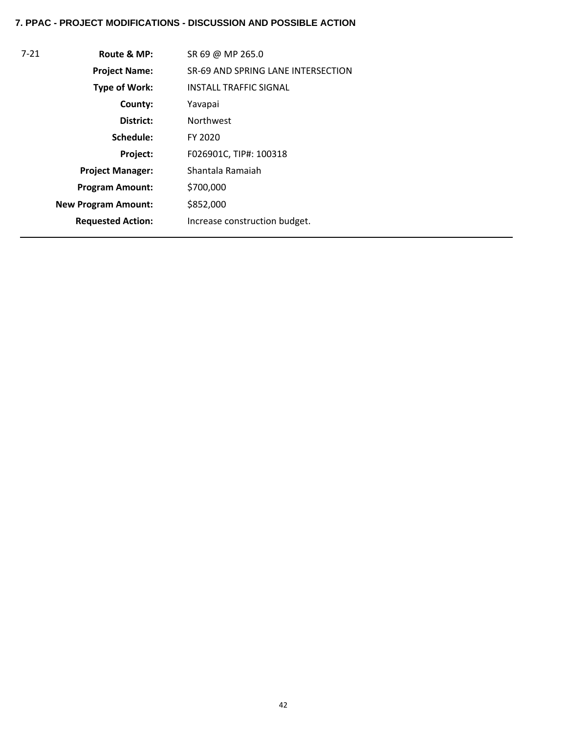**7. PPAC - PROJECT MODIFICATIONS - DISCUSSION AND POSSIBLE ACTION**

| | | |
|---|---|---|
| 7-21 | **Route & MP:** | SR 69 @ MP 265.0 |
| | **Project Name:** | SR-69 AND SPRING LANE INTERSECTION |
| | **Type of Work:** | INSTALL TRAFFIC SIGNAL |
| | **County:** | Yavapai |
| | **District:** | Northwest |
| | **Schedule:** | FY 2020 |
| | **Project:** | F026901C, TIP#: 100318 |
| | **Project Manager:** | Shantala Ramaiah |
| | **Program Amount:** | $700,000 |
| | **New Program Amount:** | $852,000 |
| | **Requested Action:** | Increase construction budget. |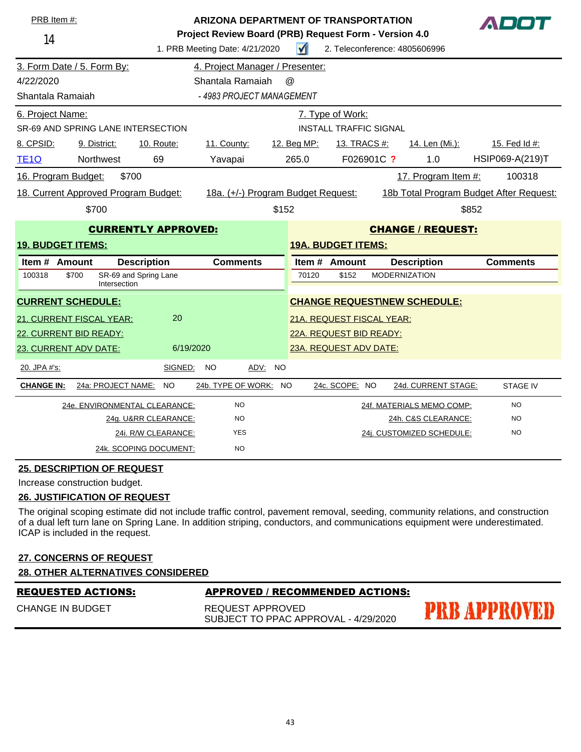PRB Item #: 14

**ARIZONA DEPARTMENT OF TRANSPORTATION**

**Project Review Board (PRB) Request Form - Version 4.0**

ADOT

1. PRB Meeting Date: 4/21/2020 ☑ 2. Teleconference: 4805606996

| 3. Form Date / 5. Form By: | 4. Project Manager / Presenter: |
|---|---|
| 4/22/2020 | Shantala Ramaiah @ |
| Shantala Ramaiah | *- 4983 PROJECT MANAGEMENT* |

| 6. Project Name: | 7. Type of Work: |
|---|---|
| SR-69 AND SPRING LANE INTERSECTION | INSTALL TRAFFIC SIGNAL |

| 8. CPSID: | 9. District: | 10. Route: | 11. County: | 12. Beg MP: | 13. TRACS #: | 14. Len (Mi.): | 15. Fed Id #: |
|---|---|---|---|---|---|---|---|
| TE1O | Northwest | 69 | Yavapai | 265.0 | F026901C ? | 1.0 | HSIP069-A(219)T |

16. Program Budget: $700 — 17. Program Item #: 100318

| 18. Current Approved Program Budget: | 18a. (+/-) Program Budget Request: | 18b Total Program Budget After Request: |
|---|---|---|
| $700 | $152 | $852 |

**CURRENTLY APPROVED:**

**19. BUDGET ITEMS:**

| Item # | Amount | Description | Comments |
|---|---|---|---|
| 100318 | $700 | SR-69 and Spring Lane Intersection | |

**CHANGE / REQUEST:**

**19A. BUDGET ITEMS:**

| Item # | Amount | Description | Comments |
|---|---|---|---|
| 70120 | $152 | MODERNIZATION | |

**CURRENT SCHEDULE:**

21. CURRENT FISCAL YEAR: 20

22. CURRENT BID READY:

23. CURRENT ADV DATE: 6/19/2020

**CHANGE REQUEST\NEW SCHEDULE:**

21A. REQUEST FISCAL YEAR:

22A. REQUEST BID READY:

23A. REQUEST ADV DATE:

20. JPA #'s: SIGNED: NO ADV: NO

**CHANGE IN:** 24a: PROJECT NAME: NO 24b. TYPE OF WORK: NO 24c. SCOPE: NO 24d. CURRENT STAGE: STAGE IV

| | | | |
|---|---|---|---|
| 24e. ENVIRONMENTAL CLEARANCE: | NO | 24f. MATERIALS MEMO COMP: | NO |
| 24g. U&RR CLEARANCE: | NO | 24h. C&S CLEARANCE: | NO |
| 24i. R/W CLEARANCE: | YES | 24j. CUSTOMIZED SCHEDULE: | NO |
| 24k. SCOPING DOCUMENT: | NO | | |

**25. DESCRIPTION OF REQUEST**

Increase construction budget.

**26. JUSTIFICATION OF REQUEST**

The original scoping estimate did not include traffic control, pavement removal, seeding, community relations, and construction of a dual left turn lane on Spring Lane. In addition striping, conductors, and communications equipment were underestimated. ICAP is included in the request.

**27. CONCERNS OF REQUEST**

**28. OTHER ALTERNATIVES CONSIDERED**

| REQUESTED ACTIONS: | APPROVED / RECOMMENDED ACTIONS: |
|---|---|
| CHANGE IN BUDGET | REQUEST APPROVED<br>SUBJECT TO PPAC APPROVAL - 4/29/2020 |

PRB APPROVED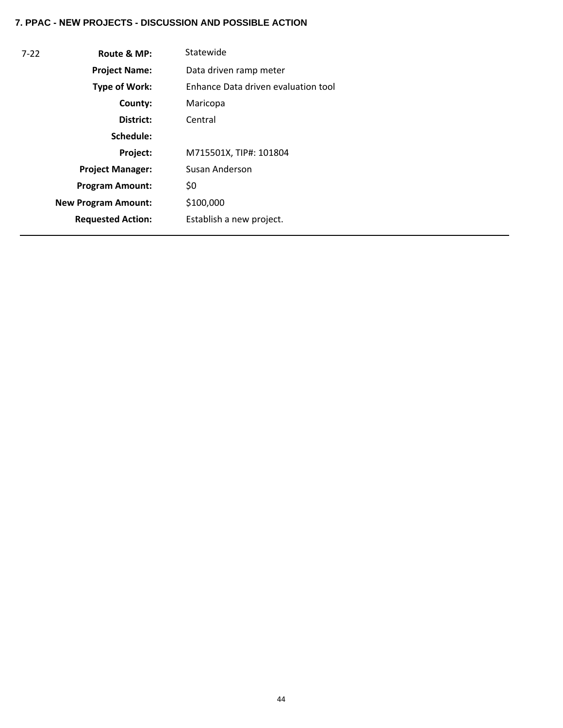**7. PPAC - NEW PROJECTS - DISCUSSION AND POSSIBLE ACTION**

| | | |
|---|---|---|
| 7-22 | **Route & MP:** | Statewide |
| | **Project Name:** | Data driven ramp meter |
| | **Type of Work:** | Enhance Data driven evaluation tool |
| | **County:** | Maricopa |
| | **District:** | Central |
| | **Schedule:** | |
| | **Project:** | M715501X, TIP#: 101804 |
| | **Project Manager:** | Susan Anderson |
| | **Program Amount:** | $0 |
| | **New Program Amount:** | $100,000 |
| | **Requested Action:** | Establish a new project. |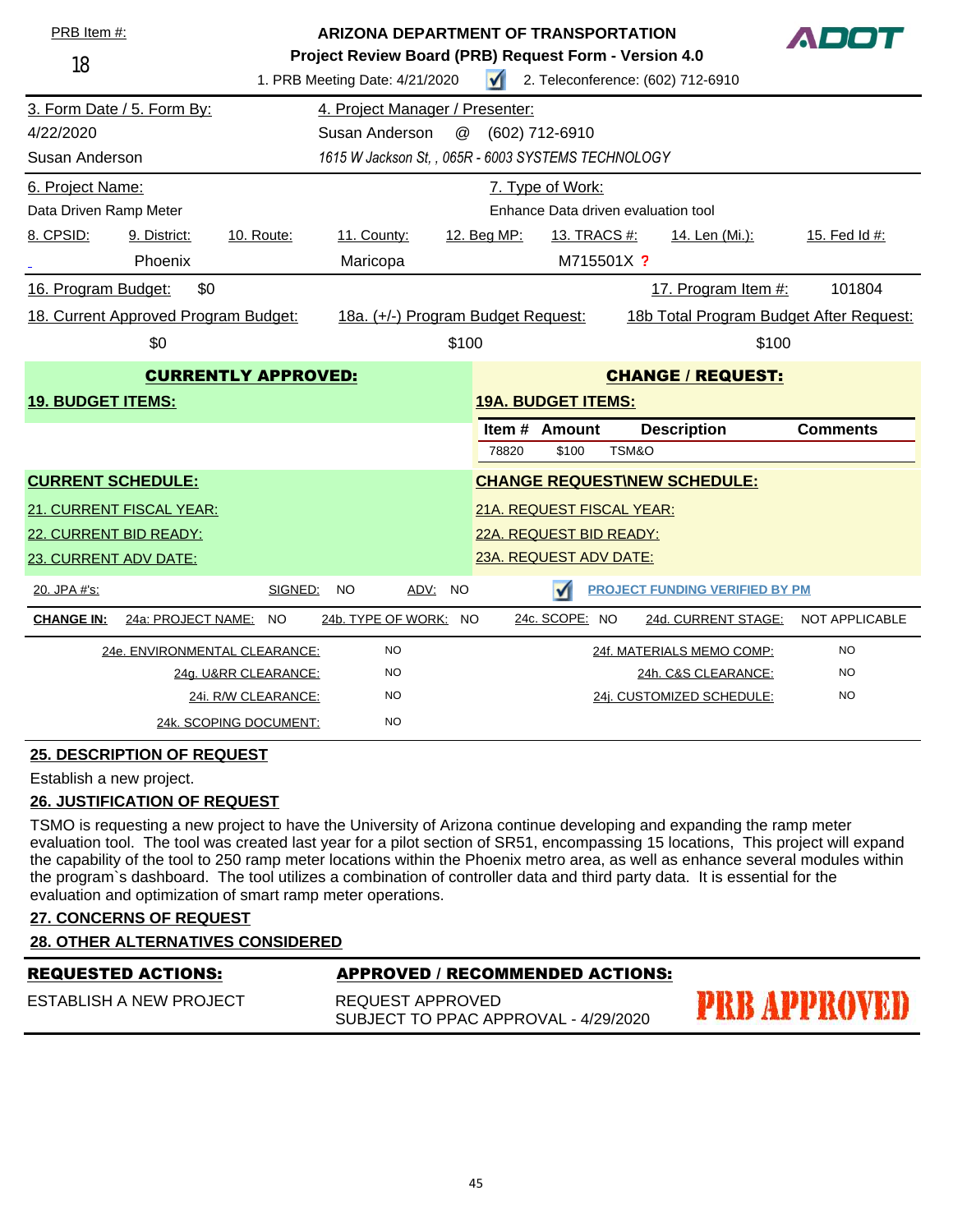PRB Item #: 18

**ARIZONA DEPARTMENT OF TRANSPORTATION**
**Project Review Board (PRB) Request Form - Version 4.0**

ADOT

1. PRB Meeting Date: 4/21/2020 ☑ 2. Teleconference: (602) 712-6910

| 3. Form Date / 5. Form By: | 4. Project Manager / Presenter: |
|---|---|
| 4/22/2020 | Susan Anderson @ (602) 712-6910 |
| Susan Anderson | *1615 W Jackson St, , 065R - 6003 SYSTEMS TECHNOLOGY* |

| 6. Project Name: | 7. Type of Work: |
|---|---|
| Data Driven Ramp Meter | Enhance Data driven evaluation tool |

| 8. CPSID: | 9. District: | 10. Route: | 11. County: | 12. Beg MP: | 13. TRACS #: | 14. Len (Mi.): | 15. Fed Id #: |
|---|---|---|---|---|---|---|---|
| _ | Phoenix | | Maricopa | | M715501X ? | | |

16. Program Budget: $0 | 17. Program Item #: 101804

| 18. Current Approved Program Budget: | 18a. (+/-) Program Budget Request: | 18b Total Program Budget After Request: |
|---|---|---|
| $0 | $100 | $100 |

**CURRENTLY APPROVED:**

**19. BUDGET ITEMS:**

**CHANGE / REQUEST:**

**19A. BUDGET ITEMS:**

| Item # | Amount | Description | Comments |
|---|---|---|---|
| 78820 | $100 | TSM&O | |

**CURRENT SCHEDULE:**

21. CURRENT FISCAL YEAR:
22. CURRENT BID READY:
23. CURRENT ADV DATE:

**CHANGE REQUEST\NEW SCHEDULE:**

21A. REQUEST FISCAL YEAR:
22A. REQUEST BID READY:
23A. REQUEST ADV DATE:

20. JPA #'s: SIGNED: NO ADV: NO ☑ PROJECT FUNDING VERIFIED BY PM

**CHANGE IN:** 24a: PROJECT NAME: NO 24b. TYPE OF WORK: NO 24c. SCOPE: NO 24d. CURRENT STAGE: NOT APPLICABLE

| | | | |
|---|---|---|---|
| 24e. ENVIRONMENTAL CLEARANCE: | NO | 24f. MATERIALS MEMO COMP: | NO |
| 24g. U&RR CLEARANCE: | NO | 24h. C&S CLEARANCE: | NO |
| 24i. R/W CLEARANCE: | NO | 24j. CUSTOMIZED SCHEDULE: | NO |
| 24k. SCOPING DOCUMENT: | NO | | |

**25. DESCRIPTION OF REQUEST**

Establish a new project.

**26. JUSTIFICATION OF REQUEST**

TSMO is requesting a new project to have the University of Arizona continue developing and expanding the ramp meter evaluation tool. The tool was created last year for a pilot section of SR51, encompassing 15 locations, This project will expand the capability of the tool to 250 ramp meter locations within the Phoenix metro area, as well as enhance several modules within the program`s dashboard. The tool utilizes a combination of controller data and third party data. It is essential for the evaluation and optimization of smart ramp meter operations.

**27. CONCERNS OF REQUEST**

**28. OTHER ALTERNATIVES CONSIDERED**

| **REQUESTED ACTIONS:** | **APPROVED / RECOMMENDED ACTIONS:** |
|---|---|
| ESTABLISH A NEW PROJECT | REQUEST APPROVED<br>SUBJECT TO PPAC APPROVAL - 4/29/2020 |

PRB APPROVED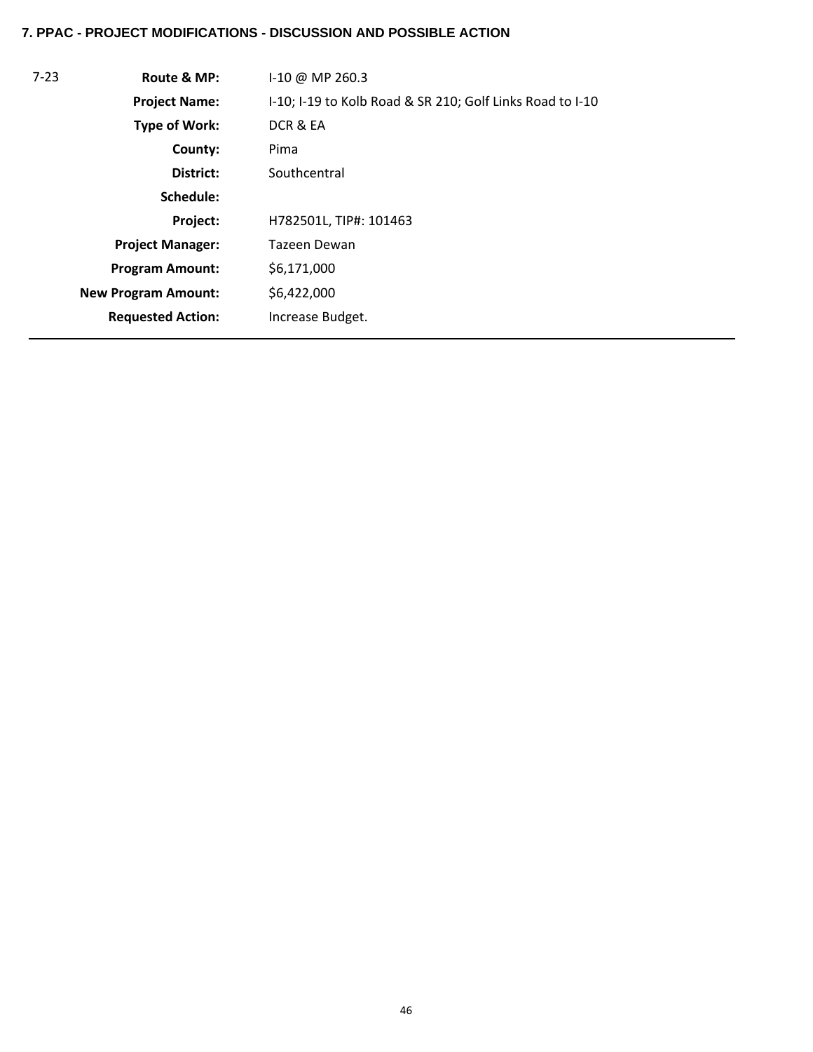**7. PPAC - PROJECT MODIFICATIONS - DISCUSSION AND POSSIBLE ACTION**

| 7-23 | | |
|---|---|---|
| | **Route & MP:** | I-10 @ MP 260.3 |
| | **Project Name:** | I-10; I-19 to Kolb Road & SR 210; Golf Links Road to I-10 |
| | **Type of Work:** | DCR & EA |
| | **County:** | Pima |
| | **District:** | Southcentral |
| | **Schedule:** | |
| | **Project:** | H782501L, TIP#: 101463 |
| | **Project Manager:** | Tazeen Dewan |
| | **Program Amount:** | $6,171,000 |
| | **New Program Amount:** | $6,422,000 |
| | **Requested Action:** | Increase Budget. |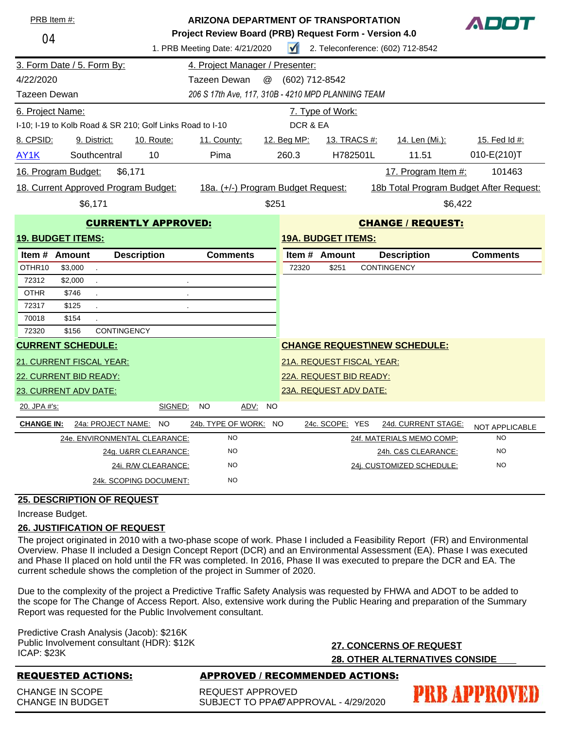PRB Item #: 04

**ARIZONA DEPARTMENT OF TRANSPORTATION**

**Project Review Board (PRB) Request Form - Version 4.0**

ADOT

1. PRB Meeting Date: 4/21/2020 ☑ 2. Teleconference: (602) 712-8542

| 3. Form Date / 5. Form By: | 4. Project Manager / Presenter: |
|---|---|
| 4/22/2020 | Tazeen Dewan @ (602) 712-8542 |
| Tazeen Dewan | 206 S 17th Ave, 117, 310B - 4210 MPD PLANNING TEAM |

| 6. Project Name: | 7. Type of Work: |
|---|---|
| I-10; I-19 to Kolb Road & SR 210; Golf Links Road to I-10 | DCR & EA |

| 8. CPSID: | 9. District: | 10. Route: | 11. County: | 12. Beg MP: | 13. TRACS #: | 14. Len (Mi.): | 15. Fed Id #: |
|---|---|---|---|---|---|---|---|
| AY1K | Southcentral | 10 | Pima | 260.3 | H782501L | 11.51 | 010-E(210)T |

16. Program Budget: $6,171 | 17. Program Item #: 101463

| 18. Current Approved Program Budget: | 18a. (+/-) Program Budget Request: | 18b Total Program Budget After Request: |
|---|---|---|
| $6,171 | $251 | $6,422 |

## CURRENTLY APPROVED:

**19. BUDGET ITEMS:**

| Item # | Amount | Description | Comments |
|---|---|---|---|
| OTHR10 | $3,000 | . | |
| 72312 | $2,000 | . | . |
| OTHR | $746 | . | . |
| 72317 | $125 | . | . |
| 70018 | $154 | . | |
| 72320 | $156 | CONTINGENCY | |

**CURRENT SCHEDULE:**

21. CURRENT FISCAL YEAR:

22. CURRENT BID READY:

23. CURRENT ADV DATE:

## CHANGE / REQUEST:

**19A. BUDGET ITEMS:**

| Item # | Amount | Description | Comments |
|---|---|---|---|
| 72320 | $251 | CONTINGENCY | |

**CHANGE REQUEST\NEW SCHEDULE:**

21A. REQUEST FISCAL YEAR:

22A. REQUEST BID READY:

23A. REQUEST ADV DATE:

20. JPA #'s: SIGNED: NO ADV: NO

| CHANGE IN: | | | |
|---|---|---|---|
| 24a: PROJECT NAME: NO | 24b. TYPE OF WORK: NO | 24c. SCOPE: YES | 24d. CURRENT STAGE: NOT APPLICABLE |
| 24e. ENVIRONMENTAL CLEARANCE: | NO | 24f. MATERIALS MEMO COMP: | NO |
| 24g. U&RR CLEARANCE: | NO | 24h. C&S CLEARANCE: | NO |
| 24i. R/W CLEARANCE: | NO | 24j. CUSTOMIZED SCHEDULE: | NO |
| 24k. SCOPING DOCUMENT: | NO | | |

**25. DESCRIPTION OF REQUEST**

Increase Budget.

**26. JUSTIFICATION OF REQUEST**

The project originated in 2010 with a two-phase scope of work. Phase I included a Feasibility Report (FR) and Environmental Overview. Phase II included a Design Concept Report (DCR) and an Environmental Assessment (EA). Phase I was executed and Phase II placed on hold until the FR was completed. In 2016, Phase II was executed to prepare the DCR and EA. The current schedule shows the completion of the project in Summer of 2020.

Due to the complexity of the project a Predictive Traffic Safety Analysis was requested by FHWA and ADOT to be added to the scope for The Change of Access Report. Also, extensive work during the Public Hearing and preparation of the Summary Report was requested for the Public Involvement consultant.

Predictive Crash Analysis (Jacob): $216K
Public Involvement consultant (HDR): $12K
ICAP: $23K

**27. CONCERNS OF REQUEST**

**28. OTHER ALTERNATIVES CONSIDE**

| REQUESTED ACTIONS: | APPROVED / RECOMMENDED ACTIONS: |
|---|---|
| CHANGE IN SCOPE | REQUEST APPROVED |
| CHANGE IN BUDGET | SUBJECT TO PPAC APPROVAL - 4/29/2020 |

PRB APPROVED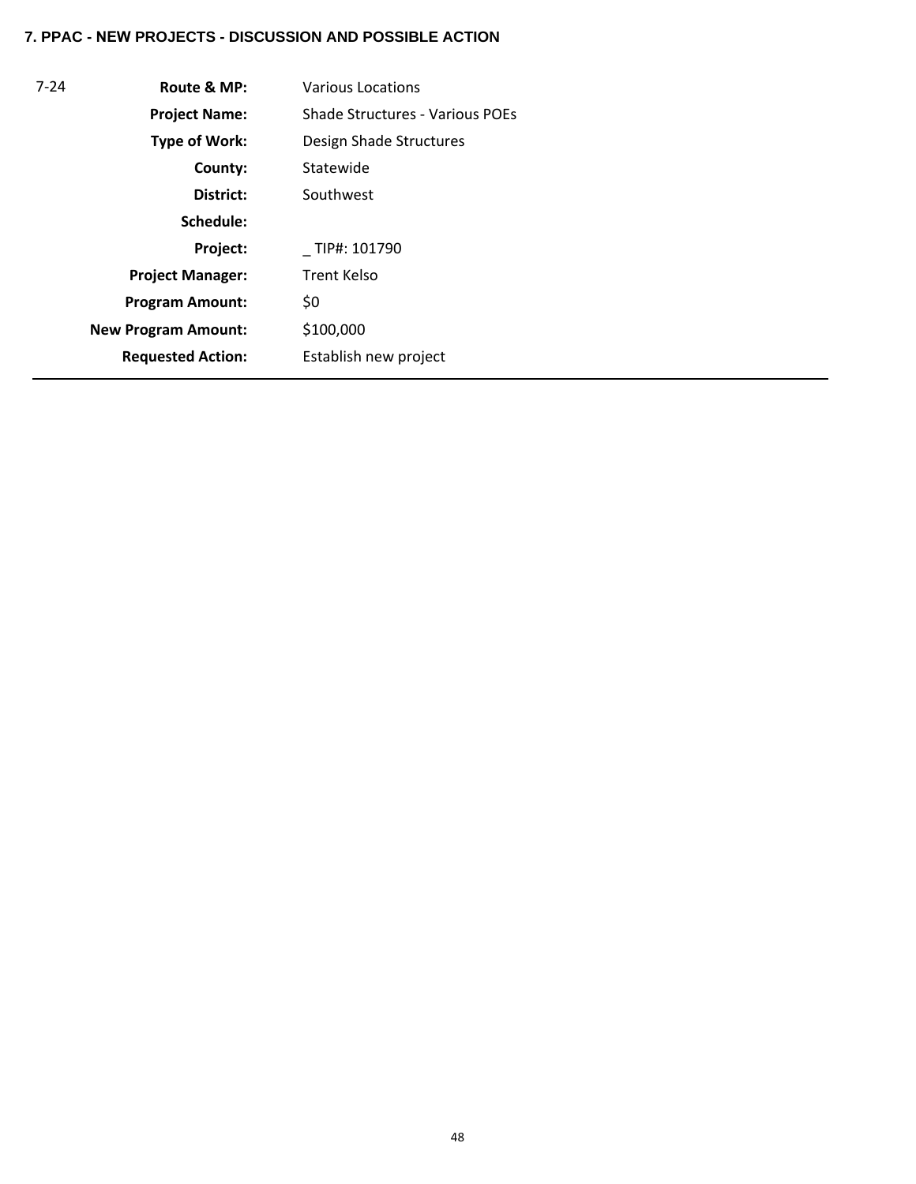**7. PPAC - NEW PROJECTS - DISCUSSION AND POSSIBLE ACTION**

| 7-24 | | |
|---|---|---|
| | **Route & MP:** | Various Locations |
| | **Project Name:** | Shade Structures - Various POEs |
| | **Type of Work:** | Design Shade Structures |
| | **County:** | Statewide |
| | **District:** | Southwest |
| | **Schedule:** | |
| | **Project:** | _ TIP#: 101790 |
| | **Project Manager:** | Trent Kelso |
| | **Program Amount:** | $0 |
| | **New Program Amount:** | $100,000 |
| | **Requested Action:** | Establish new project |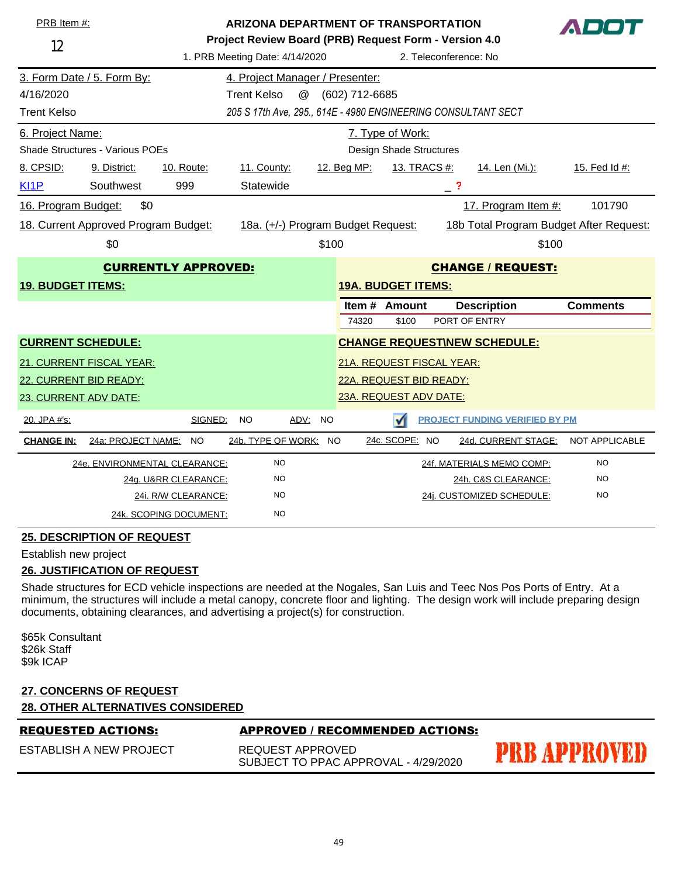PRB Item #: 12

**ARIZONA DEPARTMENT OF TRANSPORTATION**
**Project Review Board (PRB) Request Form - Version 4.0**

ADOT

1. PRB Meeting Date: 4/14/2020 2. Teleconference: No

| 3. Form Date / 5. Form By: | 4. Project Manager / Presenter: |
|---|---|
| 4/16/2020 | Trent Kelso @ (602) 712-6685 |
| Trent Kelso | *205 S 17th Ave, 295., 614E - 4980 ENGINEERING CONSULTANT SECT* |

| 6. Project Name: | 7. Type of Work: |
|---|---|
| Shade Structures - Various POEs | Design Shade Structures |

| 8. CPSID: | 9. District: | 10. Route: | 11. County: | 12. Beg MP: | 13. TRACS #: | 14. Len (Mi.): | 15. Fed Id #: |
|---|---|---|---|---|---|---|---|
| KI1P | Southwest | 999 | Statewide | | _ ? | | |

16. Program Budget: $0 17. Program Item #: 101790

| 18. Current Approved Program Budget: | 18a. (+/-) Program Budget Request: | 18b Total Program Budget After Request: |
|---|---|---|
| $0 | $100 | $100 |

| CURRENTLY APPROVED: | CHANGE / REQUEST: |
|---|---|
| **19. BUDGET ITEMS:** | **19A. BUDGET ITEMS:** |

| Item # | Amount | Description | Comments |
|---|---|---|---|
| 74320 | $100 | PORT OF ENTRY | |

| CURRENT SCHEDULE: | CHANGE REQUEST\NEW SCHEDULE: |
|---|---|
| 21. CURRENT FISCAL YEAR: | 21A. REQUEST FISCAL YEAR: |
| 22. CURRENT BID READY: | 22A. REQUEST BID READY: |
| 23. CURRENT ADV DATE: | 23A. REQUEST ADV DATE: |

20. JPA #'s: SIGNED: NO ADV: NO ☑ PROJECT FUNDING VERIFIED BY PM

**CHANGE IN:** 24a: PROJECT NAME: NO 24b. TYPE OF WORK: NO 24c. SCOPE: NO 24d. CURRENT STAGE: NOT APPLICABLE

| | | | |
|---|---|---|---|
| 24e. ENVIRONMENTAL CLEARANCE: | NO | 24f. MATERIALS MEMO COMP: | NO |
| 24g. U&RR CLEARANCE: | NO | 24h. C&S CLEARANCE: | NO |
| 24i. R/W CLEARANCE: | NO | 24j. CUSTOMIZED SCHEDULE: | NO |
| 24k. SCOPING DOCUMENT: | NO | | |

## 25. DESCRIPTION OF REQUEST

Establish new project

## 26. JUSTIFICATION OF REQUEST

Shade structures for ECD vehicle inspections are needed at the Nogales, San Luis and Teec Nos Pos Ports of Entry. At a minimum, the structures will include a metal canopy, concrete floor and lighting. The design work will include preparing design documents, obtaining clearances, and advertising a project(s) for construction.

$65k Consultant
$26k Staff
$9k ICAP

## 27. CONCERNS OF REQUEST

## 28. OTHER ALTERNATIVES CONSIDERED

| REQUESTED ACTIONS: | APPROVED / RECOMMENDED ACTIONS: |
|---|---|
| ESTABLISH A NEW PROJECT | REQUEST APPROVED<br>SUBJECT TO PPAC APPROVAL - 4/29/2020 |

PRB APPROVED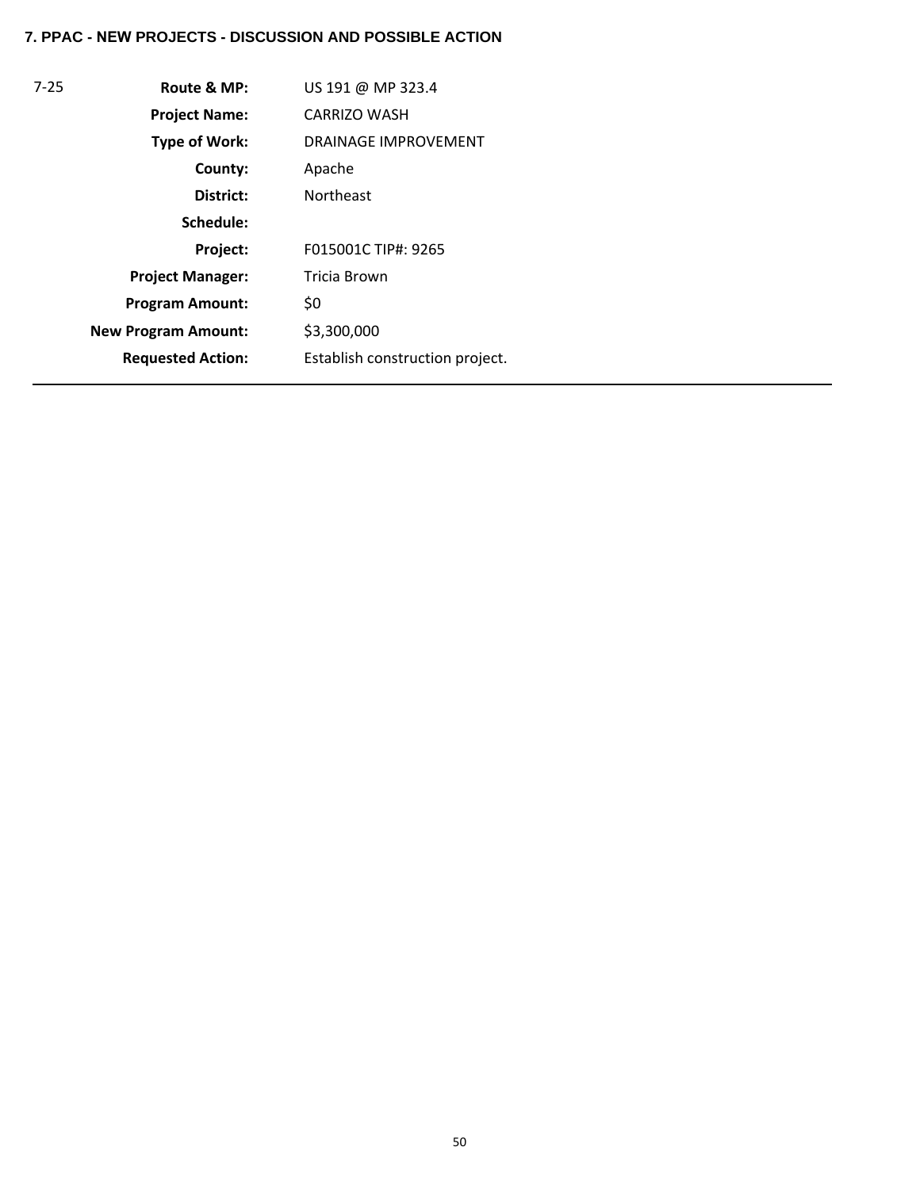**7. PPAC - NEW PROJECTS - DISCUSSION AND POSSIBLE ACTION**

| 7-25 | | |
|---|---|---|
| | **Route & MP:** | US 191 @ MP 323.4 |
| | **Project Name:** | CARRIZO WASH |
| | **Type of Work:** | DRAINAGE IMPROVEMENT |
| | **County:** | Apache |
| | **District:** | Northeast |
| | **Schedule:** | |
| | **Project:** | F015001C TIP#: 9265 |
| | **Project Manager:** | Tricia Brown |
| | **Program Amount:** | $0 |
| | **New Program Amount:** | $3,300,000 |
| | **Requested Action:** | Establish construction project. |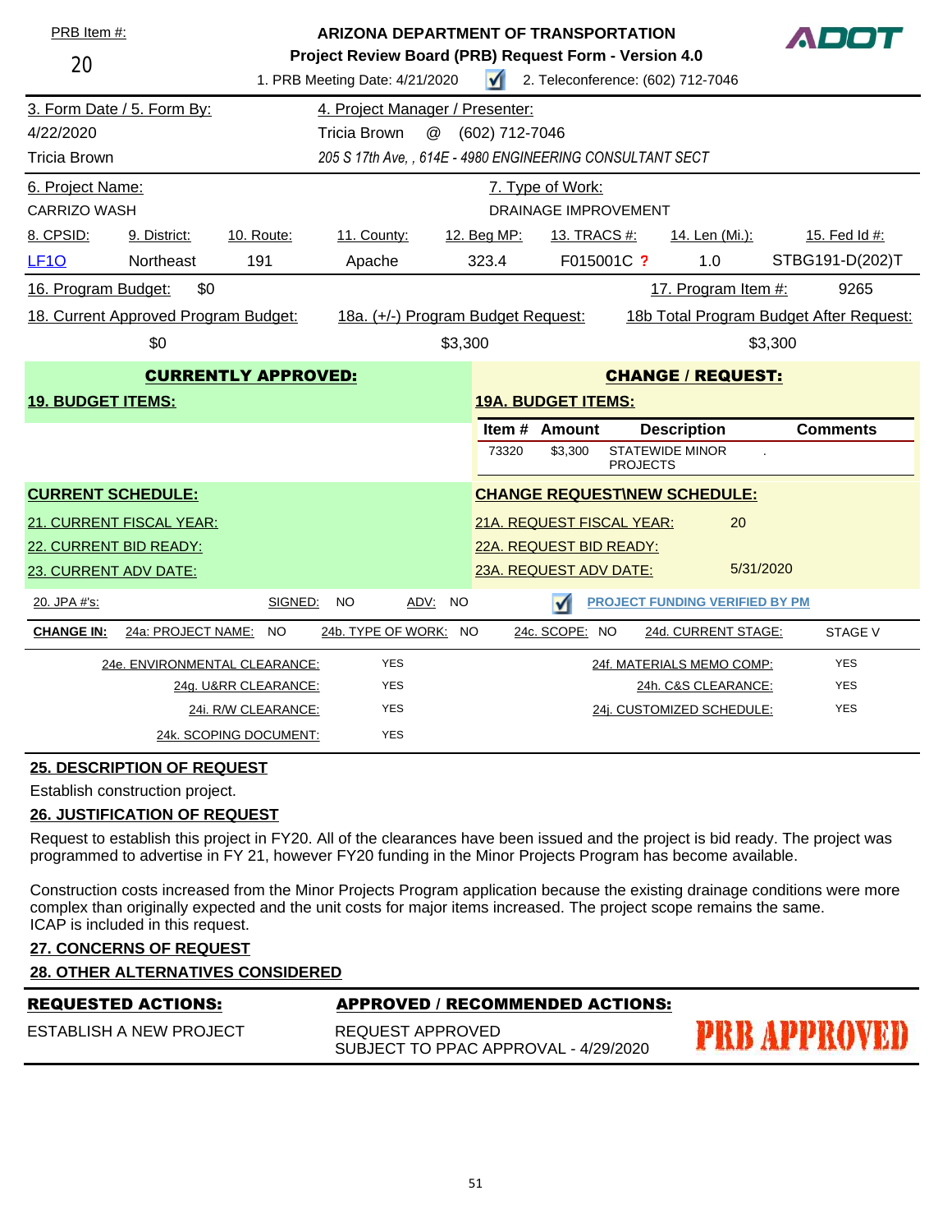PRB Item #: 20

**ARIZONA DEPARTMENT OF TRANSPORTATION**
**Project Review Board (PRB) Request Form - Version 4.0**

1. PRB Meeting Date: 4/21/2020 ☑ 2. Teleconference: (602) 712-7046

| 3. Form Date / 5. Form By: | 4. Project Manager / Presenter: |
|---|---|
| 4/22/2020 | Tricia Brown @ (602) 712-7046 |
| Tricia Brown | *205 S 17th Ave, , 614E - 4980 ENGINEERING CONSULTANT SECT* |

| 6. Project Name: | 7. Type of Work: |
|---|---|
| CARRIZO WASH | DRAINAGE IMPROVEMENT |

| 8. CPSID: | 9. District: | 10. Route: | 11. County: | 12. Beg MP: | 13. TRACS #: | 14. Len (Mi.): | 15. Fed Id #: |
|---|---|---|---|---|---|---|---|
| LF1O | Northeast | 191 | Apache | 323.4 | F015001C ? | 1.0 | STBG191-D(202)T |

16. Program Budget: $0 — 17. Program Item #: 9265

| 18. Current Approved Program Budget: | 18a. (+/-) Program Budget Request: | 18b Total Program Budget After Request: |
|---|---|---|
| $0 | $3,300 | $3,300 |

| CURRENTLY APPROVED: | CHANGE / REQUEST: |
|---|---|
| **19. BUDGET ITEMS:** | **19A. BUDGET ITEMS:** |

| Item # | Amount | Description | Comments |
|---|---|---|---|
| 73320 | $3,300 | STATEWIDE MINOR PROJECTS | . |

| CURRENT SCHEDULE: | CHANGE REQUEST\NEW SCHEDULE: |
|---|---|
| 21. CURRENT FISCAL YEAR: | 21A. REQUEST FISCAL YEAR: 20 |
| 22. CURRENT BID READY: | 22A. REQUEST BID READY: |
| 23. CURRENT ADV DATE: | 23A. REQUEST ADV DATE: 5/31/2020 |

20. JPA #'s: SIGNED: NO ADV: NO ☑ PROJECT FUNDING VERIFIED BY PM

**CHANGE IN:** 24a: PROJECT NAME: NO 24b. TYPE OF WORK: NO 24c. SCOPE: NO 24d. CURRENT STAGE: STAGE V

| | | | |
|---|---|---|---|
| 24e. ENVIRONMENTAL CLEARANCE: | YES | 24f. MATERIALS MEMO COMP: | YES |
| 24g. U&RR CLEARANCE: | YES | 24h. C&S CLEARANCE: | YES |
| 24i. R/W CLEARANCE: | YES | 24j. CUSTOMIZED SCHEDULE: | YES |
| 24k. SCOPING DOCUMENT: | YES | | |

**25. DESCRIPTION OF REQUEST**

Establish construction project.

**26. JUSTIFICATION OF REQUEST**

Request to establish this project in FY20. All of the clearances have been issued and the project is bid ready. The project was programmed to advertise in FY 21, however FY20 funding in the Minor Projects Program has become available.

Construction costs increased from the Minor Projects Program application because the existing drainage conditions were more complex than originally expected and the unit costs for major items increased. The project scope remains the same.
ICAP is included in this request.

**27. CONCERNS OF REQUEST**

**28. OTHER ALTERNATIVES CONSIDERED**

| REQUESTED ACTIONS: | APPROVED / RECOMMENDED ACTIONS: |
|---|---|
| ESTABLISH A NEW PROJECT | REQUEST APPROVED<br>SUBJECT TO PPAC APPROVAL - 4/29/2020 |

PRB APPROVED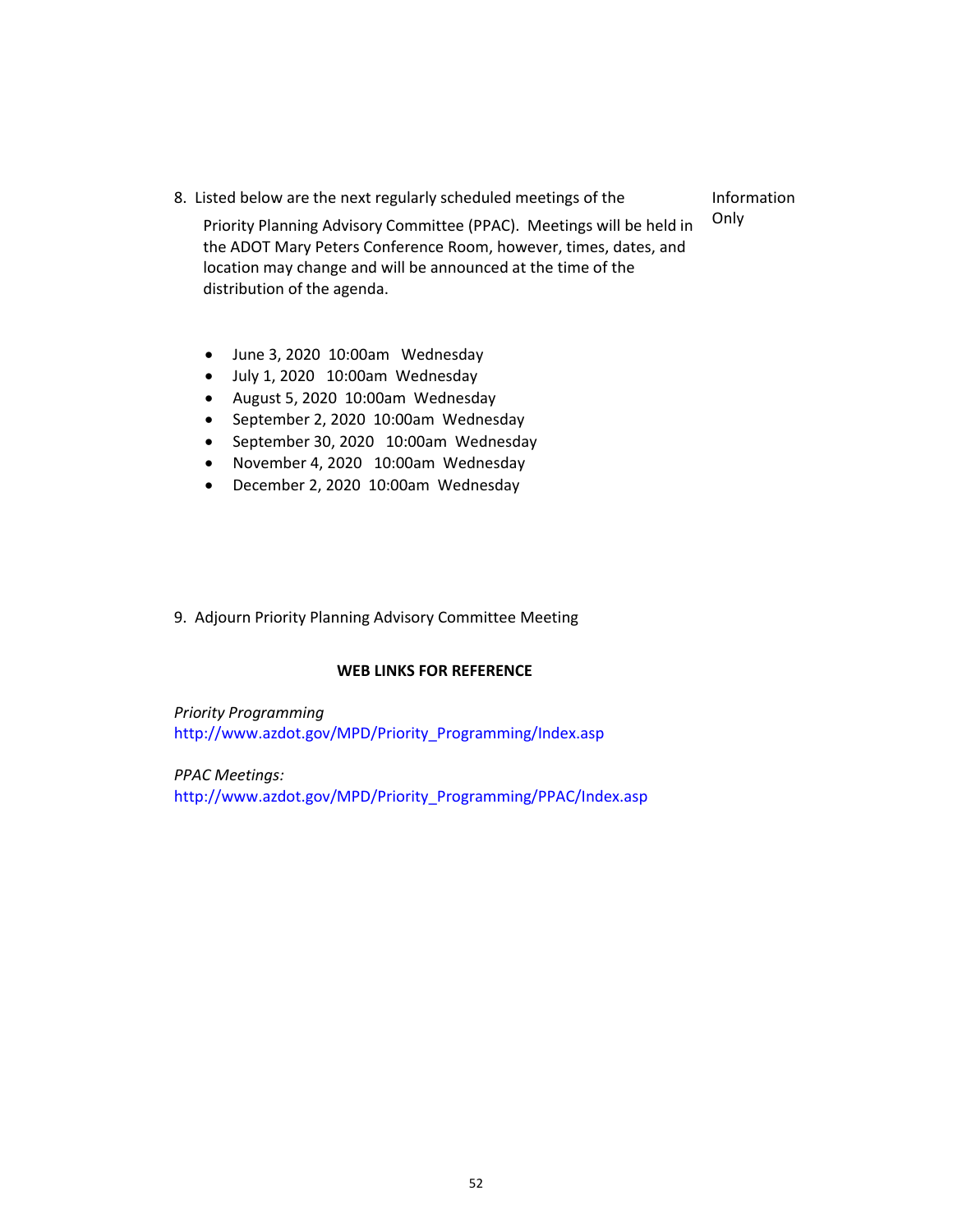8. Listed below are the next regularly scheduled meetings of the Priority Planning Advisory Committee (PPAC). Meetings will be held in the ADOT Mary Peters Conference Room, however, times, dates, and location may change and will be announced at the time of the distribution of the agenda.

   Information Only

   - June 3, 2020 10:00am Wednesday
   - July 1, 2020 10:00am Wednesday
   - August 5, 2020 10:00am Wednesday
   - September 2, 2020 10:00am Wednesday
   - September 30, 2020 10:00am Wednesday
   - November 4, 2020 10:00am Wednesday
   - December 2, 2020 10:00am Wednesday

9. Adjourn Priority Planning Advisory Committee Meeting

**WEB LINKS FOR REFERENCE**

*Priority Programming*
http://www.azdot.gov/MPD/Priority_Programming/Index.asp

*PPAC Meetings:*
http://www.azdot.gov/MPD/Priority_Programming/PPAC/Index.asp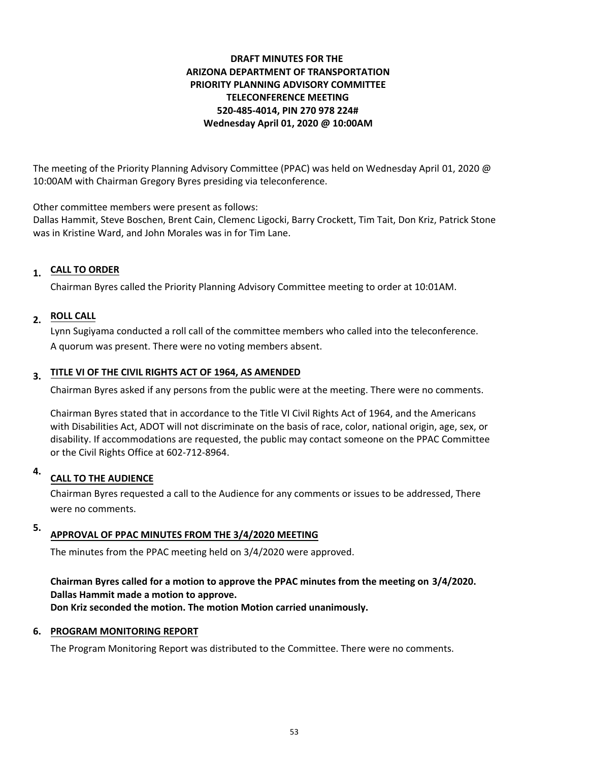**DRAFT MINUTES FOR THE**
**ARIZONA DEPARTMENT OF TRANSPORTATION**
**PRIORITY PLANNING ADVISORY COMMITTEE**
**TELECONFERENCE MEETING**
**520-485-4014, PIN 270 978 224#**
**Wednesday April 01, 2020 @ 10:00AM**

The meeting of the Priority Planning Advisory Committee (PPAC) was held on Wednesday April 01, 2020 @ 10:00AM with Chairman Gregory Byres presiding via teleconference.

Other committee members were present as follows:
Dallas Hammit, Steve Boschen, Brent Cain, Clemenc Ligocki, Barry Crockett, Tim Tait, Don Kriz, Patrick Stone was in Kristine Ward, and John Morales was in for Tim Lane.

1. **CALL TO ORDER**

   Chairman Byres called the Priority Planning Advisory Committee meeting to order at 10:01AM.

2. **ROLL CALL**

   Lynn Sugiyama conducted a roll call of the committee members who called into the teleconference. A quorum was present. There were no voting members absent.

3. **TITLE VI OF THE CIVIL RIGHTS ACT OF 1964, AS AMENDED**

   Chairman Byres asked if any persons from the public were at the meeting. There were no comments.

   Chairman Byres stated that in accordance to the Title VI Civil Rights Act of 1964, and the Americans with Disabilities Act, ADOT will not discriminate on the basis of race, color, national origin, age, sex, or disability. If accommodations are requested, the public may contact someone on the PPAC Committee or the Civil Rights Office at 602-712-8964.

4. **CALL TO THE AUDIENCE**

   Chairman Byres requested a call to the Audience for any comments or issues to be addressed, There were no comments.

5. **APPROVAL OF PPAC MINUTES FROM THE 3/4/2020 MEETING**

   The minutes from the PPAC meeting held on 3/4/2020 were approved.

   **Chairman Byres called for a motion to approve the PPAC minutes from the meeting on 3/4/2020.**
   **Dallas Hammit made a motion to approve.**
   **Don Kriz seconded the motion. The motion Motion carried unanimously.**

6. **PROGRAM MONITORING REPORT**

   The Program Monitoring Report was distributed to the Committee. There were no comments.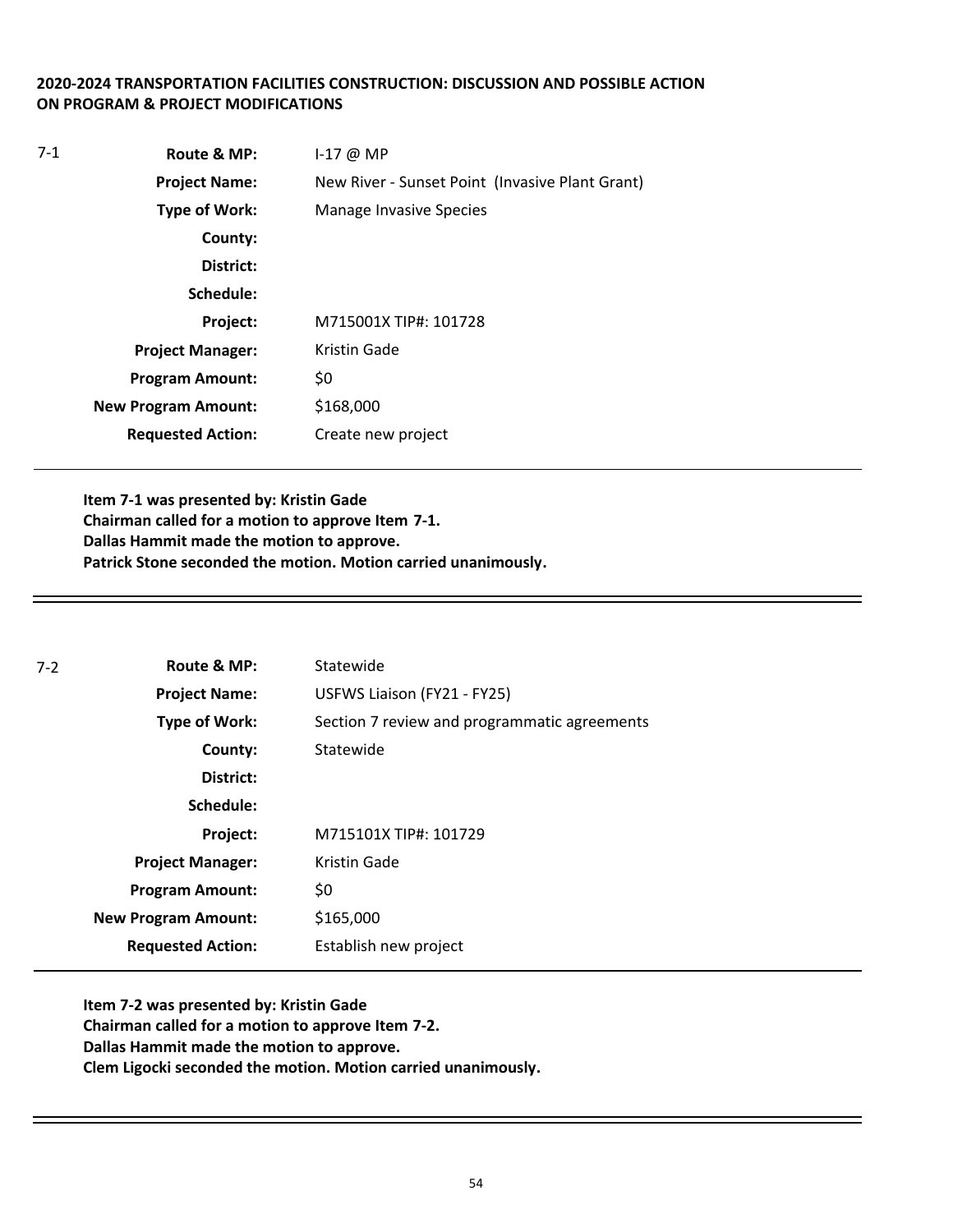**2020-2024 TRANSPORTATION FACILITIES CONSTRUCTION: DISCUSSION AND POSSIBLE ACTION ON PROGRAM & PROJECT MODIFICATIONS**

7-1

| | |
|---|---|
| **Route & MP:** | I-17 @ MP |
| **Project Name:** | New River - Sunset Point (Invasive Plant Grant) |
| **Type of Work:** | Manage Invasive Species |
| **County:** | |
| **District:** | |
| **Schedule:** | |
| **Project:** | M715001X TIP#: 101728 |
| **Project Manager:** | Kristin Gade |
| **Program Amount:** | $0 |
| **New Program Amount:** | $168,000 |
| **Requested Action:** | Create new project |

**Item 7-1 was presented by: Kristin Gade**
**Chairman called for a motion to approve Item 7-1.**
**Dallas Hammit made the motion to approve.**
**Patrick Stone seconded the motion. Motion carried unanimously.**

---

7-2

| | |
|---|---|
| **Route & MP:** | Statewide |
| **Project Name:** | USFWS Liaison (FY21 - FY25) |
| **Type of Work:** | Section 7 review and programmatic agreements |
| **County:** | Statewide |
| **District:** | |
| **Schedule:** | |
| **Project:** | M715101X TIP#: 101729 |
| **Project Manager:** | Kristin Gade |
| **Program Amount:** | $0 |
| **New Program Amount:** | $165,000 |
| **Requested Action:** | Establish new project |

**Item 7-2 was presented by: Kristin Gade**
**Chairman called for a motion to approve Item 7-2.**
**Dallas Hammit made the motion to approve.**
**Clem Ligocki seconded the motion. Motion carried unanimously.**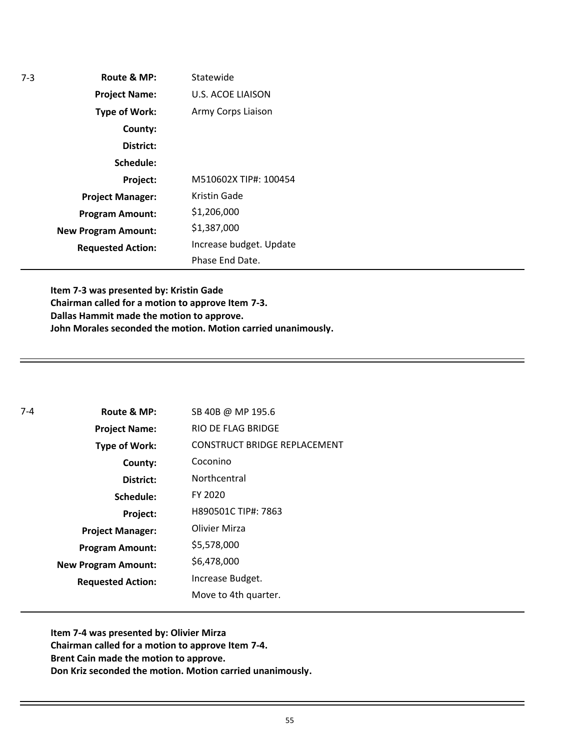7-3

| | |
|---|---|
| **Route & MP:** | Statewide |
| **Project Name:** | U.S. ACOE LIAISON |
| **Type of Work:** | Army Corps Liaison |
| **County:** | |
| **District:** | |
| **Schedule:** | |
| **Project:** | M510602X TIP#: 100454 |
| **Project Manager:** | Kristin Gade |
| **Program Amount:** | $1,206,000 |
| **New Program Amount:** | $1,387,000 |
| **Requested Action:** | Increase budget. Update Phase End Date. |

**Item 7-3 was presented by: Kristin Gade**
**Chairman called for a motion to approve Item 7-3.**
**Dallas Hammit made the motion to approve.**
**John Morales seconded the motion. Motion carried unanimously.**

---

7-4

| | |
|---|---|
| **Route & MP:** | SB 40B @ MP 195.6 |
| **Project Name:** | RIO DE FLAG BRIDGE |
| **Type of Work:** | CONSTRUCT BRIDGE REPLACEMENT |
| **County:** | Coconino |
| **District:** | Northcentral |
| **Schedule:** | FY 2020 |
| **Project:** | H890501C TIP#: 7863 |
| **Project Manager:** | Olivier Mirza |
| **Program Amount:** | $5,578,000 |
| **New Program Amount:** | $6,478,000 |
| **Requested Action:** | Increase Budget. Move to 4th quarter. |

**Item 7-4 was presented by: Olivier Mirza**
**Chairman called for a motion to approve Item 7-4.**
**Brent Cain made the motion to approve.**
**Don Kriz seconded the motion. Motion carried unanimously.**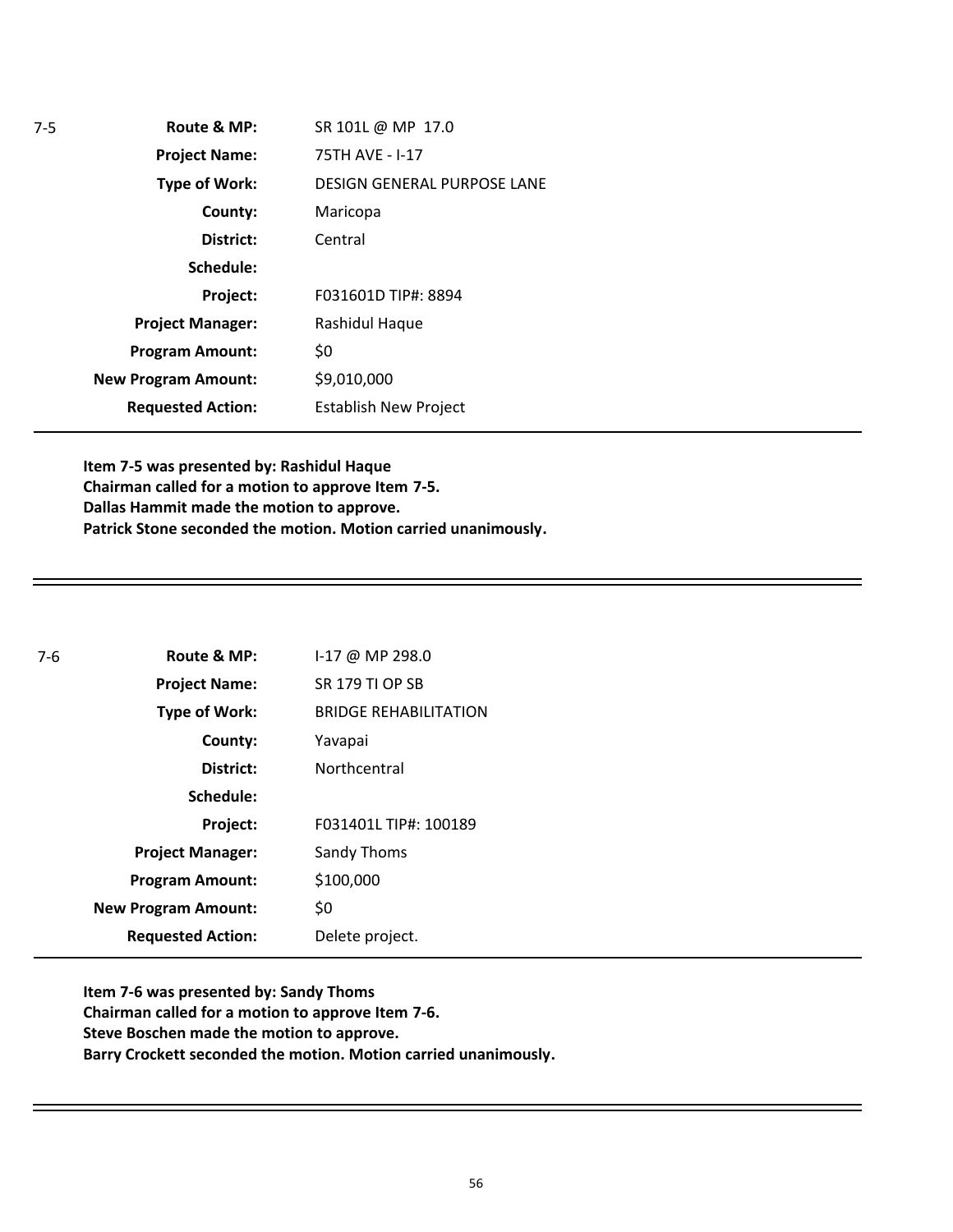7-5

| | |
|---|---|
| **Route & MP:** | SR 101L @ MP 17.0 |
| **Project Name:** | 75TH AVE - I-17 |
| **Type of Work:** | DESIGN GENERAL PURPOSE LANE |
| **County:** | Maricopa |
| **District:** | Central |
| **Schedule:** | |
| **Project:** | F031601D TIP#: 8894 |
| **Project Manager:** | Rashidul Haque |
| **Program Amount:** | $0 |
| **New Program Amount:** | $9,010,000 |
| **Requested Action:** | Establish New Project |

**Item 7-5 was presented by: Rashidul Haque**
**Chairman called for a motion to approve Item 7-5.**
**Dallas Hammit made the motion to approve.**
**Patrick Stone seconded the motion. Motion carried unanimously.**

---

7-6

| | |
|---|---|
| **Route & MP:** | I-17 @ MP 298.0 |
| **Project Name:** | SR 179 TI OP SB |
| **Type of Work:** | BRIDGE REHABILITATION |
| **County:** | Yavapai |
| **District:** | Northcentral |
| **Schedule:** | |
| **Project:** | F031401L TIP#: 100189 |
| **Project Manager:** | Sandy Thoms |
| **Program Amount:** | $100,000 |
| **New Program Amount:** | $0 |
| **Requested Action:** | Delete project. |

**Item 7-6 was presented by: Sandy Thoms**
**Chairman called for a motion to approve Item 7-6.**
**Steve Boschen made the motion to approve.**
**Barry Crockett seconded the motion. Motion carried unanimously.**

---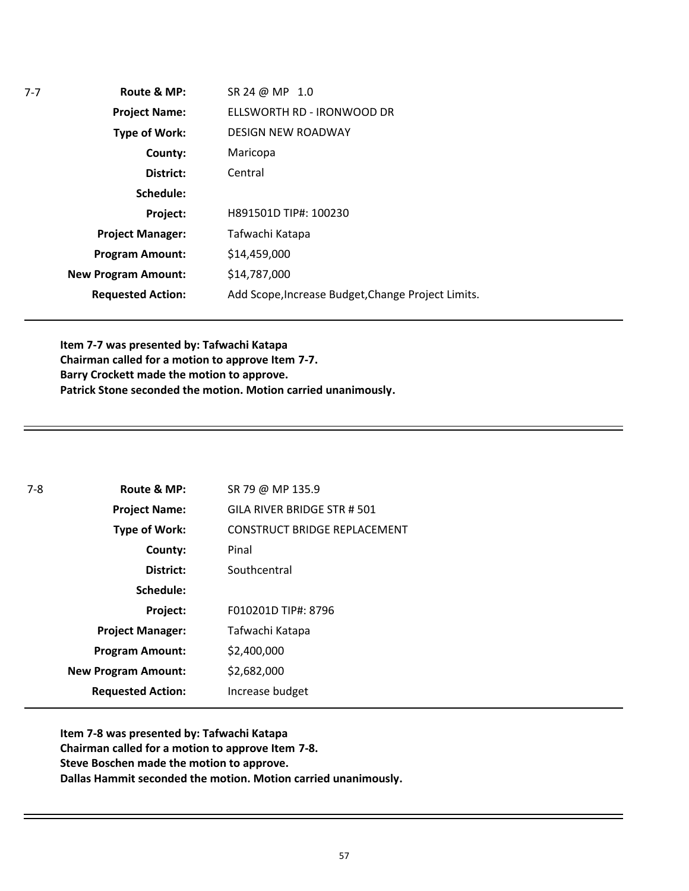7-7

| | |
|---|---|
| **Route & MP:** | SR 24 @ MP 1.0 |
| **Project Name:** | ELLSWORTH RD - IRONWOOD DR |
| **Type of Work:** | DESIGN NEW ROADWAY |
| **County:** | Maricopa |
| **District:** | Central |
| **Schedule:** | |
| **Project:** | H891501D TIP#: 100230 |
| **Project Manager:** | Tafwachi Katapa |
| **Program Amount:** | $14,459,000 |
| **New Program Amount:** | $14,787,000 |
| **Requested Action:** | Add Scope,Increase Budget,Change Project Limits. |

**Item 7-7 was presented by: Tafwachi Katapa**
**Chairman called for a motion to approve Item 7-7.**
**Barry Crockett made the motion to approve.**
**Patrick Stone seconded the motion. Motion carried unanimously.**

---

7-8

| | |
|---|---|
| **Route & MP:** | SR 79 @ MP 135.9 |
| **Project Name:** | GILA RIVER BRIDGE STR # 501 |
| **Type of Work:** | CONSTRUCT BRIDGE REPLACEMENT |
| **County:** | Pinal |
| **District:** | Southcentral |
| **Schedule:** | |
| **Project:** | F010201D TIP#: 8796 |
| **Project Manager:** | Tafwachi Katapa |
| **Program Amount:** | $2,400,000 |
| **New Program Amount:** | $2,682,000 |
| **Requested Action:** | Increase budget |

**Item 7-8 was presented by: Tafwachi Katapa**
**Chairman called for a motion to approve Item 7-8.**
**Steve Boschen made the motion to approve.**
**Dallas Hammit seconded the motion. Motion carried unanimously.**

---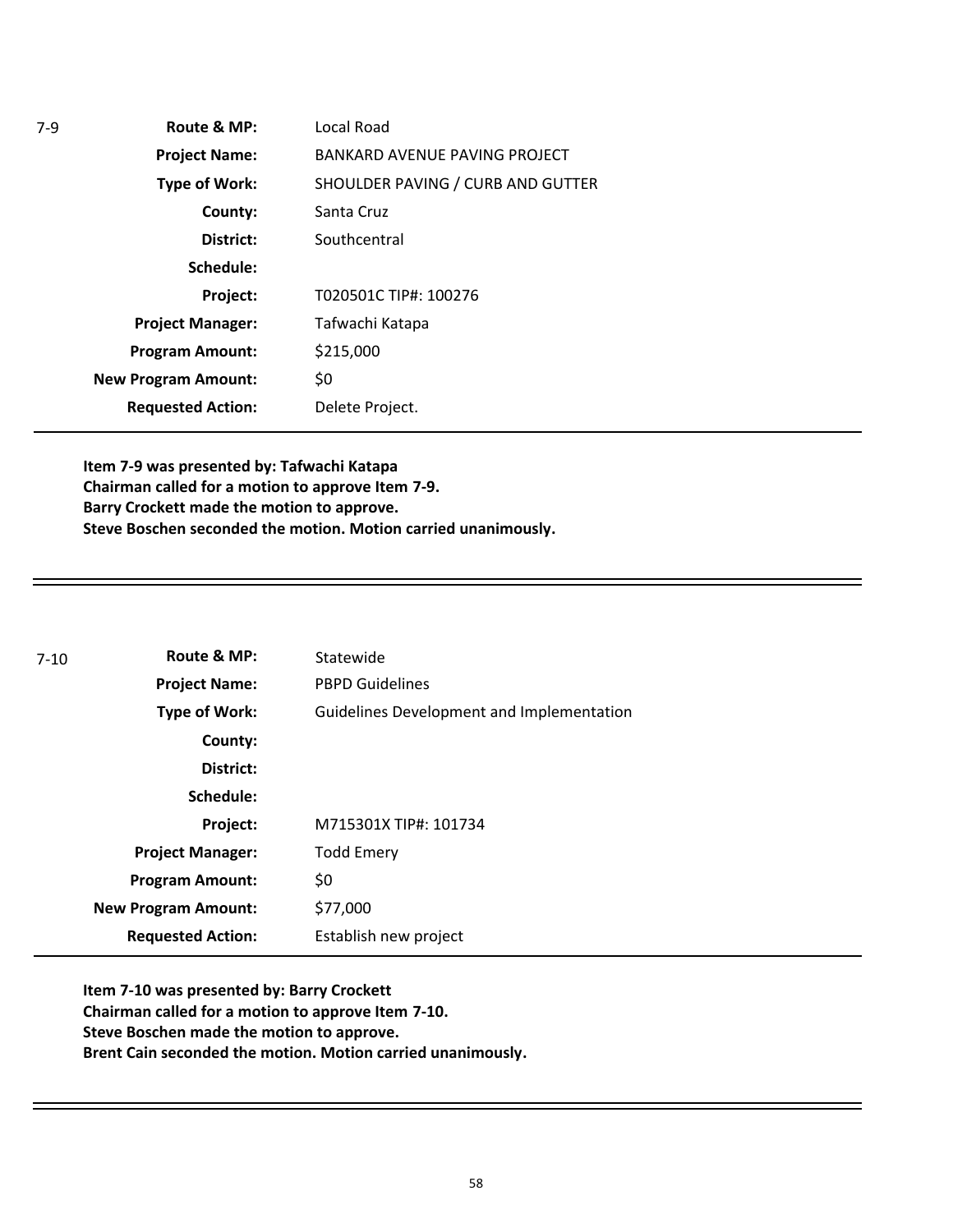7-9

| | |
|---|---|
| **Route & MP:** | Local Road |
| **Project Name:** | BANKARD AVENUE PAVING PROJECT |
| **Type of Work:** | SHOULDER PAVING / CURB AND GUTTER |
| **County:** | Santa Cruz |
| **District:** | Southcentral |
| **Schedule:** | |
| **Project:** | T020501C TIP#: 100276 |
| **Project Manager:** | Tafwachi Katapa |
| **Program Amount:** | \$215,000 |
| **New Program Amount:** | \$0 |
| **Requested Action:** | Delete Project. |

**Item 7-9 was presented by: Tafwachi Katapa**
**Chairman called for a motion to approve Item 7-9.**
**Barry Crockett made the motion to approve.**
**Steve Boschen seconded the motion. Motion carried unanimously.**

---

7-10

| | |
|---|---|
| **Route & MP:** | Statewide |
| **Project Name:** | PBPD Guidelines |
| **Type of Work:** | Guidelines Development and Implementation |
| **County:** | |
| **District:** | |
| **Schedule:** | |
| **Project:** | M715301X TIP#: 101734 |
| **Project Manager:** | Todd Emery |
| **Program Amount:** | \$0 |
| **New Program Amount:** | \$77,000 |
| **Requested Action:** | Establish new project |

**Item 7-10 was presented by: Barry Crockett**
**Chairman called for a motion to approve Item 7-10.**
**Steve Boschen made the motion to approve.**
**Brent Cain seconded the motion. Motion carried unanimously.**

---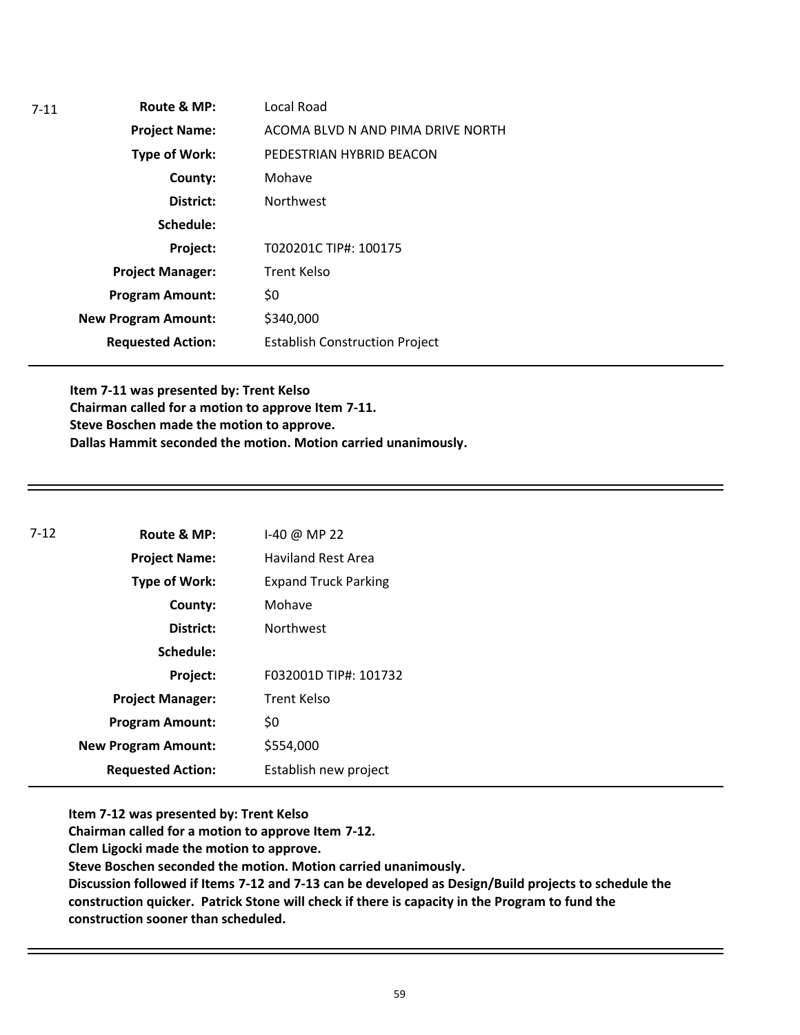7-11

| | |
|---|---|
| **Route & MP:** | Local Road |
| **Project Name:** | ACOMA BLVD N AND PIMA DRIVE NORTH |
| **Type of Work:** | PEDESTRIAN HYBRID BEACON |
| **County:** | Mohave |
| **District:** | Northwest |
| **Schedule:** | |
| **Project:** | T020201C TIP#: 100175 |
| **Project Manager:** | Trent Kelso |
| **Program Amount:** | $0 |
| **New Program Amount:** | $340,000 |
| **Requested Action:** | Establish Construction Project |

**Item 7-11 was presented by: Trent Kelso**
**Chairman called for a motion to approve Item 7-11.**
**Steve Boschen made the motion to approve.**
**Dallas Hammit seconded the motion. Motion carried unanimously.**

---

7-12

| | |
|---|---|
| **Route & MP:** | I-40 @ MP 22 |
| **Project Name:** | Haviland Rest Area |
| **Type of Work:** | Expand Truck Parking |
| **County:** | Mohave |
| **District:** | Northwest |
| **Schedule:** | |
| **Project:** | F032001D TIP#: 101732 |
| **Project Manager:** | Trent Kelso |
| **Program Amount:** | $0 |
| **New Program Amount:** | $554,000 |
| **Requested Action:** | Establish new project |

**Item 7-12 was presented by: Trent Kelso**
**Chairman called for a motion to approve Item 7-12.**
**Clem Ligocki made the motion to approve.**
**Steve Boschen seconded the motion. Motion carried unanimously.**
**Discussion followed if Items 7-12 and 7-13 can be developed as Design/Build projects to schedule the construction quicker. Patrick Stone will check if there is capacity in the Program to fund the construction sooner than scheduled.**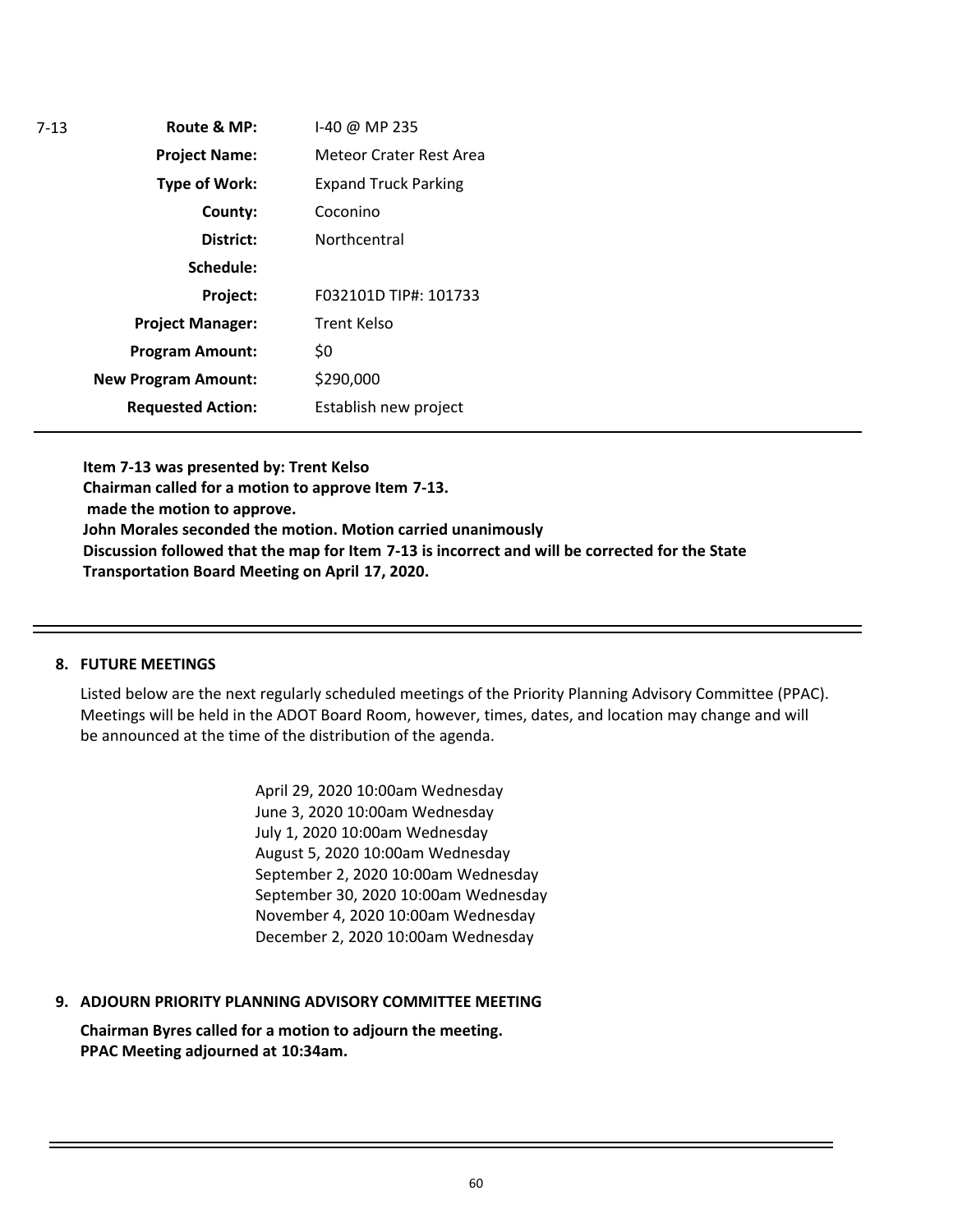| | | |
|---|---|---|
| 7-13 | **Route & MP:** | I-40 @ MP 235 |
| | **Project Name:** | Meteor Crater Rest Area |
| | **Type of Work:** | Expand Truck Parking |
| | **County:** | Coconino |
| | **District:** | Northcentral |
| | **Schedule:** | |
| | **Project:** | F032101D TIP#: 101733 |
| | **Project Manager:** | Trent Kelso |
| | **Program Amount:** | $0 |
| | **New Program Amount:** | $290,000 |
| | **Requested Action:** | Establish new project |

**Item 7-13 was presented by: Trent Kelso**
**Chairman called for a motion to approve Item 7-13.**
**made the motion to approve.**
**John Morales seconded the motion. Motion carried unanimously**
**Discussion followed that the map for Item 7-13 is incorrect and will be corrected for the State Transportation Board Meeting on April 17, 2020.**

## 8. FUTURE MEETINGS

Listed below are the next regularly scheduled meetings of the Priority Planning Advisory Committee (PPAC). Meetings will be held in the ADOT Board Room, however, times, dates, and location may change and will be announced at the time of the distribution of the agenda.

April 29, 2020 10:00am Wednesday
June 3, 2020 10:00am Wednesday
July 1, 2020 10:00am Wednesday
August 5, 2020 10:00am Wednesday
September 2, 2020 10:00am Wednesday
September 30, 2020 10:00am Wednesday
November 4, 2020 10:00am Wednesday
December 2, 2020 10:00am Wednesday

## 9. ADJOURN PRIORITY PLANNING ADVISORY COMMITTEE MEETING

**Chairman Byres called for a motion to adjourn the meeting.**
**PPAC Meeting adjourned at 10:34am.**